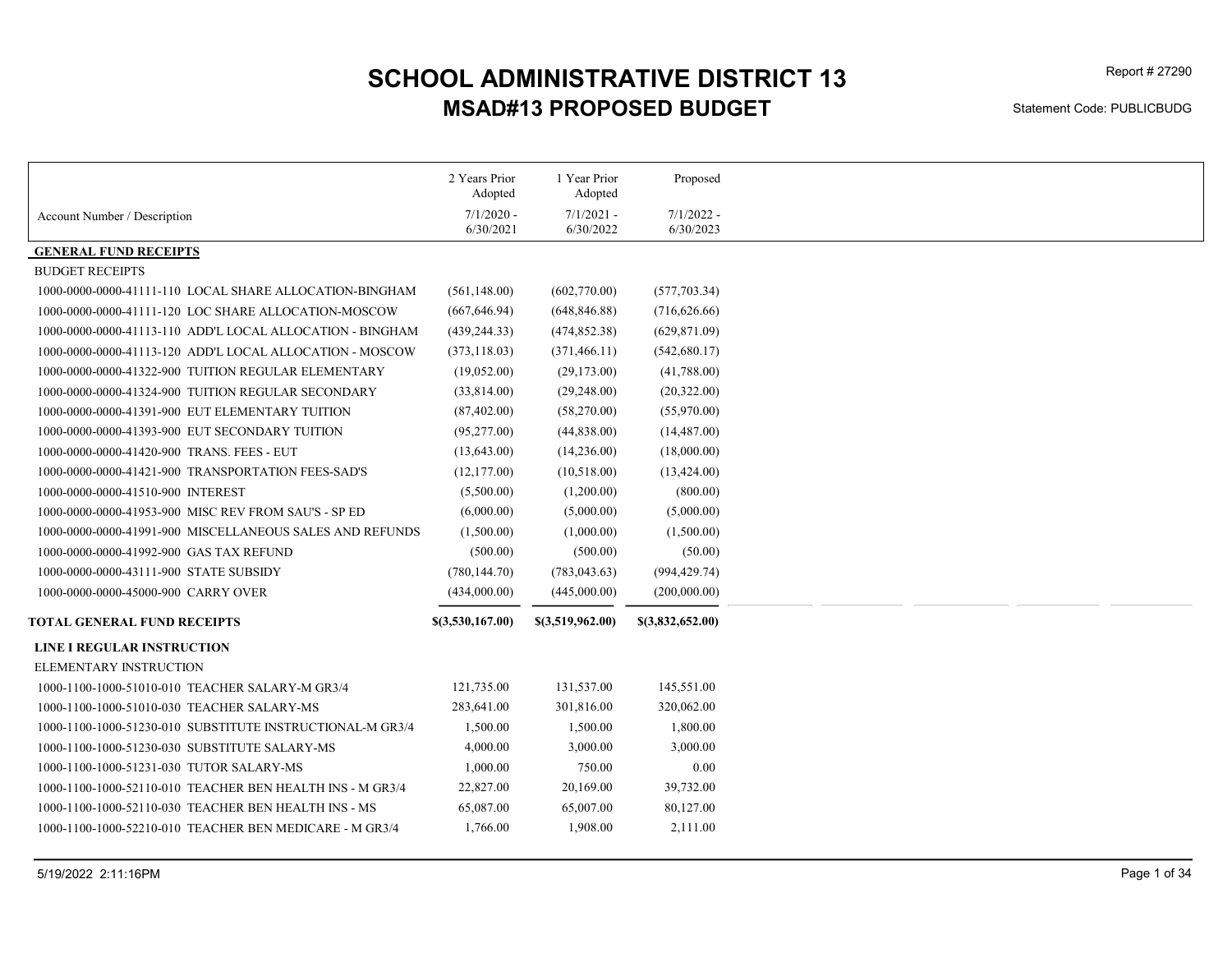# SCHOOL ADMINISTRATIVE DISTRICT 13
## MSAD#13 PROPOSED BUDGET

Report # 27290

Statement Code: PUBLICBUDG

| Account Number / Description | 2 Years Prior Adopted 7/1/2020 - 6/30/2021 | 1 Year Prior Adopted 7/1/2021 - 6/30/2022 | Proposed 7/1/2022 - 6/30/2023 |
|---|---|---|---|
| **GENERAL FUND RECEIPTS** | | | |
| BUDGET RECEIPTS | | | |
| 1000-0000-0000-41111-110 LOCAL SHARE ALLOCATION-BINGHAM | (561,148.00) | (602,770.00) | (577,703.34) |
| 1000-0000-0000-41111-120 LOC SHARE ALLOCATION-MOSCOW | (667,646.94) | (648,846.88) | (716,626.66) |
| 1000-0000-0000-41113-110 ADD'L LOCAL ALLOCATION - BINGHAM | (439,244.33) | (474,852.38) | (629,871.09) |
| 1000-0000-0000-41113-120 ADD'L LOCAL ALLOCATION - MOSCOW | (373,118.03) | (371,466.11) | (542,680.17) |
| 1000-0000-0000-41322-900 TUITION REGULAR ELEMENTARY | (19,052.00) | (29,173.00) | (41,788.00) |
| 1000-0000-0000-41324-900 TUITION REGULAR SECONDARY | (33,814.00) | (29,248.00) | (20,322.00) |
| 1000-0000-0000-41391-900 EUT ELEMENTARY TUITION | (87,402.00) | (58,270.00) | (55,970.00) |
| 1000-0000-0000-41393-900 EUT SECONDARY TUITION | (95,277.00) | (44,838.00) | (14,487.00) |
| 1000-0000-0000-41420-900 TRANS. FEES - EUT | (13,643.00) | (14,236.00) | (18,000.00) |
| 1000-0000-0000-41421-900 TRANSPORTATION FEES-SAD'S | (12,177.00) | (10,518.00) | (13,424.00) |
| 1000-0000-0000-41510-900 INTEREST | (5,500.00) | (1,200.00) | (800.00) |
| 1000-0000-0000-41953-900 MISC REV FROM SAU'S - SP ED | (6,000.00) | (5,000.00) | (5,000.00) |
| 1000-0000-0000-41991-900 MISCELLANEOUS SALES AND REFUNDS | (1,500.00) | (1,000.00) | (1,500.00) |
| 1000-0000-0000-41992-900 GAS TAX REFUND | (500.00) | (500.00) | (50.00) |
| 1000-0000-0000-43111-900 STATE SUBSIDY | (780,144.70) | (783,043.63) | (994,429.74) |
| 1000-0000-0000-45000-900 CARRY OVER | (434,000.00) | (445,000.00) | (200,000.00) |
| **TOTAL GENERAL FUND RECEIPTS** | **$(3,530,167.00)** | **$(3,519,962.00)** | **$(3,832,652.00)** |
| **LINE I REGULAR INSTRUCTION** | | | |
| ELEMENTARY INSTRUCTION | | | |
| 1000-1100-1000-51010-010 TEACHER SALARY-M GR3/4 | 121,735.00 | 131,537.00 | 145,551.00 |
| 1000-1100-1000-51010-030 TEACHER SALARY-MS | 283,641.00 | 301,816.00 | 320,062.00 |
| 1000-1100-1000-51230-010 SUBSTITUTE INSTRUCTIONAL-M GR3/4 | 1,500.00 | 1,500.00 | 1,800.00 |
| 1000-1100-1000-51230-030 SUBSTITUTE SALARY-MS | 4,000.00 | 3,000.00 | 3,000.00 |
| 1000-1100-1000-51231-030 TUTOR SALARY-MS | 1,000.00 | 750.00 | 0.00 |
| 1000-1100-1000-52110-010 TEACHER BEN HEALTH INS - M GR3/4 | 22,827.00 | 20,169.00 | 39,732.00 |
| 1000-1100-1000-52110-030 TEACHER BEN HEALTH INS - MS | 65,087.00 | 65,007.00 | 80,127.00 |
| 1000-1100-1000-52210-010 TEACHER BEN MEDICARE - M GR3/4 | 1,766.00 | 1,908.00 | 2,111.00 |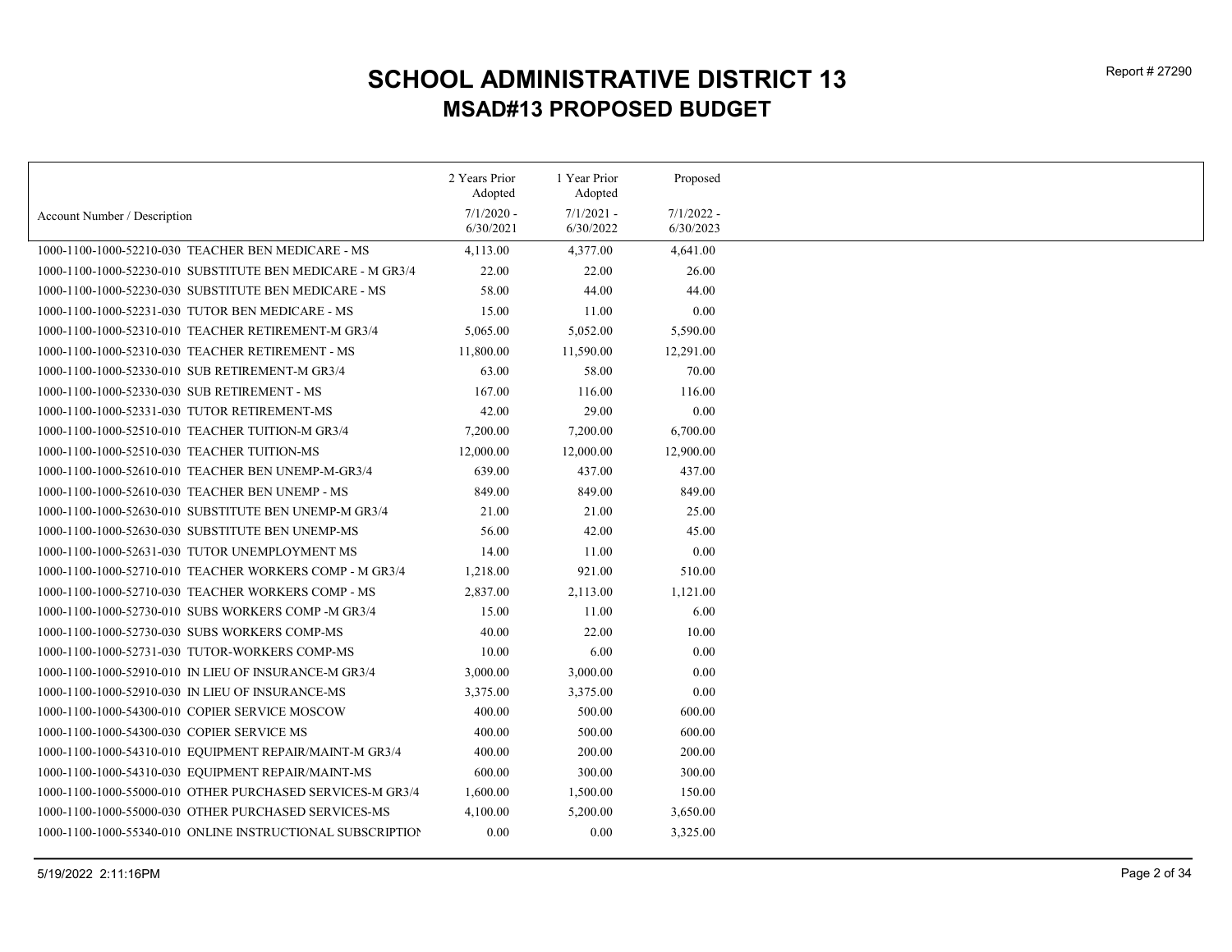# SCHOOL ADMINISTRATIVE DISTRICT 13

## MSAD#13 PROPOSED BUDGET

| Account Number / Description | 2 Years Prior Adopted 7/1/2020 - 6/30/2021 | 1 Year Prior Adopted 7/1/2021 - 6/30/2022 | Proposed 7/1/2022 - 6/30/2023 |
|---|---|---|---|
| 1000-1100-1000-52210-030 TEACHER BEN MEDICARE - MS | 4,113.00 | 4,377.00 | 4,641.00 |
| 1000-1100-1000-52230-010 SUBSTITUTE BEN MEDICARE - M GR3/4 | 22.00 | 22.00 | 26.00 |
| 1000-1100-1000-52230-030 SUBSTITUTE BEN MEDICARE - MS | 58.00 | 44.00 | 44.00 |
| 1000-1100-1000-52231-030 TUTOR BEN MEDICARE - MS | 15.00 | 11.00 | 0.00 |
| 1000-1100-1000-52310-010 TEACHER RETIREMENT-M GR3/4 | 5,065.00 | 5,052.00 | 5,590.00 |
| 1000-1100-1000-52310-030 TEACHER RETIREMENT - MS | 11,800.00 | 11,590.00 | 12,291.00 |
| 1000-1100-1000-52330-010 SUB RETIREMENT-M GR3/4 | 63.00 | 58.00 | 70.00 |
| 1000-1100-1000-52330-030 SUB RETIREMENT - MS | 167.00 | 116.00 | 116.00 |
| 1000-1100-1000-52331-030 TUTOR RETIREMENT-MS | 42.00 | 29.00 | 0.00 |
| 1000-1100-1000-52510-010 TEACHER TUITION-M GR3/4 | 7,200.00 | 7,200.00 | 6,700.00 |
| 1000-1100-1000-52510-030 TEACHER TUITION-MS | 12,000.00 | 12,000.00 | 12,900.00 |
| 1000-1100-1000-52610-010 TEACHER BEN UNEMP-M-GR3/4 | 639.00 | 437.00 | 437.00 |
| 1000-1100-1000-52610-030 TEACHER BEN UNEMP - MS | 849.00 | 849.00 | 849.00 |
| 1000-1100-1000-52630-010 SUBSTITUTE BEN UNEMP-M GR3/4 | 21.00 | 21.00 | 25.00 |
| 1000-1100-1000-52630-030 SUBSTITUTE BEN UNEMP-MS | 56.00 | 42.00 | 45.00 |
| 1000-1100-1000-52631-030 TUTOR UNEMPLOYMENT MS | 14.00 | 11.00 | 0.00 |
| 1000-1100-1000-52710-010 TEACHER WORKERS COMP - M GR3/4 | 1,218.00 | 921.00 | 510.00 |
| 1000-1100-1000-52710-030 TEACHER WORKERS COMP - MS | 2,837.00 | 2,113.00 | 1,121.00 |
| 1000-1100-1000-52730-010 SUBS WORKERS COMP -M GR3/4 | 15.00 | 11.00 | 6.00 |
| 1000-1100-1000-52730-030 SUBS WORKERS COMP-MS | 40.00 | 22.00 | 10.00 |
| 1000-1100-1000-52731-030 TUTOR-WORKERS COMP-MS | 10.00 | 6.00 | 0.00 |
| 1000-1100-1000-52910-010 IN LIEU OF INSURANCE-M GR3/4 | 3,000.00 | 3,000.00 | 0.00 |
| 1000-1100-1000-52910-030 IN LIEU OF INSURANCE-MS | 3,375.00 | 3,375.00 | 0.00 |
| 1000-1100-1000-54300-010 COPIER SERVICE MOSCOW | 400.00 | 500.00 | 600.00 |
| 1000-1100-1000-54300-030 COPIER SERVICE MS | 400.00 | 500.00 | 600.00 |
| 1000-1100-1000-54310-010 EQUIPMENT REPAIR/MAINT-M GR3/4 | 400.00 | 200.00 | 200.00 |
| 1000-1100-1000-54310-030 EQUIPMENT REPAIR/MAINT-MS | 600.00 | 300.00 | 300.00 |
| 1000-1100-1000-55000-010 OTHER PURCHASED SERVICES-M GR3/4 | 1,600.00 | 1,500.00 | 150.00 |
| 1000-1100-1000-55000-030 OTHER PURCHASED SERVICES-MS | 4,100.00 | 5,200.00 | 3,650.00 |
| 1000-1100-1000-55340-010 ONLINE INSTRUCTIONAL SUBSCRIPTION | 0.00 | 0.00 | 3,325.00 |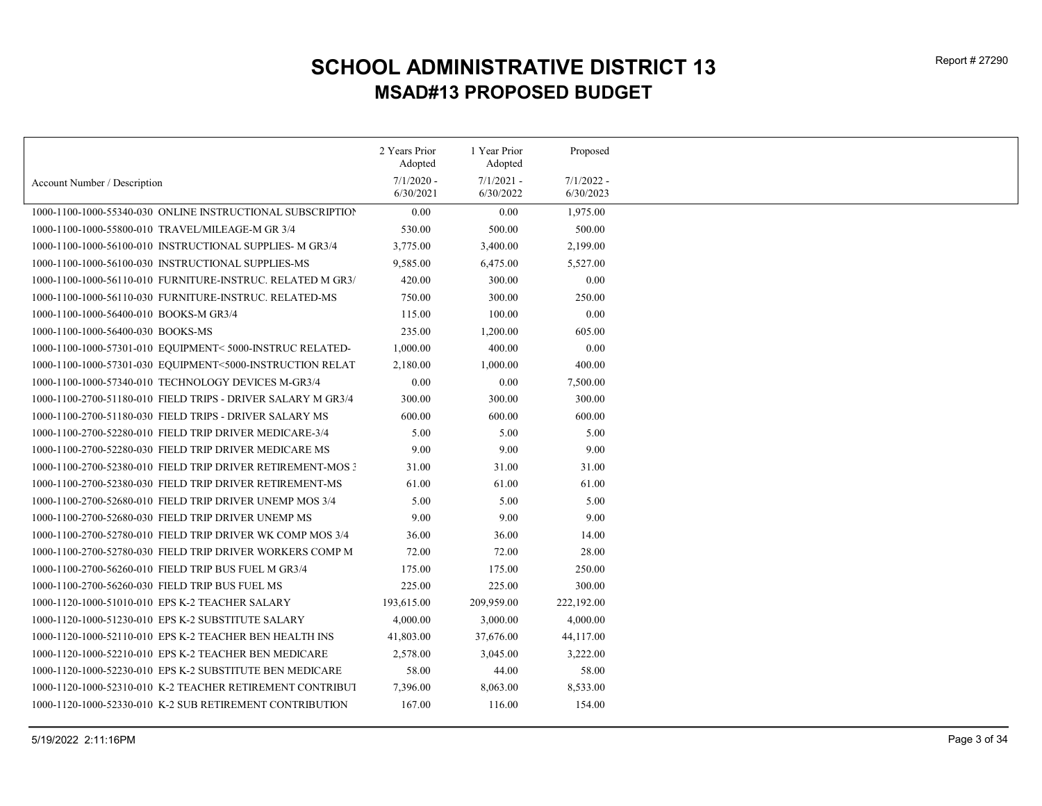# SCHOOL ADMINISTRATIVE DISTRICT 13
## MSAD#13 PROPOSED BUDGET

Report # 27290

| Account Number / Description | 2 Years Prior Adopted 7/1/2020 - 6/30/2021 | 1 Year Prior Adopted 7/1/2021 - 6/30/2022 | Proposed 7/1/2022 - 6/30/2023 |
|---|---|---|---|
| 1000-1100-1000-55340-030 ONLINE INSTRUCTIONAL SUBSCRIPTION | 0.00 | 0.00 | 1,975.00 |
| 1000-1100-1000-55800-010 TRAVEL/MILEAGE-M GR 3/4 | 530.00 | 500.00 | 500.00 |
| 1000-1100-1000-56100-010 INSTRUCTIONAL SUPPLIES- M GR3/4 | 3,775.00 | 3,400.00 | 2,199.00 |
| 1000-1100-1000-56100-030 INSTRUCTIONAL SUPPLIES-MS | 9,585.00 | 6,475.00 | 5,527.00 |
| 1000-1100-1000-56110-010 FURNITURE-INSTRUC. RELATED M GR3/ | 420.00 | 300.00 | 0.00 |
| 1000-1100-1000-56110-030 FURNITURE-INSTRUC. RELATED-MS | 750.00 | 300.00 | 250.00 |
| 1000-1100-1000-56400-010 BOOKS-M GR3/4 | 115.00 | 100.00 | 0.00 |
| 1000-1100-1000-56400-030 BOOKS-MS | 235.00 | 1,200.00 | 605.00 |
| 1000-1100-1000-57301-010 EQUIPMENT< 5000-INSTRUC RELATED- | 1,000.00 | 400.00 | 0.00 |
| 1000-1100-1000-57301-030 EQUIPMENT<5000-INSTRUCTION RELAT | 2,180.00 | 1,000.00 | 400.00 |
| 1000-1100-1000-57340-010 TECHNOLOGY DEVICES M-GR3/4 | 0.00 | 0.00 | 7,500.00 |
| 1000-1100-2700-51180-010 FIELD TRIPS - DRIVER SALARY M GR3/4 | 300.00 | 300.00 | 300.00 |
| 1000-1100-2700-51180-030 FIELD TRIPS - DRIVER SALARY MS | 600.00 | 600.00 | 600.00 |
| 1000-1100-2700-52280-010 FIELD TRIP DRIVER MEDICARE-3/4 | 5.00 | 5.00 | 5.00 |
| 1000-1100-2700-52280-030 FIELD TRIP DRIVER MEDICARE MS | 9.00 | 9.00 | 9.00 |
| 1000-1100-2700-52380-010 FIELD TRIP DRIVER RETIREMENT-MOS 3 | 31.00 | 31.00 | 31.00 |
| 1000-1100-2700-52380-030 FIELD TRIP DRIVER RETIREMENT-MS | 61.00 | 61.00 | 61.00 |
| 1000-1100-2700-52680-010 FIELD TRIP DRIVER UNEMP MOS 3/4 | 5.00 | 5.00 | 5.00 |
| 1000-1100-2700-52680-030 FIELD TRIP DRIVER UNEMP MS | 9.00 | 9.00 | 9.00 |
| 1000-1100-2700-52780-010 FIELD TRIP DRIVER WK COMP MOS 3/4 | 36.00 | 36.00 | 14.00 |
| 1000-1100-2700-52780-030 FIELD TRIP DRIVER WORKERS COMP M | 72.00 | 72.00 | 28.00 |
| 1000-1100-2700-56260-010 FIELD TRIP BUS FUEL M GR3/4 | 175.00 | 175.00 | 250.00 |
| 1000-1100-2700-56260-030 FIELD TRIP BUS FUEL MS | 225.00 | 225.00 | 300.00 |
| 1000-1120-1000-51010-010 EPS K-2 TEACHER SALARY | 193,615.00 | 209,959.00 | 222,192.00 |
| 1000-1120-1000-51230-010 EPS K-2 SUBSTITUTE SALARY | 4,000.00 | 3,000.00 | 4,000.00 |
| 1000-1120-1000-52110-010 EPS K-2 TEACHER BEN HEALTH INS | 41,803.00 | 37,676.00 | 44,117.00 |
| 1000-1120-1000-52210-010 EPS K-2 TEACHER BEN MEDICARE | 2,578.00 | 3,045.00 | 3,222.00 |
| 1000-1120-1000-52230-010 EPS K-2 SUBSTITUTE BEN MEDICARE | 58.00 | 44.00 | 58.00 |
| 1000-1120-1000-52310-010 K-2 TEACHER RETIREMENT CONTRIBUT | 7,396.00 | 8,063.00 | 8,533.00 |
| 1000-1120-1000-52330-010 K-2 SUB RETIREMENT CONTRIBUTION | 167.00 | 116.00 | 154.00 |

5/19/2022 2:11:16PM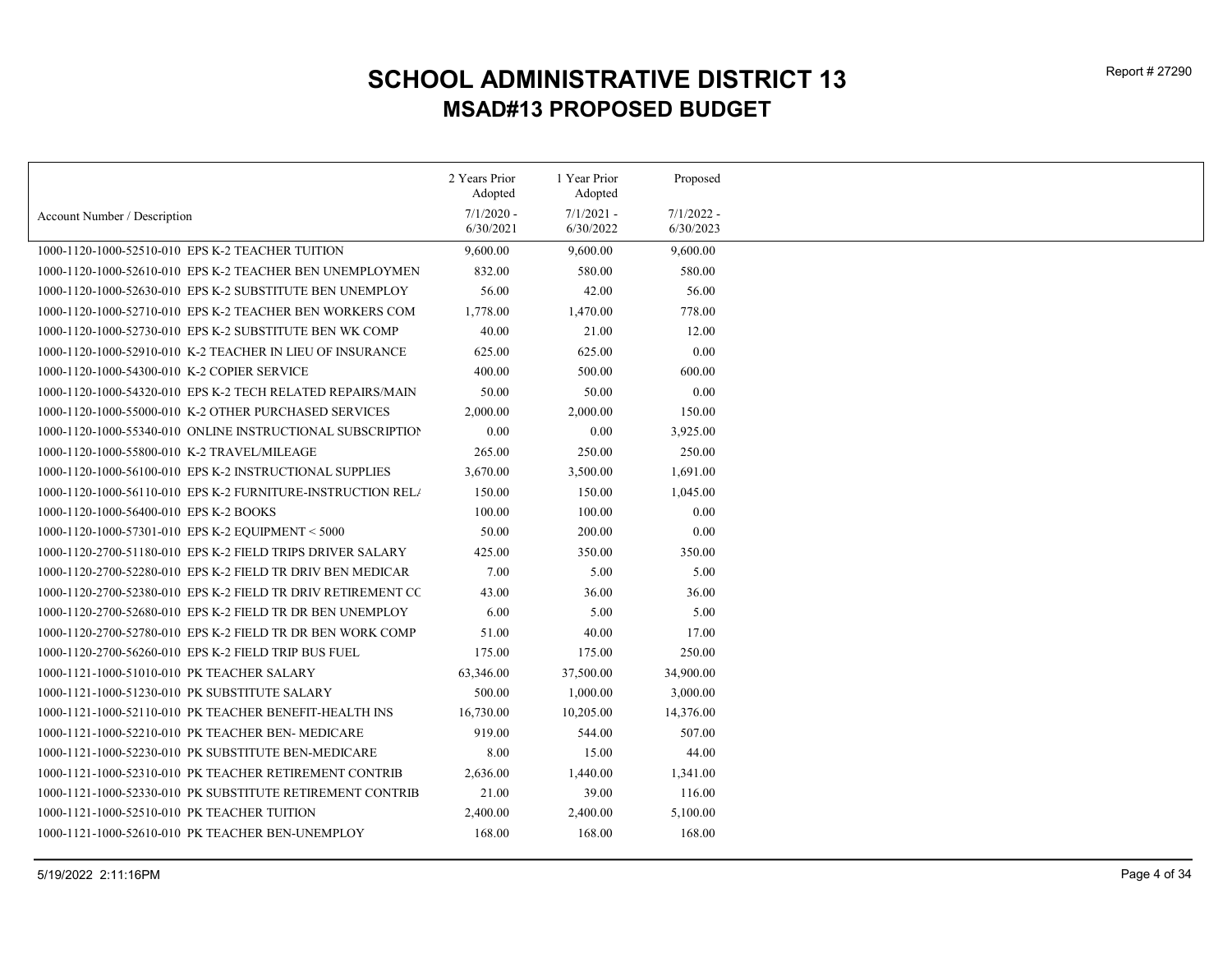# SCHOOL ADMINISTRATIVE DISTRICT 13

## MSAD#13 PROPOSED BUDGET

| Account Number / Description | 2 Years Prior Adopted 7/1/2020 - 6/30/2021 | 1 Year Prior Adopted 7/1/2021 - 6/30/2022 | Proposed 7/1/2022 - 6/30/2023 |
|---|---|---|---|
| 1000-1120-1000-52510-010 EPS K-2 TEACHER TUITION | 9,600.00 | 9,600.00 | 9,600.00 |
| 1000-1120-1000-52610-010 EPS K-2 TEACHER BEN UNEMPLOYMEN | 832.00 | 580.00 | 580.00 |
| 1000-1120-1000-52630-010 EPS K-2 SUBSTITUTE BEN UNEMPLOY | 56.00 | 42.00 | 56.00 |
| 1000-1120-1000-52710-010 EPS K-2 TEACHER BEN WORKERS COM | 1,778.00 | 1,470.00 | 778.00 |
| 1000-1120-1000-52730-010 EPS K-2 SUBSTITUTE BEN WK COMP | 40.00 | 21.00 | 12.00 |
| 1000-1120-1000-52910-010 K-2 TEACHER IN LIEU OF INSURANCE | 625.00 | 625.00 | 0.00 |
| 1000-1120-1000-54300-010 K-2 COPIER SERVICE | 400.00 | 500.00 | 600.00 |
| 1000-1120-1000-54320-010 EPS K-2 TECH RELATED REPAIRS/MAIN | 50.00 | 50.00 | 0.00 |
| 1000-1120-1000-55000-010 K-2 OTHER PURCHASED SERVICES | 2,000.00 | 2,000.00 | 150.00 |
| 1000-1120-1000-55340-010 ONLINE INSTRUCTIONAL SUBSCRIPTION | 0.00 | 0.00 | 3,925.00 |
| 1000-1120-1000-55800-010 K-2 TRAVEL/MILEAGE | 265.00 | 250.00 | 250.00 |
| 1000-1120-1000-56100-010 EPS K-2 INSTRUCTIONAL SUPPLIES | 3,670.00 | 3,500.00 | 1,691.00 |
| 1000-1120-1000-56110-010 EPS K-2 FURNITURE-INSTRUCTION REL/ | 150.00 | 150.00 | 1,045.00 |
| 1000-1120-1000-56400-010 EPS K-2 BOOKS | 100.00 | 100.00 | 0.00 |
| 1000-1120-1000-57301-010 EPS K-2 EQUIPMENT < 5000 | 50.00 | 200.00 | 0.00 |
| 1000-1120-2700-51180-010 EPS K-2 FIELD TRIPS DRIVER SALARY | 425.00 | 350.00 | 350.00 |
| 1000-1120-2700-52280-010 EPS K-2 FIELD TR DRIV BEN MEDICAR | 7.00 | 5.00 | 5.00 |
| 1000-1120-2700-52380-010 EPS K-2 FIELD TR DRIV RETIREMENT CC | 43.00 | 36.00 | 36.00 |
| 1000-1120-2700-52680-010 EPS K-2 FIELD TR DR BEN UNEMPLOY | 6.00 | 5.00 | 5.00 |
| 1000-1120-2700-52780-010 EPS K-2 FIELD TR DR BEN WORK COMP | 51.00 | 40.00 | 17.00 |
| 1000-1120-2700-56260-010 EPS K-2 FIELD TRIP BUS FUEL | 175.00 | 175.00 | 250.00 |
| 1000-1121-1000-51010-010 PK TEACHER SALARY | 63,346.00 | 37,500.00 | 34,900.00 |
| 1000-1121-1000-51230-010 PK SUBSTITUTE SALARY | 500.00 | 1,000.00 | 3,000.00 |
| 1000-1121-1000-52110-010 PK TEACHER BENEFIT-HEALTH INS | 16,730.00 | 10,205.00 | 14,376.00 |
| 1000-1121-1000-52210-010 PK TEACHER BEN- MEDICARE | 919.00 | 544.00 | 507.00 |
| 1000-1121-1000-52230-010 PK SUBSTITUTE BEN-MEDICARE | 8.00 | 15.00 | 44.00 |
| 1000-1121-1000-52310-010 PK TEACHER RETIREMENT CONTRIB | 2,636.00 | 1,440.00 | 1,341.00 |
| 1000-1121-1000-52330-010 PK SUBSTITUTE RETIREMENT CONTRIB | 21.00 | 39.00 | 116.00 |
| 1000-1121-1000-52510-010 PK TEACHER TUITION | 2,400.00 | 2,400.00 | 5,100.00 |
| 1000-1121-1000-52610-010 PK TEACHER BEN-UNEMPLOY | 168.00 | 168.00 | 168.00 |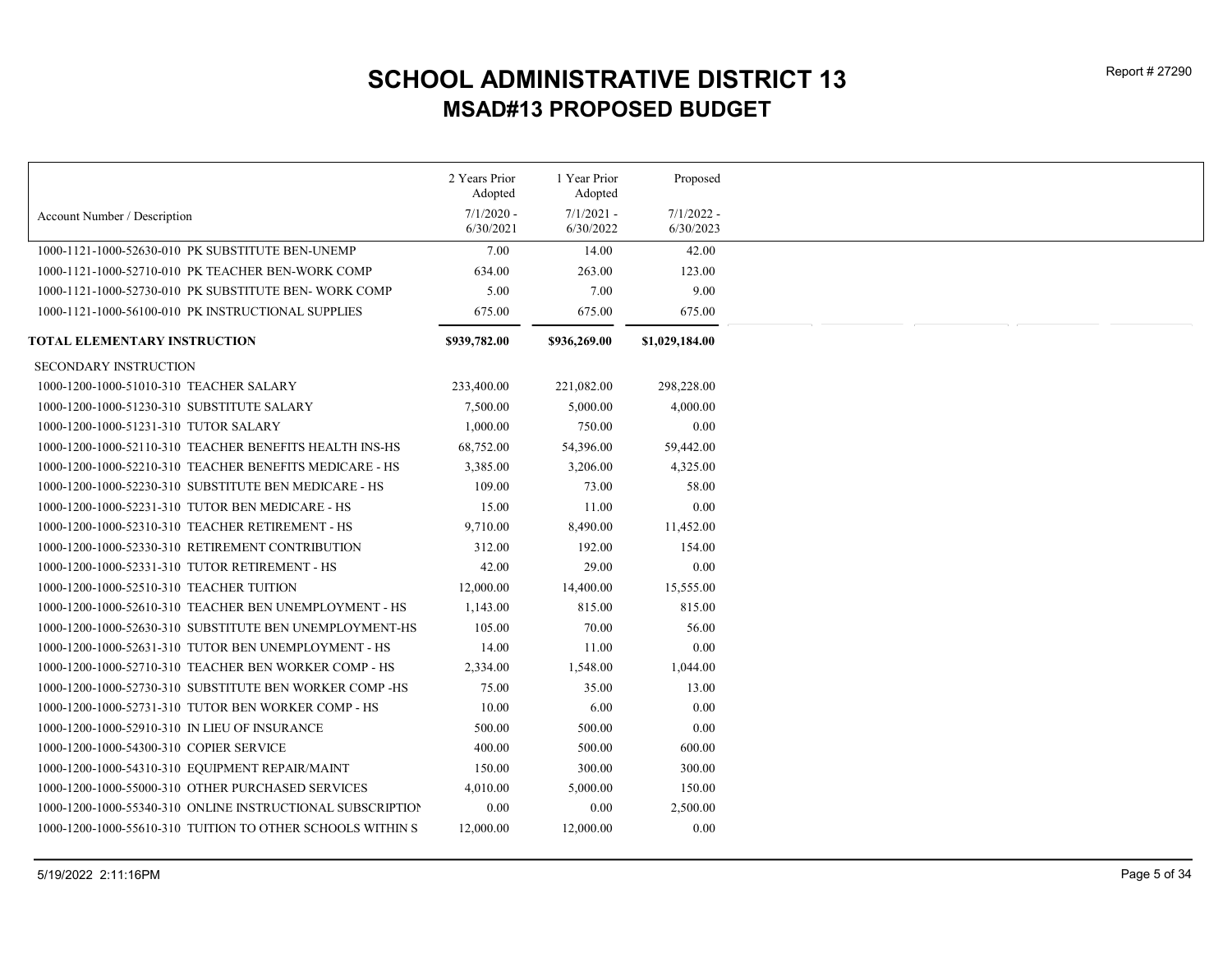# SCHOOL ADMINISTRATIVE DISTRICT 13

## MSAD#13 PROPOSED BUDGET

| Account Number / Description | 2 Years Prior Adopted 7/1/2020 - 6/30/2021 | 1 Year Prior Adopted 7/1/2021 - 6/30/2022 | Proposed 7/1/2022 - 6/30/2023 |
|---|---|---|---|
| 1000-1121-1000-52630-010 PK SUBSTITUTE BEN-UNEMP | 7.00 | 14.00 | 42.00 |
| 1000-1121-1000-52710-010 PK TEACHER BEN-WORK COMP | 634.00 | 263.00 | 123.00 |
| 1000-1121-1000-52730-010 PK SUBSTITUTE BEN- WORK COMP | 5.00 | 7.00 | 9.00 |
| 1000-1121-1000-56100-010 PK INSTRUCTIONAL SUPPLIES | 675.00 | 675.00 | 675.00 |
| **TOTAL ELEMENTARY INSTRUCTION** | **$939,782.00** | **$936,269.00** | **$1,029,184.00** |
| SECONDARY INSTRUCTION | | | |
| 1000-1200-1000-51010-310 TEACHER SALARY | 233,400.00 | 221,082.00 | 298,228.00 |
| 1000-1200-1000-51230-310 SUBSTITUTE SALARY | 7,500.00 | 5,000.00 | 4,000.00 |
| 1000-1200-1000-51231-310 TUTOR SALARY | 1,000.00 | 750.00 | 0.00 |
| 1000-1200-1000-52110-310 TEACHER BENEFITS HEALTH INS-HS | 68,752.00 | 54,396.00 | 59,442.00 |
| 1000-1200-1000-52210-310 TEACHER BENEFITS MEDICARE - HS | 3,385.00 | 3,206.00 | 4,325.00 |
| 1000-1200-1000-52230-310 SUBSTITUTE BEN MEDICARE - HS | 109.00 | 73.00 | 58.00 |
| 1000-1200-1000-52231-310 TUTOR BEN MEDICARE - HS | 15.00 | 11.00 | 0.00 |
| 1000-1200-1000-52310-310 TEACHER RETIREMENT - HS | 9,710.00 | 8,490.00 | 11,452.00 |
| 1000-1200-1000-52330-310 RETIREMENT CONTRIBUTION | 312.00 | 192.00 | 154.00 |
| 1000-1200-1000-52331-310 TUTOR RETIREMENT - HS | 42.00 | 29.00 | 0.00 |
| 1000-1200-1000-52510-310 TEACHER TUITION | 12,000.00 | 14,400.00 | 15,555.00 |
| 1000-1200-1000-52610-310 TEACHER BEN UNEMPLOYMENT - HS | 1,143.00 | 815.00 | 815.00 |
| 1000-1200-1000-52630-310 SUBSTITUTE BEN UNEMPLOYMENT-HS | 105.00 | 70.00 | 56.00 |
| 1000-1200-1000-52631-310 TUTOR BEN UNEMPLOYMENT - HS | 14.00 | 11.00 | 0.00 |
| 1000-1200-1000-52710-310 TEACHER BEN WORKER COMP - HS | 2,334.00 | 1,548.00 | 1,044.00 |
| 1000-1200-1000-52730-310 SUBSTITUTE BEN WORKER COMP -HS | 75.00 | 35.00 | 13.00 |
| 1000-1200-1000-52731-310 TUTOR BEN WORKER COMP - HS | 10.00 | 6.00 | 0.00 |
| 1000-1200-1000-52910-310 IN LIEU OF INSURANCE | 500.00 | 500.00 | 0.00 |
| 1000-1200-1000-54300-310 COPIER SERVICE | 400.00 | 500.00 | 600.00 |
| 1000-1200-1000-54310-310 EQUIPMENT REPAIR/MAINT | 150.00 | 300.00 | 300.00 |
| 1000-1200-1000-55000-310 OTHER PURCHASED SERVICES | 4,010.00 | 5,000.00 | 150.00 |
| 1000-1200-1000-55340-310 ONLINE INSTRUCTIONAL SUBSCRIPTION | 0.00 | 0.00 | 2,500.00 |
| 1000-1200-1000-55610-310 TUITION TO OTHER SCHOOLS WITHIN S | 12,000.00 | 12,000.00 | 0.00 |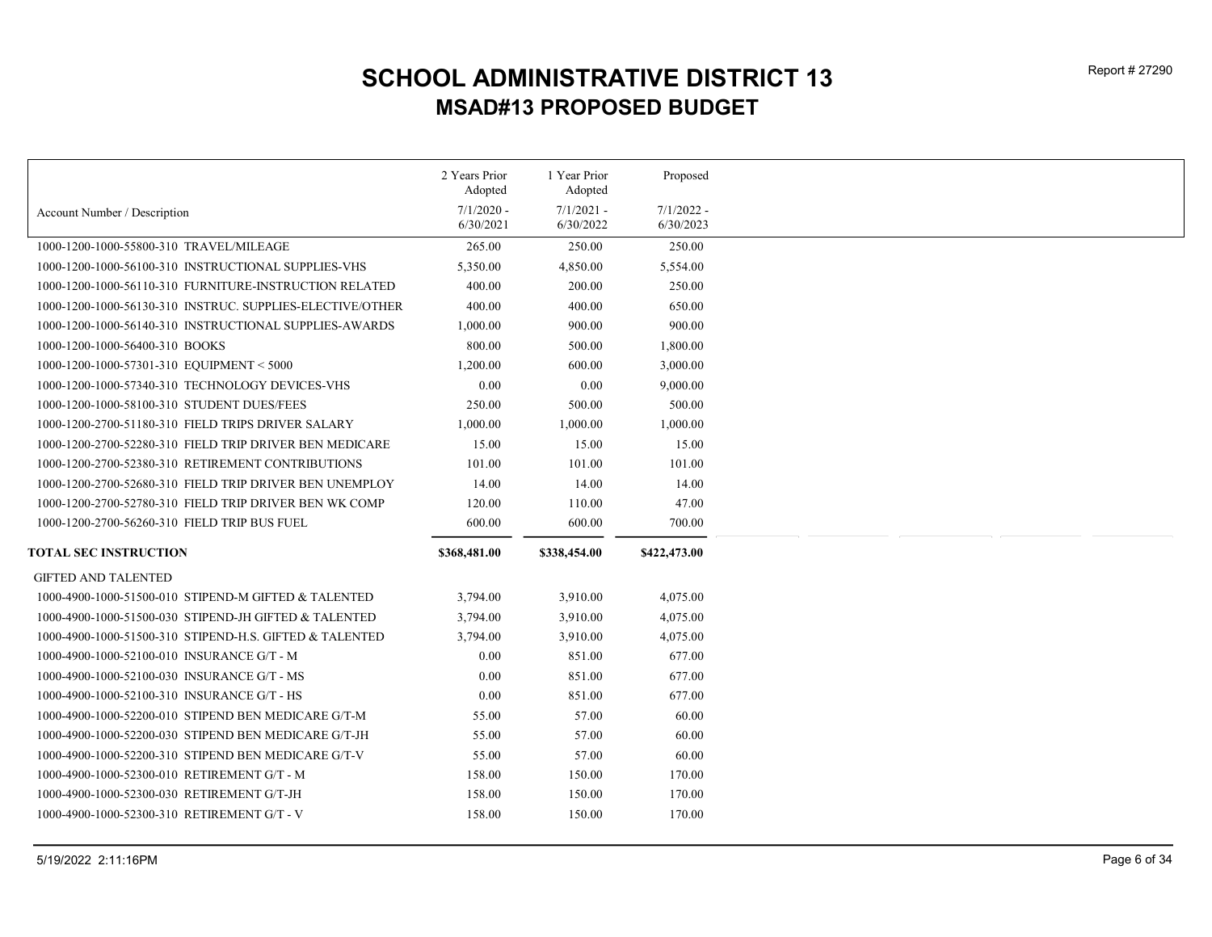# SCHOOL ADMINISTRATIVE DISTRICT 13

## MSAD#13 PROPOSED BUDGET

| Account Number / Description | 2 Years Prior Adopted 7/1/2020 - 6/30/2021 | 1 Year Prior Adopted 7/1/2021 - 6/30/2022 | Proposed 7/1/2022 - 6/30/2023 |
|---|---|---|---|
| 1000-1200-1000-55800-310 TRAVEL/MILEAGE | 265.00 | 250.00 | 250.00 |
| 1000-1200-1000-56100-310 INSTRUCTIONAL SUPPLIES-VHS | 5,350.00 | 4,850.00 | 5,554.00 |
| 1000-1200-1000-56110-310 FURNITURE-INSTRUCTION RELATED | 400.00 | 200.00 | 250.00 |
| 1000-1200-1000-56130-310 INSTRUC. SUPPLIES-ELECTIVE/OTHER | 400.00 | 400.00 | 650.00 |
| 1000-1200-1000-56140-310 INSTRUCTIONAL SUPPLIES-AWARDS | 1,000.00 | 900.00 | 900.00 |
| 1000-1200-1000-56400-310 BOOKS | 800.00 | 500.00 | 1,800.00 |
| 1000-1200-1000-57301-310 EQUIPMENT < 5000 | 1,200.00 | 600.00 | 3,000.00 |
| 1000-1200-1000-57340-310 TECHNOLOGY DEVICES-VHS | 0.00 | 0.00 | 9,000.00 |
| 1000-1200-1000-58100-310 STUDENT DUES/FEES | 250.00 | 500.00 | 500.00 |
| 1000-1200-2700-51180-310 FIELD TRIPS DRIVER SALARY | 1,000.00 | 1,000.00 | 1,000.00 |
| 1000-1200-2700-52280-310 FIELD TRIP DRIVER BEN MEDICARE | 15.00 | 15.00 | 15.00 |
| 1000-1200-2700-52380-310 RETIREMENT CONTRIBUTIONS | 101.00 | 101.00 | 101.00 |
| 1000-1200-2700-52680-310 FIELD TRIP DRIVER BEN UNEMPLOY | 14.00 | 14.00 | 14.00 |
| 1000-1200-2700-52780-310 FIELD TRIP DRIVER BEN WK COMP | 120.00 | 110.00 | 47.00 |
| 1000-1200-2700-56260-310 FIELD TRIP BUS FUEL | 600.00 | 600.00 | 700.00 |
| **TOTAL SEC INSTRUCTION** | **$368,481.00** | **$338,454.00** | **$422,473.00** |
| GIFTED AND TALENTED | | | |
| 1000-4900-1000-51500-010 STIPEND-M GIFTED & TALENTED | 3,794.00 | 3,910.00 | 4,075.00 |
| 1000-4900-1000-51500-030 STIPEND-JH GIFTED & TALENTED | 3,794.00 | 3,910.00 | 4,075.00 |
| 1000-4900-1000-51500-310 STIPEND-H.S. GIFTED & TALENTED | 3,794.00 | 3,910.00 | 4,075.00 |
| 1000-4900-1000-52100-010 INSURANCE G/T - M | 0.00 | 851.00 | 677.00 |
| 1000-4900-1000-52100-030 INSURANCE G/T - MS | 0.00 | 851.00 | 677.00 |
| 1000-4900-1000-52100-310 INSURANCE G/T - HS | 0.00 | 851.00 | 677.00 |
| 1000-4900-1000-52200-010 STIPEND BEN MEDICARE G/T-M | 55.00 | 57.00 | 60.00 |
| 1000-4900-1000-52200-030 STIPEND BEN MEDICARE G/T-JH | 55.00 | 57.00 | 60.00 |
| 1000-4900-1000-52200-310 STIPEND BEN MEDICARE G/T-V | 55.00 | 57.00 | 60.00 |
| 1000-4900-1000-52300-010 RETIREMENT G/T - M | 158.00 | 150.00 | 170.00 |
| 1000-4900-1000-52300-030 RETIREMENT G/T-JH | 158.00 | 150.00 | 170.00 |
| 1000-4900-1000-52300-310 RETIREMENT G/T - V | 158.00 | 150.00 | 170.00 |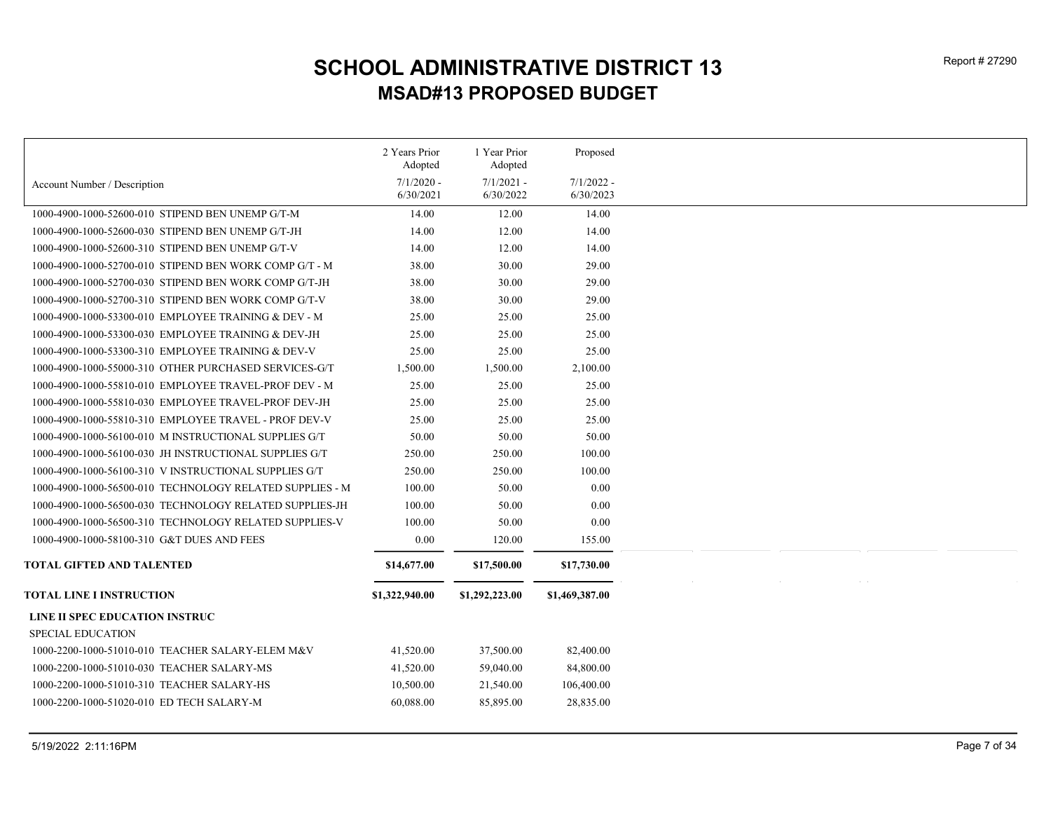# SCHOOL ADMINISTRATIVE DISTRICT 13

## MSAD#13 PROPOSED BUDGET

| Account Number / Description | 2 Years Prior Adopted 7/1/2020 - 6/30/2021 | 1 Year Prior Adopted 7/1/2021 - 6/30/2022 | Proposed 7/1/2022 - 6/30/2023 |
|---|---|---|---|
| 1000-4900-1000-52600-010 STIPEND BEN UNEMP G/T-M | 14.00 | 12.00 | 14.00 |
| 1000-4900-1000-52600-030 STIPEND BEN UNEMP G/T-JH | 14.00 | 12.00 | 14.00 |
| 1000-4900-1000-52600-310 STIPEND BEN UNEMP G/T-V | 14.00 | 12.00 | 14.00 |
| 1000-4900-1000-52700-010 STIPEND BEN WORK COMP G/T - M | 38.00 | 30.00 | 29.00 |
| 1000-4900-1000-52700-030 STIPEND BEN WORK COMP G/T-JH | 38.00 | 30.00 | 29.00 |
| 1000-4900-1000-52700-310 STIPEND BEN WORK COMP G/T-V | 38.00 | 30.00 | 29.00 |
| 1000-4900-1000-53300-010 EMPLOYEE TRAINING & DEV - M | 25.00 | 25.00 | 25.00 |
| 1000-4900-1000-53300-030 EMPLOYEE TRAINING & DEV-JH | 25.00 | 25.00 | 25.00 |
| 1000-4900-1000-53300-310 EMPLOYEE TRAINING & DEV-V | 25.00 | 25.00 | 25.00 |
| 1000-4900-1000-55000-310 OTHER PURCHASED SERVICES-G/T | 1,500.00 | 1,500.00 | 2,100.00 |
| 1000-4900-1000-55810-010 EMPLOYEE TRAVEL-PROF DEV - M | 25.00 | 25.00 | 25.00 |
| 1000-4900-1000-55810-030 EMPLOYEE TRAVEL-PROF DEV-JH | 25.00 | 25.00 | 25.00 |
| 1000-4900-1000-55810-310 EMPLOYEE TRAVEL - PROF DEV-V | 25.00 | 25.00 | 25.00 |
| 1000-4900-1000-56100-010 M INSTRUCTIONAL SUPPLIES G/T | 50.00 | 50.00 | 50.00 |
| 1000-4900-1000-56100-030 JH INSTRUCTIONAL SUPPLIES G/T | 250.00 | 250.00 | 100.00 |
| 1000-4900-1000-56100-310 V INSTRUCTIONAL SUPPLIES G/T | 250.00 | 250.00 | 100.00 |
| 1000-4900-1000-56500-010 TECHNOLOGY RELATED SUPPLIES - M | 100.00 | 50.00 | 0.00 |
| 1000-4900-1000-56500-030 TECHNOLOGY RELATED SUPPLIES-JH | 100.00 | 50.00 | 0.00 |
| 1000-4900-1000-56500-310 TECHNOLOGY RELATED SUPPLIES-V | 100.00 | 50.00 | 0.00 |
| 1000-4900-1000-58100-310 G&T DUES AND FEES | 0.00 | 120.00 | 155.00 |
| **TOTAL GIFTED AND TALENTED** | **$14,677.00** | **$17,500.00** | **$17,730.00** |
| **TOTAL LINE I INSTRUCTION** | **$1,322,940.00** | **$1,292,223.00** | **$1,469,387.00** |
| **LINE II SPEC EDUCATION INSTRUC** | | | |
| SPECIAL EDUCATION | | | |
| 1000-2200-1000-51010-010 TEACHER SALARY-ELEM M&V | 41,520.00 | 37,500.00 | 82,400.00 |
| 1000-2200-1000-51010-030 TEACHER SALARY-MS | 41,520.00 | 59,040.00 | 84,800.00 |
| 1000-2200-1000-51010-310 TEACHER SALARY-HS | 10,500.00 | 21,540.00 | 106,400.00 |
| 1000-2200-1000-51020-010 ED TECH SALARY-M | 60,088.00 | 85,895.00 | 28,835.00 |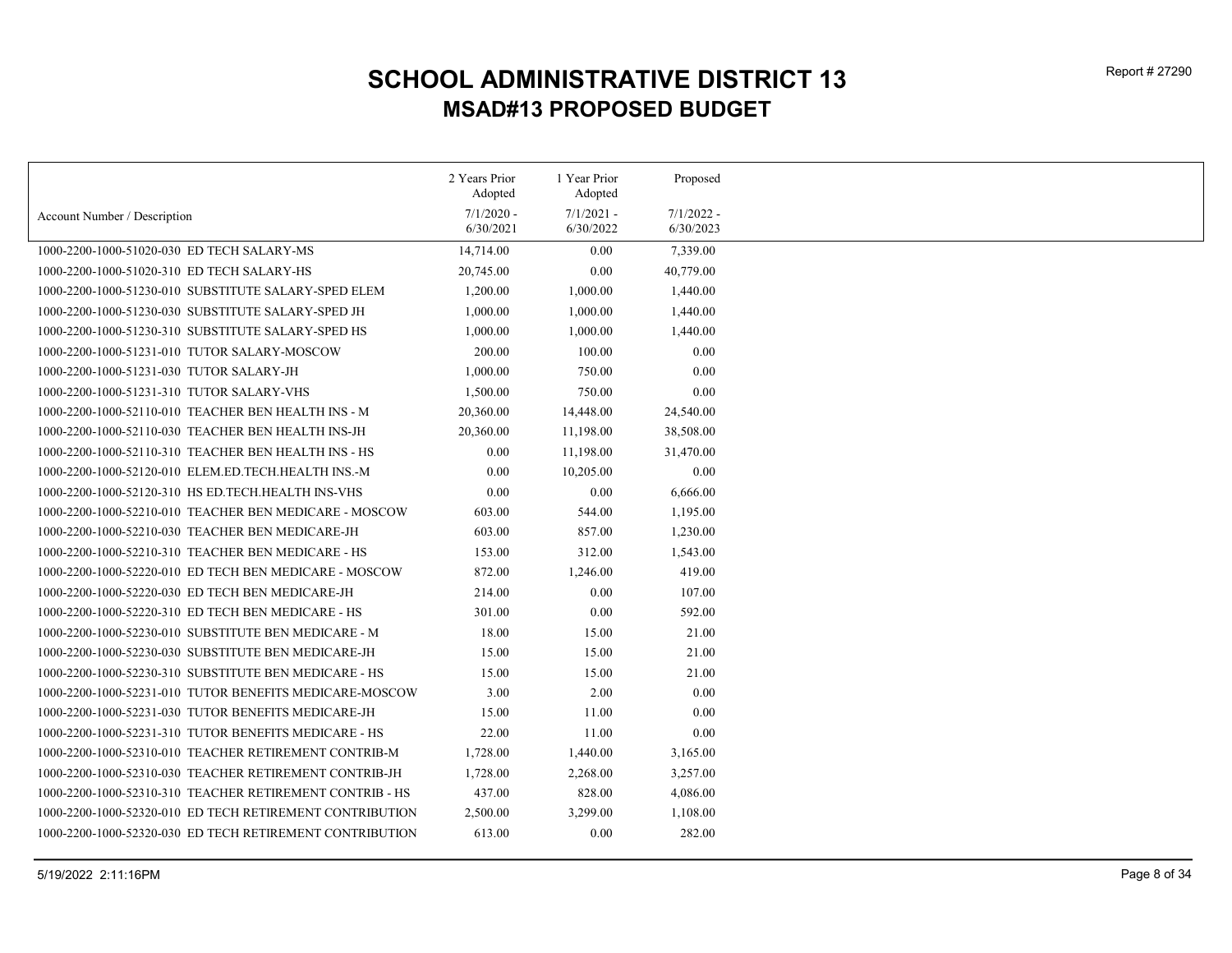# SCHOOL ADMINISTRATIVE DISTRICT 13

## MSAD#13 PROPOSED BUDGET

| Account Number / Description | 2 Years Prior Adopted 7/1/2020 - 6/30/2021 | 1 Year Prior Adopted 7/1/2021 - 6/30/2022 | Proposed 7/1/2022 - 6/30/2023 |
|---|---|---|---|
| 1000-2200-1000-51020-030 ED TECH SALARY-MS | 14,714.00 | 0.00 | 7,339.00 |
| 1000-2200-1000-51020-310 ED TECH SALARY-HS | 20,745.00 | 0.00 | 40,779.00 |
| 1000-2200-1000-51230-010 SUBSTITUTE SALARY-SPED ELEM | 1,200.00 | 1,000.00 | 1,440.00 |
| 1000-2200-1000-51230-030 SUBSTITUTE SALARY-SPED JH | 1,000.00 | 1,000.00 | 1,440.00 |
| 1000-2200-1000-51230-310 SUBSTITUTE SALARY-SPED HS | 1,000.00 | 1,000.00 | 1,440.00 |
| 1000-2200-1000-51231-010 TUTOR SALARY-MOSCOW | 200.00 | 100.00 | 0.00 |
| 1000-2200-1000-51231-030 TUTOR SALARY-JH | 1,000.00 | 750.00 | 0.00 |
| 1000-2200-1000-51231-310 TUTOR SALARY-VHS | 1,500.00 | 750.00 | 0.00 |
| 1000-2200-1000-52110-010 TEACHER BEN HEALTH INS - M | 20,360.00 | 14,448.00 | 24,540.00 |
| 1000-2200-1000-52110-030 TEACHER BEN HEALTH INS-JH | 20,360.00 | 11,198.00 | 38,508.00 |
| 1000-2200-1000-52110-310 TEACHER BEN HEALTH INS - HS | 0.00 | 11,198.00 | 31,470.00 |
| 1000-2200-1000-52120-010 ELEM.ED.TECH.HEALTH INS.-M | 0.00 | 10,205.00 | 0.00 |
| 1000-2200-1000-52120-310 HS ED.TECH.HEALTH INS-VHS | 0.00 | 0.00 | 6,666.00 |
| 1000-2200-1000-52210-010 TEACHER BEN MEDICARE - MOSCOW | 603.00 | 544.00 | 1,195.00 |
| 1000-2200-1000-52210-030 TEACHER BEN MEDICARE-JH | 603.00 | 857.00 | 1,230.00 |
| 1000-2200-1000-52210-310 TEACHER BEN MEDICARE - HS | 153.00 | 312.00 | 1,543.00 |
| 1000-2200-1000-52220-010 ED TECH BEN MEDICARE - MOSCOW | 872.00 | 1,246.00 | 419.00 |
| 1000-2200-1000-52220-030 ED TECH BEN MEDICARE-JH | 214.00 | 0.00 | 107.00 |
| 1000-2200-1000-52220-310 ED TECH BEN MEDICARE - HS | 301.00 | 0.00 | 592.00 |
| 1000-2200-1000-52230-010 SUBSTITUTE BEN MEDICARE - M | 18.00 | 15.00 | 21.00 |
| 1000-2200-1000-52230-030 SUBSTITUTE BEN MEDICARE-JH | 15.00 | 15.00 | 21.00 |
| 1000-2200-1000-52230-310 SUBSTITUTE BEN MEDICARE - HS | 15.00 | 15.00 | 21.00 |
| 1000-2200-1000-52231-010 TUTOR BENEFITS MEDICARE-MOSCOW | 3.00 | 2.00 | 0.00 |
| 1000-2200-1000-52231-030 TUTOR BENEFITS MEDICARE-JH | 15.00 | 11.00 | 0.00 |
| 1000-2200-1000-52231-310 TUTOR BENEFITS MEDICARE - HS | 22.00 | 11.00 | 0.00 |
| 1000-2200-1000-52310-010 TEACHER RETIREMENT CONTRIB-M | 1,728.00 | 1,440.00 | 3,165.00 |
| 1000-2200-1000-52310-030 TEACHER RETIREMENT CONTRIB-JH | 1,728.00 | 2,268.00 | 3,257.00 |
| 1000-2200-1000-52310-310 TEACHER RETIREMENT CONTRIB - HS | 437.00 | 828.00 | 4,086.00 |
| 1000-2200-1000-52320-010 ED TECH RETIREMENT CONTRIBUTION | 2,500.00 | 3,299.00 | 1,108.00 |
| 1000-2200-1000-52320-030 ED TECH RETIREMENT CONTRIBUTION | 613.00 | 0.00 | 282.00 |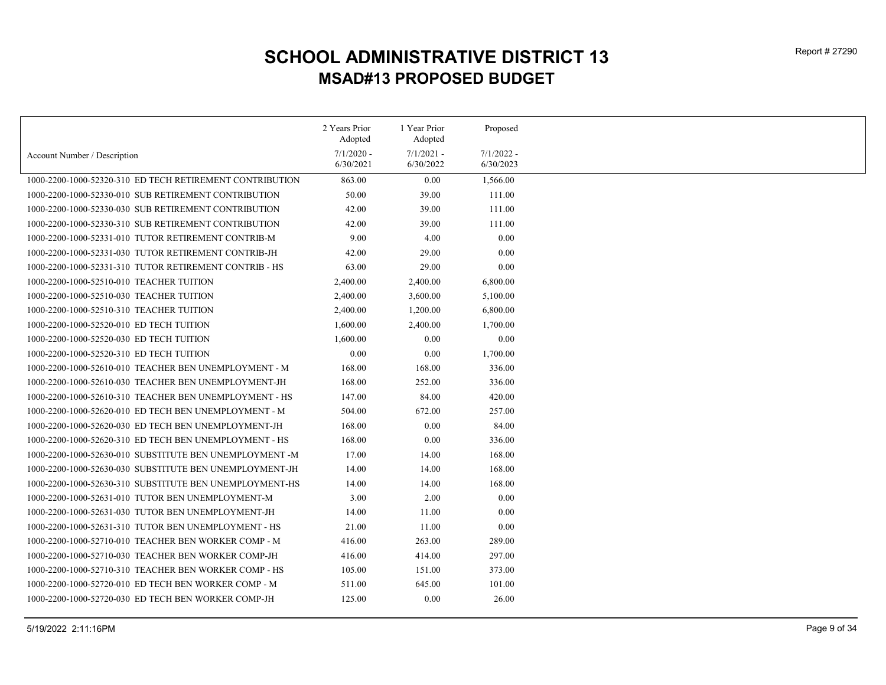# SCHOOL ADMINISTRATIVE DISTRICT 13

## MSAD#13 PROPOSED BUDGET

| Account Number / Description | 2 Years Prior Adopted 7/1/2020 - 6/30/2021 | 1 Year Prior Adopted 7/1/2021 - 6/30/2022 | Proposed 7/1/2022 - 6/30/2023 |
|---|---|---|---|
| 1000-2200-1000-52320-310 ED TECH RETIREMENT CONTRIBUTION | 863.00 | 0.00 | 1,566.00 |
| 1000-2200-1000-52330-010 SUB RETIREMENT CONTRIBUTION | 50.00 | 39.00 | 111.00 |
| 1000-2200-1000-52330-030 SUB RETIREMENT CONTRIBUTION | 42.00 | 39.00 | 111.00 |
| 1000-2200-1000-52330-310 SUB RETIREMENT CONTRIBUTION | 42.00 | 39.00 | 111.00 |
| 1000-2200-1000-52331-010 TUTOR RETIREMENT CONTRIB-M | 9.00 | 4.00 | 0.00 |
| 1000-2200-1000-52331-030 TUTOR RETIREMENT CONTRIB-JH | 42.00 | 29.00 | 0.00 |
| 1000-2200-1000-52331-310 TUTOR RETIREMENT CONTRIB - HS | 63.00 | 29.00 | 0.00 |
| 1000-2200-1000-52510-010 TEACHER TUITION | 2,400.00 | 2,400.00 | 6,800.00 |
| 1000-2200-1000-52510-030 TEACHER TUITION | 2,400.00 | 3,600.00 | 5,100.00 |
| 1000-2200-1000-52510-310 TEACHER TUITION | 2,400.00 | 1,200.00 | 6,800.00 |
| 1000-2200-1000-52520-010 ED TECH TUITION | 1,600.00 | 2,400.00 | 1,700.00 |
| 1000-2200-1000-52520-030 ED TECH TUITION | 1,600.00 | 0.00 | 0.00 |
| 1000-2200-1000-52520-310 ED TECH TUITION | 0.00 | 0.00 | 1,700.00 |
| 1000-2200-1000-52610-010 TEACHER BEN UNEMPLOYMENT - M | 168.00 | 168.00 | 336.00 |
| 1000-2200-1000-52610-030 TEACHER BEN UNEMPLOYMENT-JH | 168.00 | 252.00 | 336.00 |
| 1000-2200-1000-52610-310 TEACHER BEN UNEMPLOYMENT - HS | 147.00 | 84.00 | 420.00 |
| 1000-2200-1000-52620-010 ED TECH BEN UNEMPLOYMENT - M | 504.00 | 672.00 | 257.00 |
| 1000-2200-1000-52620-030 ED TECH BEN UNEMPLOYMENT-JH | 168.00 | 0.00 | 84.00 |
| 1000-2200-1000-52620-310 ED TECH BEN UNEMPLOYMENT - HS | 168.00 | 0.00 | 336.00 |
| 1000-2200-1000-52630-010 SUBSTITUTE BEN UNEMPLOYMENT -M | 17.00 | 14.00 | 168.00 |
| 1000-2200-1000-52630-030 SUBSTITUTE BEN UNEMPLOYMENT-JH | 14.00 | 14.00 | 168.00 |
| 1000-2200-1000-52630-310 SUBSTITUTE BEN UNEMPLOYMENT-HS | 14.00 | 14.00 | 168.00 |
| 1000-2200-1000-52631-010 TUTOR BEN UNEMPLOYMENT-M | 3.00 | 2.00 | 0.00 |
| 1000-2200-1000-52631-030 TUTOR BEN UNEMPLOYMENT-JH | 14.00 | 11.00 | 0.00 |
| 1000-2200-1000-52631-310 TUTOR BEN UNEMPLOYMENT - HS | 21.00 | 11.00 | 0.00 |
| 1000-2200-1000-52710-010 TEACHER BEN WORKER COMP - M | 416.00 | 263.00 | 289.00 |
| 1000-2200-1000-52710-030 TEACHER BEN WORKER COMP-JH | 416.00 | 414.00 | 297.00 |
| 1000-2200-1000-52710-310 TEACHER BEN WORKER COMP - HS | 105.00 | 151.00 | 373.00 |
| 1000-2200-1000-52720-010 ED TECH BEN WORKER COMP - M | 511.00 | 645.00 | 101.00 |
| 1000-2200-1000-52720-030 ED TECH BEN WORKER COMP-JH | 125.00 | 0.00 | 26.00 |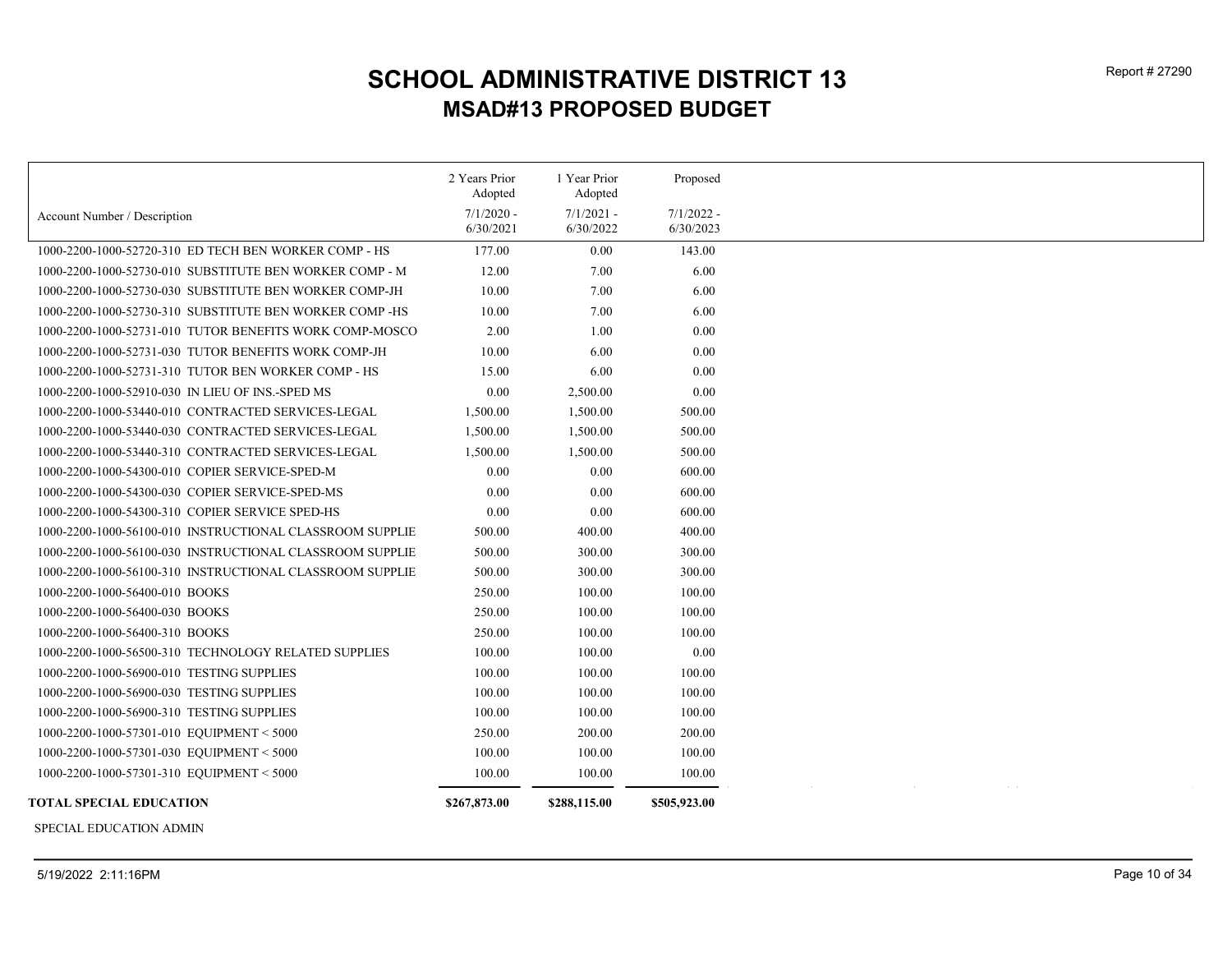# SCHOOL ADMINISTRATIVE DISTRICT 13

## MSAD#13 PROPOSED BUDGET

| Account Number / Description | 2 Years Prior Adopted 7/1/2020 - 6/30/2021 | 1 Year Prior Adopted 7/1/2021 - 6/30/2022 | Proposed 7/1/2022 - 6/30/2023 |
|---|---|---|---|
| 1000-2200-1000-52720-310 ED TECH BEN WORKER COMP - HS | 177.00 | 0.00 | 143.00 |
| 1000-2200-1000-52730-010 SUBSTITUTE BEN WORKER COMP - M | 12.00 | 7.00 | 6.00 |
| 1000-2200-1000-52730-030 SUBSTITUTE BEN WORKER COMP-JH | 10.00 | 7.00 | 6.00 |
| 1000-2200-1000-52730-310 SUBSTITUTE BEN WORKER COMP -HS | 10.00 | 7.00 | 6.00 |
| 1000-2200-1000-52731-010 TUTOR BENEFITS WORK COMP-MOSCO | 2.00 | 1.00 | 0.00 |
| 1000-2200-1000-52731-030 TUTOR BENEFITS WORK COMP-JH | 10.00 | 6.00 | 0.00 |
| 1000-2200-1000-52731-310 TUTOR BEN WORKER COMP - HS | 15.00 | 6.00 | 0.00 |
| 1000-2200-1000-52910-030 IN LIEU OF INS.-SPED MS | 0.00 | 2,500.00 | 0.00 |
| 1000-2200-1000-53440-010 CONTRACTED SERVICES-LEGAL | 1,500.00 | 1,500.00 | 500.00 |
| 1000-2200-1000-53440-030 CONTRACTED SERVICES-LEGAL | 1,500.00 | 1,500.00 | 500.00 |
| 1000-2200-1000-53440-310 CONTRACTED SERVICES-LEGAL | 1,500.00 | 1,500.00 | 500.00 |
| 1000-2200-1000-54300-010 COPIER SERVICE-SPED-M | 0.00 | 0.00 | 600.00 |
| 1000-2200-1000-54300-030 COPIER SERVICE-SPED-MS | 0.00 | 0.00 | 600.00 |
| 1000-2200-1000-54300-310 COPIER SERVICE SPED-HS | 0.00 | 0.00 | 600.00 |
| 1000-2200-1000-56100-010 INSTRUCTIONAL CLASSROOM SUPPLIE | 500.00 | 400.00 | 400.00 |
| 1000-2200-1000-56100-030 INSTRUCTIONAL CLASSROOM SUPPLIE | 500.00 | 300.00 | 300.00 |
| 1000-2200-1000-56100-310 INSTRUCTIONAL CLASSROOM SUPPLIE | 500.00 | 300.00 | 300.00 |
| 1000-2200-1000-56400-010 BOOKS | 250.00 | 100.00 | 100.00 |
| 1000-2200-1000-56400-030 BOOKS | 250.00 | 100.00 | 100.00 |
| 1000-2200-1000-56400-310 BOOKS | 250.00 | 100.00 | 100.00 |
| 1000-2200-1000-56500-310 TECHNOLOGY RELATED SUPPLIES | 100.00 | 100.00 | 0.00 |
| 1000-2200-1000-56900-010 TESTING SUPPLIES | 100.00 | 100.00 | 100.00 |
| 1000-2200-1000-56900-030 TESTING SUPPLIES | 100.00 | 100.00 | 100.00 |
| 1000-2200-1000-56900-310 TESTING SUPPLIES | 100.00 | 100.00 | 100.00 |
| 1000-2200-1000-57301-010 EQUIPMENT < 5000 | 250.00 | 200.00 | 200.00 |
| 1000-2200-1000-57301-030 EQUIPMENT < 5000 | 100.00 | 100.00 | 100.00 |
| 1000-2200-1000-57301-310 EQUIPMENT < 5000 | 100.00 | 100.00 | 100.00 |
| **TOTAL SPECIAL EDUCATION** | **$267,873.00** | **$288,115.00** | **$505,923.00** |

SPECIAL EDUCATION ADMIN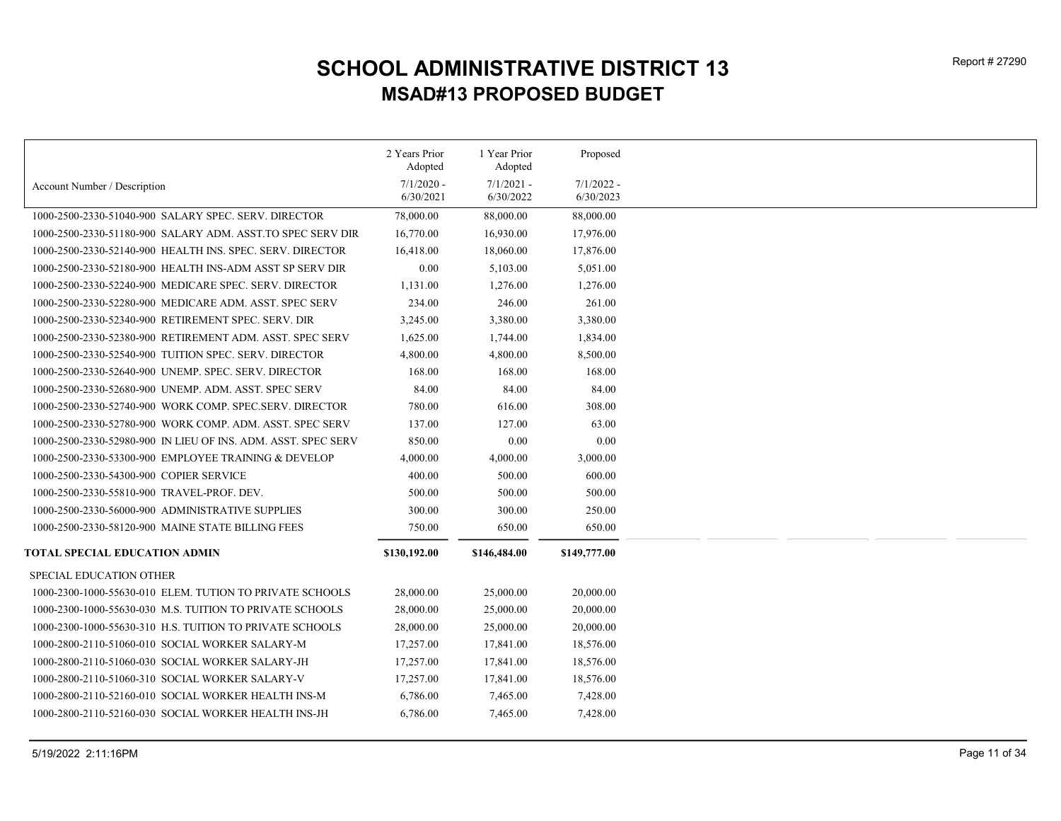# SCHOOL ADMINISTRATIVE DISTRICT 13

## MSAD#13 PROPOSED BUDGET

| Account Number / Description | 2 Years Prior Adopted 7/1/2020 - 6/30/2021 | 1 Year Prior Adopted 7/1/2021 - 6/30/2022 | Proposed 7/1/2022 - 6/30/2023 |
|---|---|---|---|
| 1000-2500-2330-51040-900 SALARY SPEC. SERV. DIRECTOR | 78,000.00 | 88,000.00 | 88,000.00 |
| 1000-2500-2330-51180-900 SALARY ADM. ASST.TO SPEC SERV DIR | 16,770.00 | 16,930.00 | 17,976.00 |
| 1000-2500-2330-52140-900 HEALTH INS. SPEC. SERV. DIRECTOR | 16,418.00 | 18,060.00 | 17,876.00 |
| 1000-2500-2330-52180-900 HEALTH INS-ADM ASST SP SERV DIR | 0.00 | 5,103.00 | 5,051.00 |
| 1000-2500-2330-52240-900 MEDICARE SPEC. SERV. DIRECTOR | 1,131.00 | 1,276.00 | 1,276.00 |
| 1000-2500-2330-52280-900 MEDICARE ADM. ASST. SPEC SERV | 234.00 | 246.00 | 261.00 |
| 1000-2500-2330-52340-900 RETIREMENT SPEC. SERV. DIR | 3,245.00 | 3,380.00 | 3,380.00 |
| 1000-2500-2330-52380-900 RETIREMENT ADM. ASST. SPEC SERV | 1,625.00 | 1,744.00 | 1,834.00 |
| 1000-2500-2330-52540-900 TUITION SPEC. SERV. DIRECTOR | 4,800.00 | 4,800.00 | 8,500.00 |
| 1000-2500-2330-52640-900 UNEMP. SPEC. SERV. DIRECTOR | 168.00 | 168.00 | 168.00 |
| 1000-2500-2330-52680-900 UNEMP. ADM. ASST. SPEC SERV | 84.00 | 84.00 | 84.00 |
| 1000-2500-2330-52740-900 WORK COMP. SPEC.SERV. DIRECTOR | 780.00 | 616.00 | 308.00 |
| 1000-2500-2330-52780-900 WORK COMP. ADM. ASST. SPEC SERV | 137.00 | 127.00 | 63.00 |
| 1000-2500-2330-52980-900 IN LIEU OF INS. ADM. ASST. SPEC SERV | 850.00 | 0.00 | 0.00 |
| 1000-2500-2330-53300-900 EMPLOYEE TRAINING & DEVELOP | 4,000.00 | 4,000.00 | 3,000.00 |
| 1000-2500-2330-54300-900 COPIER SERVICE | 400.00 | 500.00 | 600.00 |
| 1000-2500-2330-55810-900 TRAVEL-PROF. DEV. | 500.00 | 500.00 | 500.00 |
| 1000-2500-2330-56000-900 ADMINISTRATIVE SUPPLIES | 300.00 | 300.00 | 250.00 |
| 1000-2500-2330-58120-900 MAINE STATE BILLING FEES | 750.00 | 650.00 | 650.00 |
| **TOTAL SPECIAL EDUCATION ADMIN** | **$130,192.00** | **$146,484.00** | **$149,777.00** |
| SPECIAL EDUCATION OTHER | | | |
| 1000-2300-1000-55630-010 ELEM. TUTION TO PRIVATE SCHOOLS | 28,000.00 | 25,000.00 | 20,000.00 |
| 1000-2300-1000-55630-030 M.S. TUITION TO PRIVATE SCHOOLS | 28,000.00 | 25,000.00 | 20,000.00 |
| 1000-2300-1000-55630-310 H.S. TUITION TO PRIVATE SCHOOLS | 28,000.00 | 25,000.00 | 20,000.00 |
| 1000-2800-2110-51060-010 SOCIAL WORKER SALARY-M | 17,257.00 | 17,841.00 | 18,576.00 |
| 1000-2800-2110-51060-030 SOCIAL WORKER SALARY-JH | 17,257.00 | 17,841.00 | 18,576.00 |
| 1000-2800-2110-51060-310 SOCIAL WORKER SALARY-V | 17,257.00 | 17,841.00 | 18,576.00 |
| 1000-2800-2110-52160-010 SOCIAL WORKER HEALTH INS-M | 6,786.00 | 7,465.00 | 7,428.00 |
| 1000-2800-2110-52160-030 SOCIAL WORKER HEALTH INS-JH | 6,786.00 | 7,465.00 | 7,428.00 |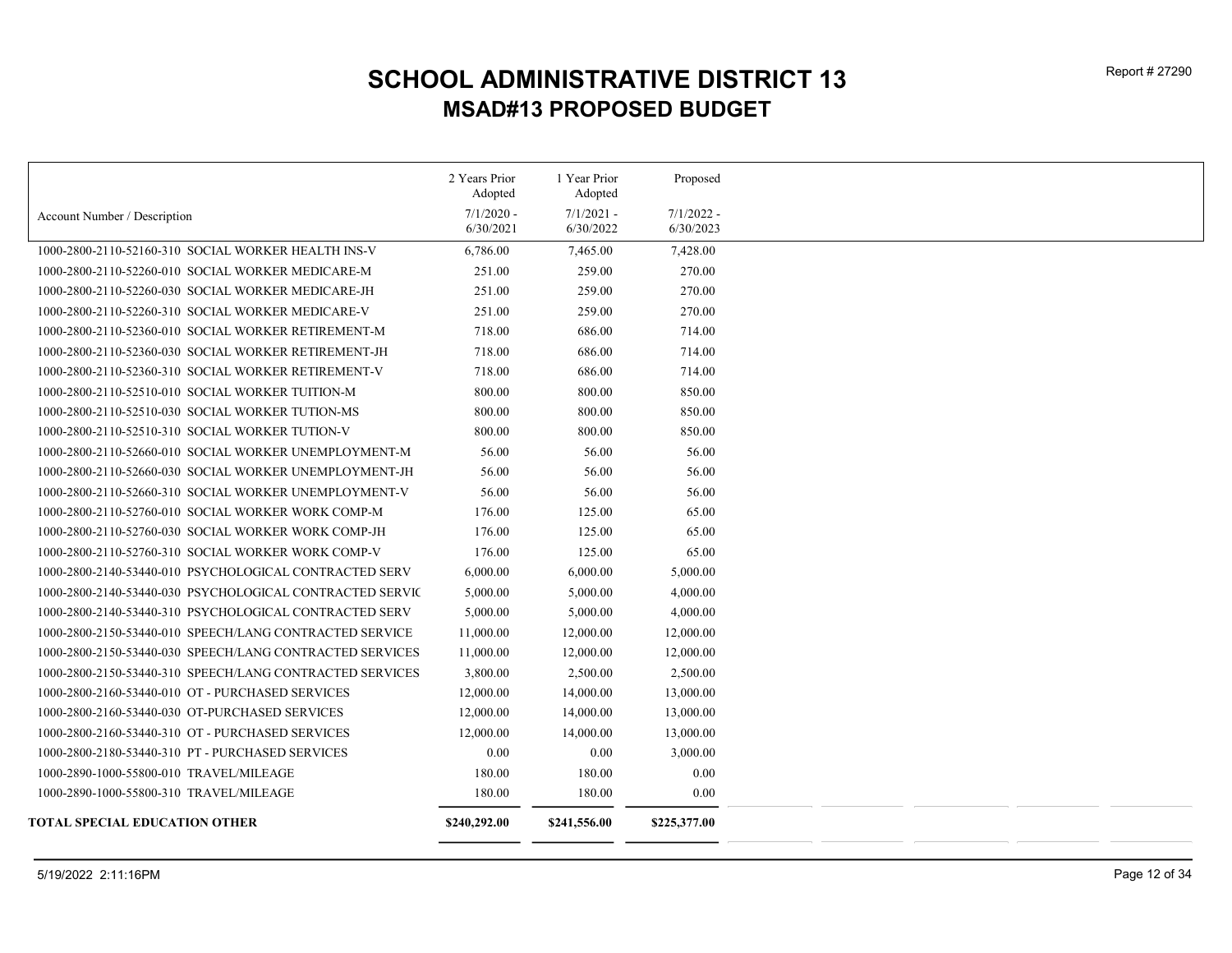# SCHOOL ADMINISTRATIVE DISTRICT 13

## MSAD#13 PROPOSED BUDGET

| Account Number / Description | 2 Years Prior Adopted 7/1/2020 - 6/30/2021 | 1 Year Prior Adopted 7/1/2021 - 6/30/2022 | Proposed 7/1/2022 - 6/30/2023 |
|---|---|---|---|
| 1000-2800-2110-52160-310 SOCIAL WORKER HEALTH INS-V | 6,786.00 | 7,465.00 | 7,428.00 |
| 1000-2800-2110-52260-010 SOCIAL WORKER MEDICARE-M | 251.00 | 259.00 | 270.00 |
| 1000-2800-2110-52260-030 SOCIAL WORKER MEDICARE-JH | 251.00 | 259.00 | 270.00 |
| 1000-2800-2110-52260-310 SOCIAL WORKER MEDICARE-V | 251.00 | 259.00 | 270.00 |
| 1000-2800-2110-52360-010 SOCIAL WORKER RETIREMENT-M | 718.00 | 686.00 | 714.00 |
| 1000-2800-2110-52360-030 SOCIAL WORKER RETIREMENT-JH | 718.00 | 686.00 | 714.00 |
| 1000-2800-2110-52360-310 SOCIAL WORKER RETIREMENT-V | 718.00 | 686.00 | 714.00 |
| 1000-2800-2110-52510-010 SOCIAL WORKER TUITION-M | 800.00 | 800.00 | 850.00 |
| 1000-2800-2110-52510-030 SOCIAL WORKER TUTION-MS | 800.00 | 800.00 | 850.00 |
| 1000-2800-2110-52510-310 SOCIAL WORKER TUTION-V | 800.00 | 800.00 | 850.00 |
| 1000-2800-2110-52660-010 SOCIAL WORKER UNEMPLOYMENT-M | 56.00 | 56.00 | 56.00 |
| 1000-2800-2110-52660-030 SOCIAL WORKER UNEMPLOYMENT-JH | 56.00 | 56.00 | 56.00 |
| 1000-2800-2110-52660-310 SOCIAL WORKER UNEMPLOYMENT-V | 56.00 | 56.00 | 56.00 |
| 1000-2800-2110-52760-010 SOCIAL WORKER WORK COMP-M | 176.00 | 125.00 | 65.00 |
| 1000-2800-2110-52760-030 SOCIAL WORKER WORK COMP-JH | 176.00 | 125.00 | 65.00 |
| 1000-2800-2110-52760-310 SOCIAL WORKER WORK COMP-V | 176.00 | 125.00 | 65.00 |
| 1000-2800-2140-53440-010 PSYCHOLOGICAL CONTRACTED SERV | 6,000.00 | 6,000.00 | 5,000.00 |
| 1000-2800-2140-53440-030 PSYCHOLOGICAL CONTRACTED SERVIC | 5,000.00 | 5,000.00 | 4,000.00 |
| 1000-2800-2140-53440-310 PSYCHOLOGICAL CONTRACTED SERV | 5,000.00 | 5,000.00 | 4,000.00 |
| 1000-2800-2150-53440-010 SPEECH/LANG CONTRACTED SERVICE | 11,000.00 | 12,000.00 | 12,000.00 |
| 1000-2800-2150-53440-030 SPEECH/LANG CONTRACTED SERVICES | 11,000.00 | 12,000.00 | 12,000.00 |
| 1000-2800-2150-53440-310 SPEECH/LANG CONTRACTED SERVICES | 3,800.00 | 2,500.00 | 2,500.00 |
| 1000-2800-2160-53440-010 OT - PURCHASED SERVICES | 12,000.00 | 14,000.00 | 13,000.00 |
| 1000-2800-2160-53440-030 OT-PURCHASED SERVICES | 12,000.00 | 14,000.00 | 13,000.00 |
| 1000-2800-2160-53440-310 OT - PURCHASED SERVICES | 12,000.00 | 14,000.00 | 13,000.00 |
| 1000-2800-2180-53440-310 PT - PURCHASED SERVICES | 0.00 | 0.00 | 3,000.00 |
| 1000-2890-1000-55800-010 TRAVEL/MILEAGE | 180.00 | 180.00 | 0.00 |
| 1000-2890-1000-55800-310 TRAVEL/MILEAGE | 180.00 | 180.00 | 0.00 |
| **TOTAL SPECIAL EDUCATION OTHER** | **$240,292.00** | **$241,556.00** | **$225,377.00** |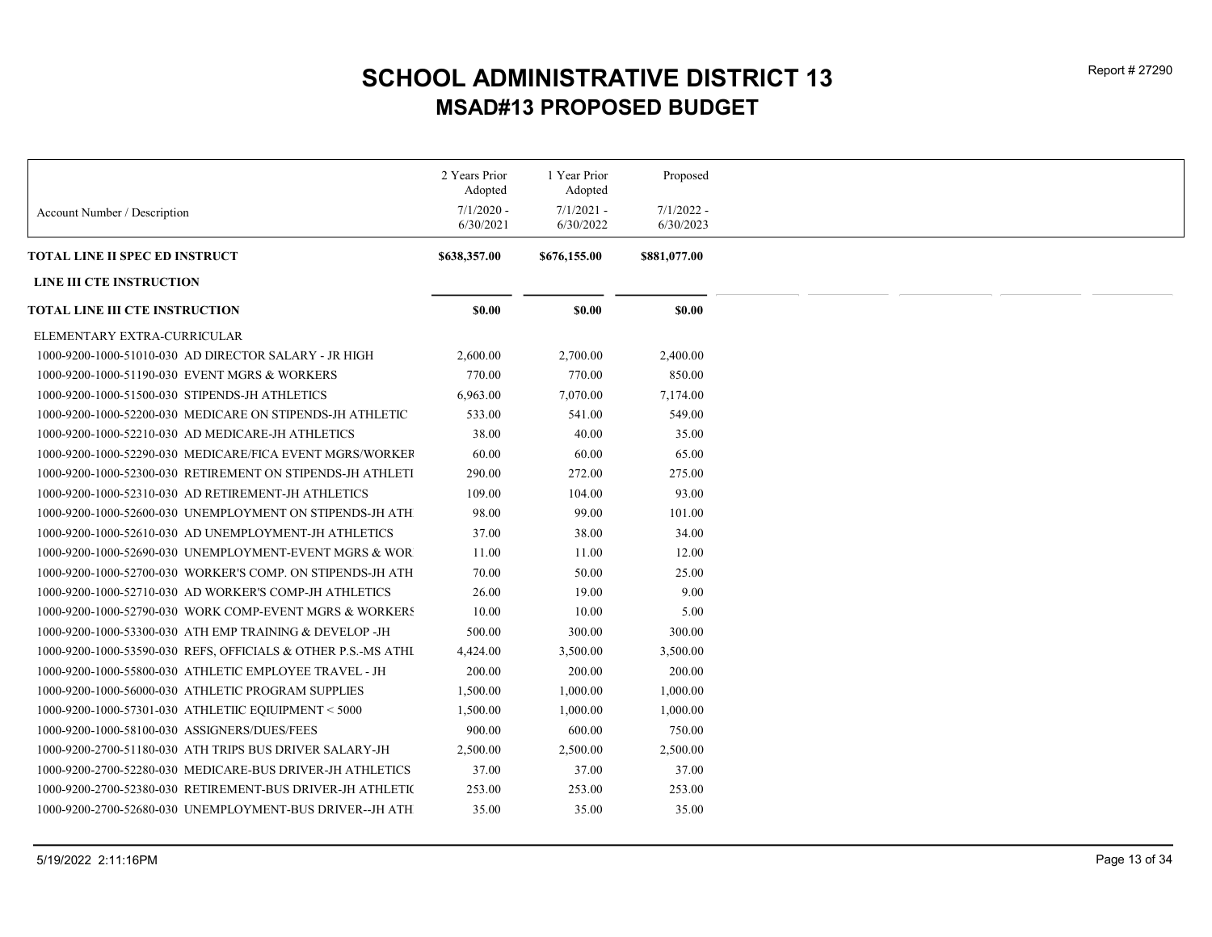# SCHOOL ADMINISTRATIVE DISTRICT 13

## MSAD#13 PROPOSED BUDGET

Report # 27290

| Account Number / Description | 2 Years Prior Adopted 7/1/2020 - 6/30/2021 | 1 Year Prior Adopted 7/1/2021 - 6/30/2022 | Proposed 7/1/2022 - 6/30/2023 |
|---|---|---|---|
| **TOTAL LINE II SPEC ED INSTRUCT** | **$638,357.00** | **$676,155.00** | **$881,077.00** |
| **LINE III CTE INSTRUCTION** | | | |
| **TOTAL LINE III CTE INSTRUCTION** | **$0.00** | **$0.00** | **$0.00** |
| ELEMENTARY EXTRA-CURRICULAR | | | |
| 1000-9200-1000-51010-030 AD DIRECTOR SALARY - JR HIGH | 2,600.00 | 2,700.00 | 2,400.00 |
| 1000-9200-1000-51190-030 EVENT MGRS & WORKERS | 770.00 | 770.00 | 850.00 |
| 1000-9200-1000-51500-030 STIPENDS-JH ATHLETICS | 6,963.00 | 7,070.00 | 7,174.00 |
| 1000-9200-1000-52200-030 MEDICARE ON STIPENDS-JH ATHLETIC | 533.00 | 541.00 | 549.00 |
| 1000-9200-1000-52210-030 AD MEDICARE-JH ATHLETICS | 38.00 | 40.00 | 35.00 |
| 1000-9200-1000-52290-030 MEDICARE/FICA EVENT MGRS/WORKER | 60.00 | 60.00 | 65.00 |
| 1000-9200-1000-52300-030 RETIREMENT ON STIPENDS-JH ATHLETI | 290.00 | 272.00 | 275.00 |
| 1000-9200-1000-52310-030 AD RETIREMENT-JH ATHLETICS | 109.00 | 104.00 | 93.00 |
| 1000-9200-1000-52600-030 UNEMPLOYMENT ON STIPENDS-JH ATH | 98.00 | 99.00 | 101.00 |
| 1000-9200-1000-52610-030 AD UNEMPLOYMENT-JH ATHLETICS | 37.00 | 38.00 | 34.00 |
| 1000-9200-1000-52690-030 UNEMPLOYMENT-EVENT MGRS & WOR | 11.00 | 11.00 | 12.00 |
| 1000-9200-1000-52700-030 WORKER'S COMP. ON STIPENDS-JH ATH | 70.00 | 50.00 | 25.00 |
| 1000-9200-1000-52710-030 AD WORKER'S COMP-JH ATHLETICS | 26.00 | 19.00 | 9.00 |
| 1000-9200-1000-52790-030 WORK COMP-EVENT MGRS & WORKERS | 10.00 | 10.00 | 5.00 |
| 1000-9200-1000-53300-030 ATH EMP TRAINING & DEVELOP -JH | 500.00 | 300.00 | 300.00 |
| 1000-9200-1000-53590-030 REFS, OFFICIALS & OTHER P.S.-MS ATHL | 4,424.00 | 3,500.00 | 3,500.00 |
| 1000-9200-1000-55800-030 ATHLETIC EMPLOYEE TRAVEL - JH | 200.00 | 200.00 | 200.00 |
| 1000-9200-1000-56000-030 ATHLETIC PROGRAM SUPPLIES | 1,500.00 | 1,000.00 | 1,000.00 |
| 1000-9200-1000-57301-030 ATHLETIIC EQIUIPMENT < 5000 | 1,500.00 | 1,000.00 | 1,000.00 |
| 1000-9200-1000-58100-030 ASSIGNERS/DUES/FEES | 900.00 | 600.00 | 750.00 |
| 1000-9200-2700-51180-030 ATH TRIPS BUS DRIVER SALARY-JH | 2,500.00 | 2,500.00 | 2,500.00 |
| 1000-9200-2700-52280-030 MEDICARE-BUS DRIVER-JH ATHLETICS | 37.00 | 37.00 | 37.00 |
| 1000-9200-2700-52380-030 RETIREMENT-BUS DRIVER-JH ATHLETIC | 253.00 | 253.00 | 253.00 |
| 1000-9200-2700-52680-030 UNEMPLOYMENT-BUS DRIVER--JH ATH | 35.00 | 35.00 | 35.00 |

5/19/2022 2:11:16PM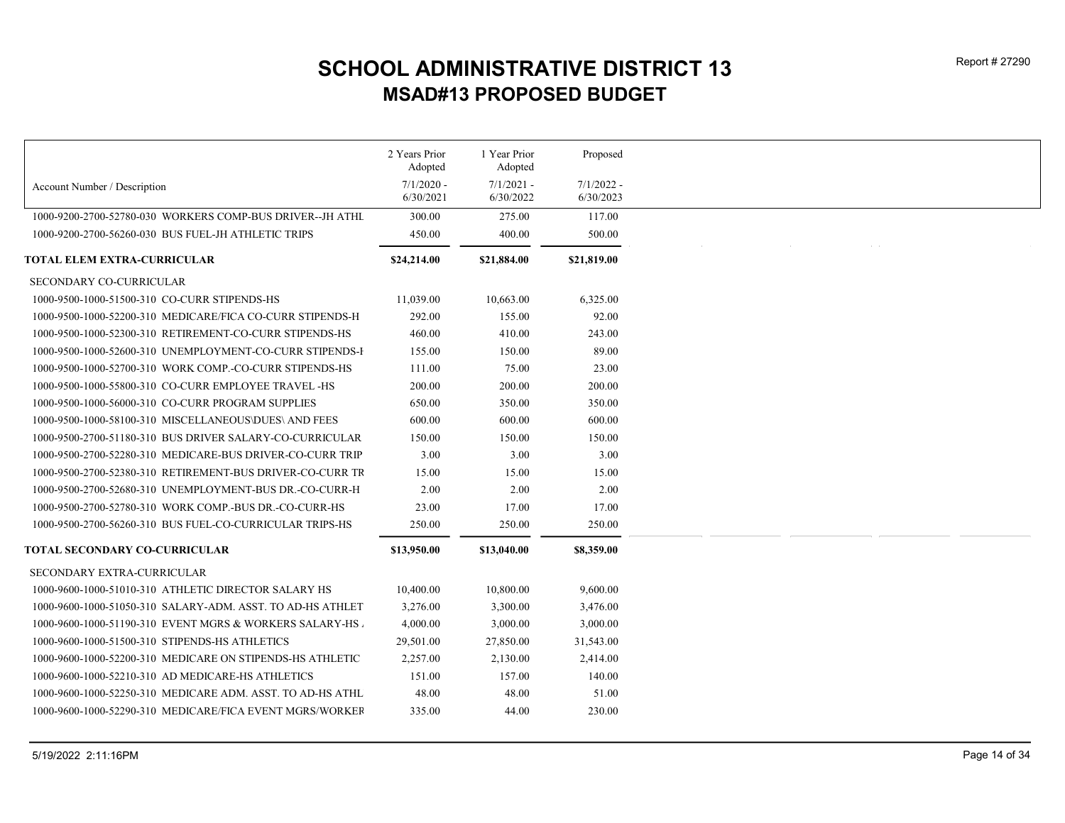# SCHOOL ADMINISTRATIVE DISTRICT 13
## MSAD#13 PROPOSED BUDGET

| Account Number / Description | 2 Years Prior Adopted 7/1/2020 - 6/30/2021 | 1 Year Prior Adopted 7/1/2021 - 6/30/2022 | Proposed 7/1/2022 - 6/30/2023 |
|---|---|---|---|
| 1000-9200-2700-52780-030 WORKERS COMP-BUS DRIVER--JH ATHL | 300.00 | 275.00 | 117.00 |
| 1000-9200-2700-56260-030 BUS FUEL-JH ATHLETIC TRIPS | 450.00 | 400.00 | 500.00 |
| **TOTAL ELEM EXTRA-CURRICULAR** | **$24,214.00** | **$21,884.00** | **$21,819.00** |
| SECONDARY CO-CURRICULAR | | | |
| 1000-9500-1000-51500-310 CO-CURR STIPENDS-HS | 11,039.00 | 10,663.00 | 6,325.00 |
| 1000-9500-1000-52200-310 MEDICARE/FICA CO-CURR STIPENDS-H | 292.00 | 155.00 | 92.00 |
| 1000-9500-1000-52300-310 RETIREMENT-CO-CURR STIPENDS-HS | 460.00 | 410.00 | 243.00 |
| 1000-9500-1000-52600-310 UNEMPLOYMENT-CO-CURR STIPENDS-I | 155.00 | 150.00 | 89.00 |
| 1000-9500-1000-52700-310 WORK COMP.-CO-CURR STIPENDS-HS | 111.00 | 75.00 | 23.00 |
| 1000-9500-1000-55800-310 CO-CURR EMPLOYEE TRAVEL -HS | 200.00 | 200.00 | 200.00 |
| 1000-9500-1000-56000-310 CO-CURR PROGRAM SUPPLIES | 650.00 | 350.00 | 350.00 |
| 1000-9500-1000-58100-310 MISCELLANEOUS\DUES\ AND FEES | 600.00 | 600.00 | 600.00 |
| 1000-9500-2700-51180-310 BUS DRIVER SALARY-CO-CURRICULAR | 150.00 | 150.00 | 150.00 |
| 1000-9500-2700-52280-310 MEDICARE-BUS DRIVER-CO-CURR TRIP | 3.00 | 3.00 | 3.00 |
| 1000-9500-2700-52380-310 RETIREMENT-BUS DRIVER-CO-CURR TR | 15.00 | 15.00 | 15.00 |
| 1000-9500-2700-52680-310 UNEMPLOYMENT-BUS DR.-CO-CURR-H | 2.00 | 2.00 | 2.00 |
| 1000-9500-2700-52780-310 WORK COMP.-BUS DR.-CO-CURR-HS | 23.00 | 17.00 | 17.00 |
| 1000-9500-2700-56260-310 BUS FUEL-CO-CURRICULAR TRIPS-HS | 250.00 | 250.00 | 250.00 |
| **TOTAL SECONDARY CO-CURRICULAR** | **$13,950.00** | **$13,040.00** | **$8,359.00** |
| SECONDARY EXTRA-CURRICULAR | | | |
| 1000-9600-1000-51010-310 ATHLETIC DIRECTOR SALARY HS | 10,400.00 | 10,800.00 | 9,600.00 |
| 1000-9600-1000-51050-310 SALARY-ADM. ASST. TO AD-HS ATHLET | 3,276.00 | 3,300.00 | 3,476.00 |
| 1000-9600-1000-51190-310 EVENT MGRS & WORKERS SALARY-HS | 4,000.00 | 3,000.00 | 3,000.00 |
| 1000-9600-1000-51500-310 STIPENDS-HS ATHLETICS | 29,501.00 | 27,850.00 | 31,543.00 |
| 1000-9600-1000-52200-310 MEDICARE ON STIPENDS-HS ATHLETIC | 2,257.00 | 2,130.00 | 2,414.00 |
| 1000-9600-1000-52210-310 AD MEDICARE-HS ATHLETICS | 151.00 | 157.00 | 140.00 |
| 1000-9600-1000-52250-310 MEDICARE ADM. ASST. TO AD-HS ATHL | 48.00 | 48.00 | 51.00 |
| 1000-9600-1000-52290-310 MEDICARE/FICA EVENT MGRS/WORKER | 335.00 | 44.00 | 230.00 |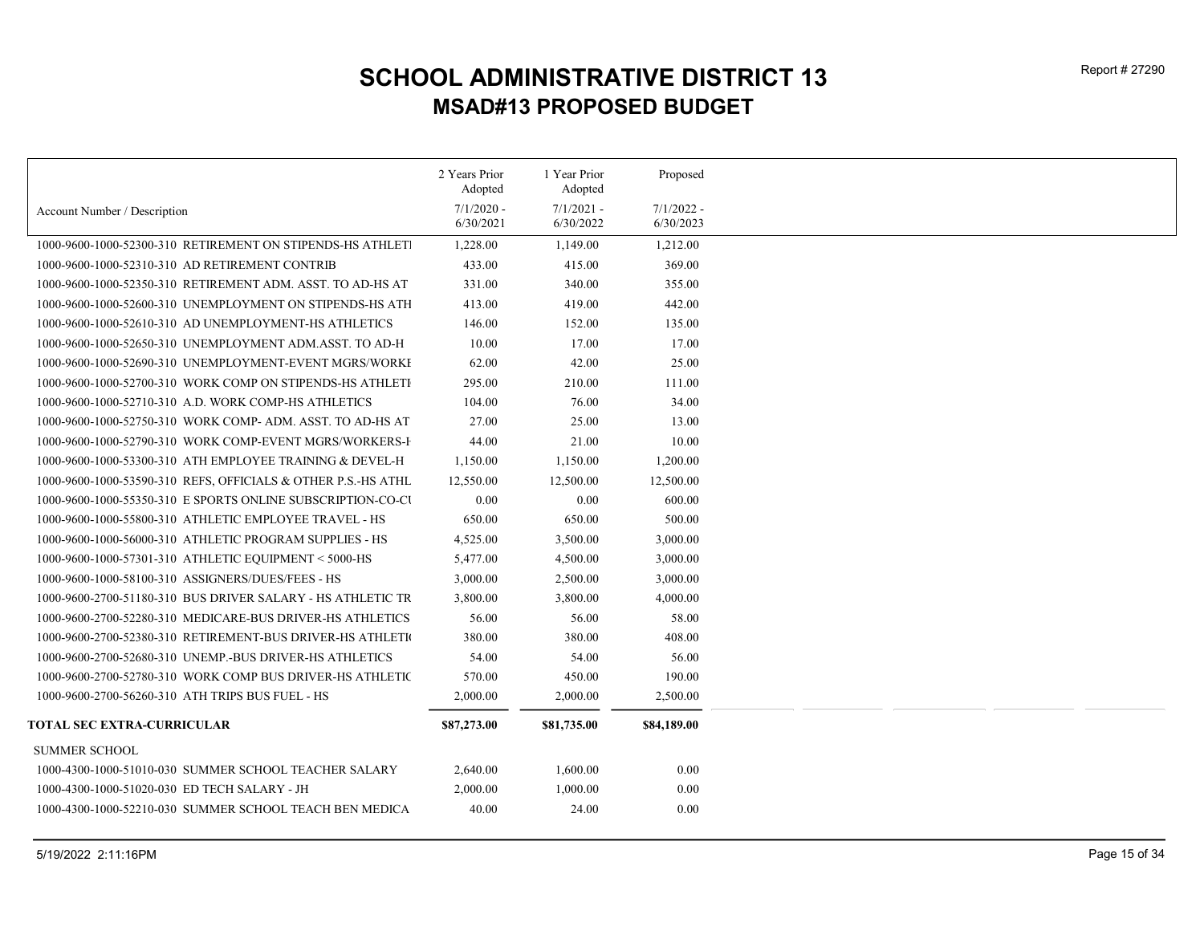# SCHOOL ADMINISTRATIVE DISTRICT 13

## MSAD#13 PROPOSED BUDGET

| Account Number / Description | 2 Years Prior Adopted 7/1/2020 - 6/30/2021 | 1 Year Prior Adopted 7/1/2021 - 6/30/2022 | Proposed 7/1/2022 - 6/30/2023 |
|---|---|---|---|
| 1000-9600-1000-52300-310 RETIREMENT ON STIPENDS-HS ATHLETI | 1,228.00 | 1,149.00 | 1,212.00 |
| 1000-9600-1000-52310-310 AD RETIREMENT CONTRIB | 433.00 | 415.00 | 369.00 |
| 1000-9600-1000-52350-310 RETIREMENT ADM. ASST. TO AD-HS AT | 331.00 | 340.00 | 355.00 |
| 1000-9600-1000-52600-310 UNEMPLOYMENT ON STIPENDS-HS ATH | 413.00 | 419.00 | 442.00 |
| 1000-9600-1000-52610-310 AD UNEMPLOYMENT-HS ATHLETICS | 146.00 | 152.00 | 135.00 |
| 1000-9600-1000-52650-310 UNEMPLOYMENT ADM.ASST. TO AD-H | 10.00 | 17.00 | 17.00 |
| 1000-9600-1000-52690-310 UNEMPLOYMENT-EVENT MGRS/WORKE | 62.00 | 42.00 | 25.00 |
| 1000-9600-1000-52700-310 WORK COMP ON STIPENDS-HS ATHLETI | 295.00 | 210.00 | 111.00 |
| 1000-9600-1000-52710-310 A.D. WORK COMP-HS ATHLETICS | 104.00 | 76.00 | 34.00 |
| 1000-9600-1000-52750-310 WORK COMP- ADM. ASST. TO AD-HS AT | 27.00 | 25.00 | 13.00 |
| 1000-9600-1000-52790-310 WORK COMP-EVENT MGRS/WORKERS-H | 44.00 | 21.00 | 10.00 |
| 1000-9600-1000-53300-310 ATH EMPLOYEE TRAINING & DEVEL-H | 1,150.00 | 1,150.00 | 1,200.00 |
| 1000-9600-1000-53590-310 REFS, OFFICIALS & OTHER P.S.-HS ATHL | 12,550.00 | 12,500.00 | 12,500.00 |
| 1000-9600-1000-55350-310 E SPORTS ONLINE SUBSCRIPTION-CO-CU | 0.00 | 0.00 | 600.00 |
| 1000-9600-1000-55800-310 ATHLETIC EMPLOYEE TRAVEL - HS | 650.00 | 650.00 | 500.00 |
| 1000-9600-1000-56000-310 ATHLETIC PROGRAM SUPPLIES - HS | 4,525.00 | 3,500.00 | 3,000.00 |
| 1000-9600-1000-57301-310 ATHLETIC EQUIPMENT < 5000-HS | 5,477.00 | 4,500.00 | 3,000.00 |
| 1000-9600-1000-58100-310 ASSIGNERS/DUES/FEES - HS | 3,000.00 | 2,500.00 | 3,000.00 |
| 1000-9600-2700-51180-310 BUS DRIVER SALARY - HS ATHLETIC TR | 3,800.00 | 3,800.00 | 4,000.00 |
| 1000-9600-2700-52280-310 MEDICARE-BUS DRIVER-HS ATHLETICS | 56.00 | 56.00 | 58.00 |
| 1000-9600-2700-52380-310 RETIREMENT-BUS DRIVER-HS ATHLETI | 380.00 | 380.00 | 408.00 |
| 1000-9600-2700-52680-310 UNEMP.-BUS DRIVER-HS ATHLETICS | 54.00 | 54.00 | 56.00 |
| 1000-9600-2700-52780-310 WORK COMP BUS DRIVER-HS ATHLETIC | 570.00 | 450.00 | 190.00 |
| 1000-9600-2700-56260-310 ATH TRIPS BUS FUEL - HS | 2,000.00 | 2,000.00 | 2,500.00 |
| **TOTAL SEC EXTRA-CURRICULAR** | **$87,273.00** | **$81,735.00** | **$84,189.00** |
| SUMMER SCHOOL | | | |
| 1000-4300-1000-51010-030 SUMMER SCHOOL TEACHER SALARY | 2,640.00 | 1,600.00 | 0.00 |
| 1000-4300-1000-51020-030 ED TECH SALARY - JH | 2,000.00 | 1,000.00 | 0.00 |
| 1000-4300-1000-52210-030 SUMMER SCHOOL TEACH BEN MEDICA | 40.00 | 24.00 | 0.00 |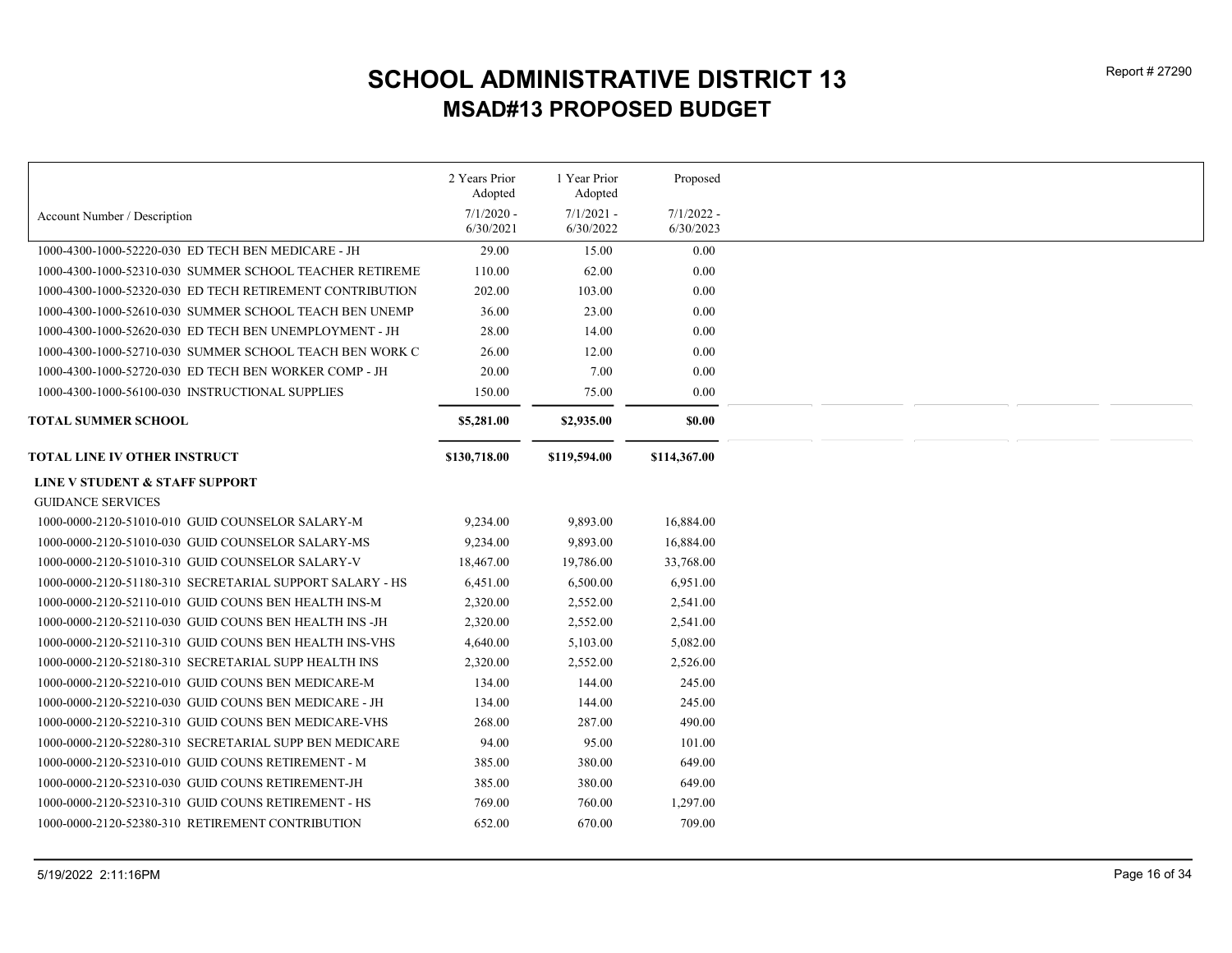# SCHOOL ADMINISTRATIVE DISTRICT 13

## MSAD#13 PROPOSED BUDGET

| Account Number / Description | 2 Years Prior Adopted 7/1/2020 - 6/30/2021 | 1 Year Prior Adopted 7/1/2021 - 6/30/2022 | Proposed 7/1/2022 - 6/30/2023 |
|---|---|---|---|
| 1000-4300-1000-52220-030 ED TECH BEN MEDICARE - JH | 29.00 | 15.00 | 0.00 |
| 1000-4300-1000-52310-030 SUMMER SCHOOL TEACHER RETIREME | 110.00 | 62.00 | 0.00 |
| 1000-4300-1000-52320-030 ED TECH RETIREMENT CONTRIBUTION | 202.00 | 103.00 | 0.00 |
| 1000-4300-1000-52610-030 SUMMER SCHOOL TEACH BEN UNEMP | 36.00 | 23.00 | 0.00 |
| 1000-4300-1000-52620-030 ED TECH BEN UNEMPLOYMENT - JH | 28.00 | 14.00 | 0.00 |
| 1000-4300-1000-52710-030 SUMMER SCHOOL TEACH BEN WORK C | 26.00 | 12.00 | 0.00 |
| 1000-4300-1000-52720-030 ED TECH BEN WORKER COMP - JH | 20.00 | 7.00 | 0.00 |
| 1000-4300-1000-56100-030 INSTRUCTIONAL SUPPLIES | 150.00 | 75.00 | 0.00 |
| **TOTAL SUMMER SCHOOL** | **$5,281.00** | **$2,935.00** | **$0.00** |
| **TOTAL LINE IV OTHER INSTRUCT** | **$130,718.00** | **$119,594.00** | **$114,367.00** |
| **LINE V STUDENT & STAFF SUPPORT** | | | |
| GUIDANCE SERVICES | | | |
| 1000-0000-2120-51010-010 GUID COUNSELOR SALARY-M | 9,234.00 | 9,893.00 | 16,884.00 |
| 1000-0000-2120-51010-030 GUID COUNSELOR SALARY-MS | 9,234.00 | 9,893.00 | 16,884.00 |
| 1000-0000-2120-51010-310 GUID COUNSELOR SALARY-V | 18,467.00 | 19,786.00 | 33,768.00 |
| 1000-0000-2120-51180-310 SECRETARIAL SUPPORT SALARY - HS | 6,451.00 | 6,500.00 | 6,951.00 |
| 1000-0000-2120-52110-010 GUID COUNS BEN HEALTH INS-M | 2,320.00 | 2,552.00 | 2,541.00 |
| 1000-0000-2120-52110-030 GUID COUNS BEN HEALTH INS -JH | 2,320.00 | 2,552.00 | 2,541.00 |
| 1000-0000-2120-52110-310 GUID COUNS BEN HEALTH INS-VHS | 4,640.00 | 5,103.00 | 5,082.00 |
| 1000-0000-2120-52180-310 SECRETARIAL SUPP HEALTH INS | 2,320.00 | 2,552.00 | 2,526.00 |
| 1000-0000-2120-52210-010 GUID COUNS BEN MEDICARE-M | 134.00 | 144.00 | 245.00 |
| 1000-0000-2120-52210-030 GUID COUNS BEN MEDICARE - JH | 134.00 | 144.00 | 245.00 |
| 1000-0000-2120-52210-310 GUID COUNS BEN MEDICARE-VHS | 268.00 | 287.00 | 490.00 |
| 1000-0000-2120-52280-310 SECRETARIAL SUPP BEN MEDICARE | 94.00 | 95.00 | 101.00 |
| 1000-0000-2120-52310-010 GUID COUNS RETIREMENT - M | 385.00 | 380.00 | 649.00 |
| 1000-0000-2120-52310-030 GUID COUNS RETIREMENT-JH | 385.00 | 380.00 | 649.00 |
| 1000-0000-2120-52310-310 GUID COUNS RETIREMENT - HS | 769.00 | 760.00 | 1,297.00 |
| 1000-0000-2120-52380-310 RETIREMENT CONTRIBUTION | 652.00 | 670.00 | 709.00 |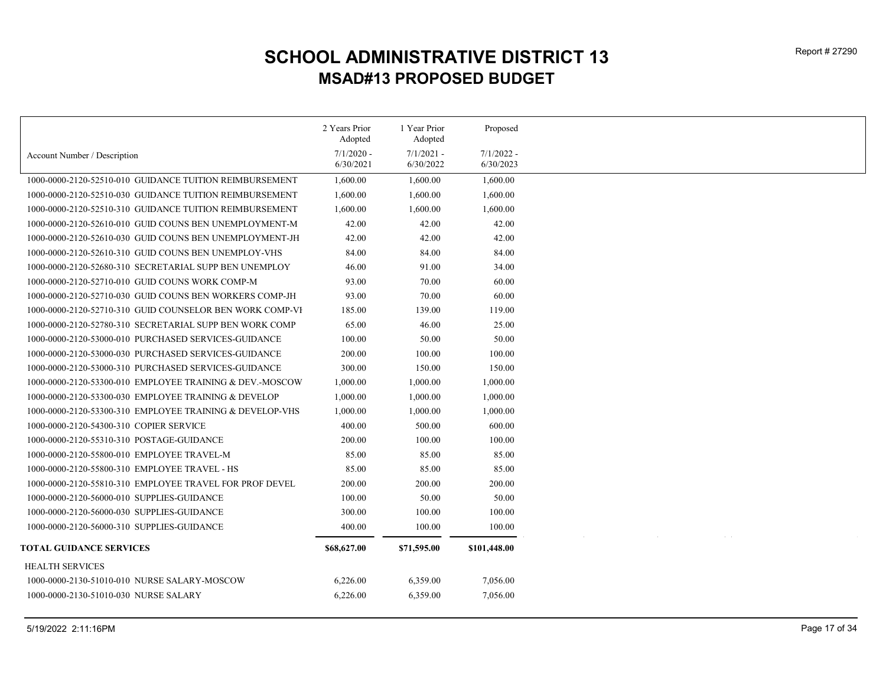# SCHOOL ADMINISTRATIVE DISTRICT 13

## MSAD#13 PROPOSED BUDGET

| Account Number / Description | 2 Years Prior Adopted 7/1/2020 - 6/30/2021 | 1 Year Prior Adopted 7/1/2021 - 6/30/2022 | Proposed 7/1/2022 - 6/30/2023 |
|---|---|---|---|
| 1000-0000-2120-52510-010 GUIDANCE TUITION REIMBURSEMENT | 1,600.00 | 1,600.00 | 1,600.00 |
| 1000-0000-2120-52510-030 GUIDANCE TUITION REIMBURSEMENT | 1,600.00 | 1,600.00 | 1,600.00 |
| 1000-0000-2120-52510-310 GUIDANCE TUITION REIMBURSEMENT | 1,600.00 | 1,600.00 | 1,600.00 |
| 1000-0000-2120-52610-010 GUID COUNS BEN UNEMPLOYMENT-M | 42.00 | 42.00 | 42.00 |
| 1000-0000-2120-52610-030 GUID COUNS BEN UNEMPLOYMENT-JH | 42.00 | 42.00 | 42.00 |
| 1000-0000-2120-52610-310 GUID COUNS BEN UNEMPLOY-VHS | 84.00 | 84.00 | 84.00 |
| 1000-0000-2120-52680-310 SECRETARIAL SUPP BEN UNEMPLOY | 46.00 | 91.00 | 34.00 |
| 1000-0000-2120-52710-010 GUID COUNS WORK COMP-M | 93.00 | 70.00 | 60.00 |
| 1000-0000-2120-52710-030 GUID COUNS BEN WORKERS COMP-JH | 93.00 | 70.00 | 60.00 |
| 1000-0000-2120-52710-310 GUID COUNSELOR BEN WORK COMP-VI | 185.00 | 139.00 | 119.00 |
| 1000-0000-2120-52780-310 SECRETARIAL SUPP BEN WORK COMP | 65.00 | 46.00 | 25.00 |
| 1000-0000-2120-53000-010 PURCHASED SERVICES-GUIDANCE | 100.00 | 50.00 | 50.00 |
| 1000-0000-2120-53000-030 PURCHASED SERVICES-GUIDANCE | 200.00 | 100.00 | 100.00 |
| 1000-0000-2120-53000-310 PURCHASED SERVICES-GUIDANCE | 300.00 | 150.00 | 150.00 |
| 1000-0000-2120-53300-010 EMPLOYEE TRAINING & DEV.-MOSCOW | 1,000.00 | 1,000.00 | 1,000.00 |
| 1000-0000-2120-53300-030 EMPLOYEE TRAINING & DEVELOP | 1,000.00 | 1,000.00 | 1,000.00 |
| 1000-0000-2120-53300-310 EMPLOYEE TRAINING & DEVELOP-VHS | 1,000.00 | 1,000.00 | 1,000.00 |
| 1000-0000-2120-54300-310 COPIER SERVICE | 400.00 | 500.00 | 600.00 |
| 1000-0000-2120-55310-310 POSTAGE-GUIDANCE | 200.00 | 100.00 | 100.00 |
| 1000-0000-2120-55800-010 EMPLOYEE TRAVEL-M | 85.00 | 85.00 | 85.00 |
| 1000-0000-2120-55800-310 EMPLOYEE TRAVEL - HS | 85.00 | 85.00 | 85.00 |
| 1000-0000-2120-55810-310 EMPLOYEE TRAVEL FOR PROF DEVEL | 200.00 | 200.00 | 200.00 |
| 1000-0000-2120-56000-010 SUPPLIES-GUIDANCE | 100.00 | 50.00 | 50.00 |
| 1000-0000-2120-56000-030 SUPPLIES-GUIDANCE | 300.00 | 100.00 | 100.00 |
| 1000-0000-2120-56000-310 SUPPLIES-GUIDANCE | 400.00 | 100.00 | 100.00 |
| **TOTAL GUIDANCE SERVICES** | **$68,627.00** | **$71,595.00** | **$101,448.00** |
| HEALTH SERVICES | | | |
| 1000-0000-2130-51010-010 NURSE SALARY-MOSCOW | 6,226.00 | 6,359.00 | 7,056.00 |
| 1000-0000-2130-51010-030 NURSE SALARY | 6,226.00 | 6,359.00 | 7,056.00 |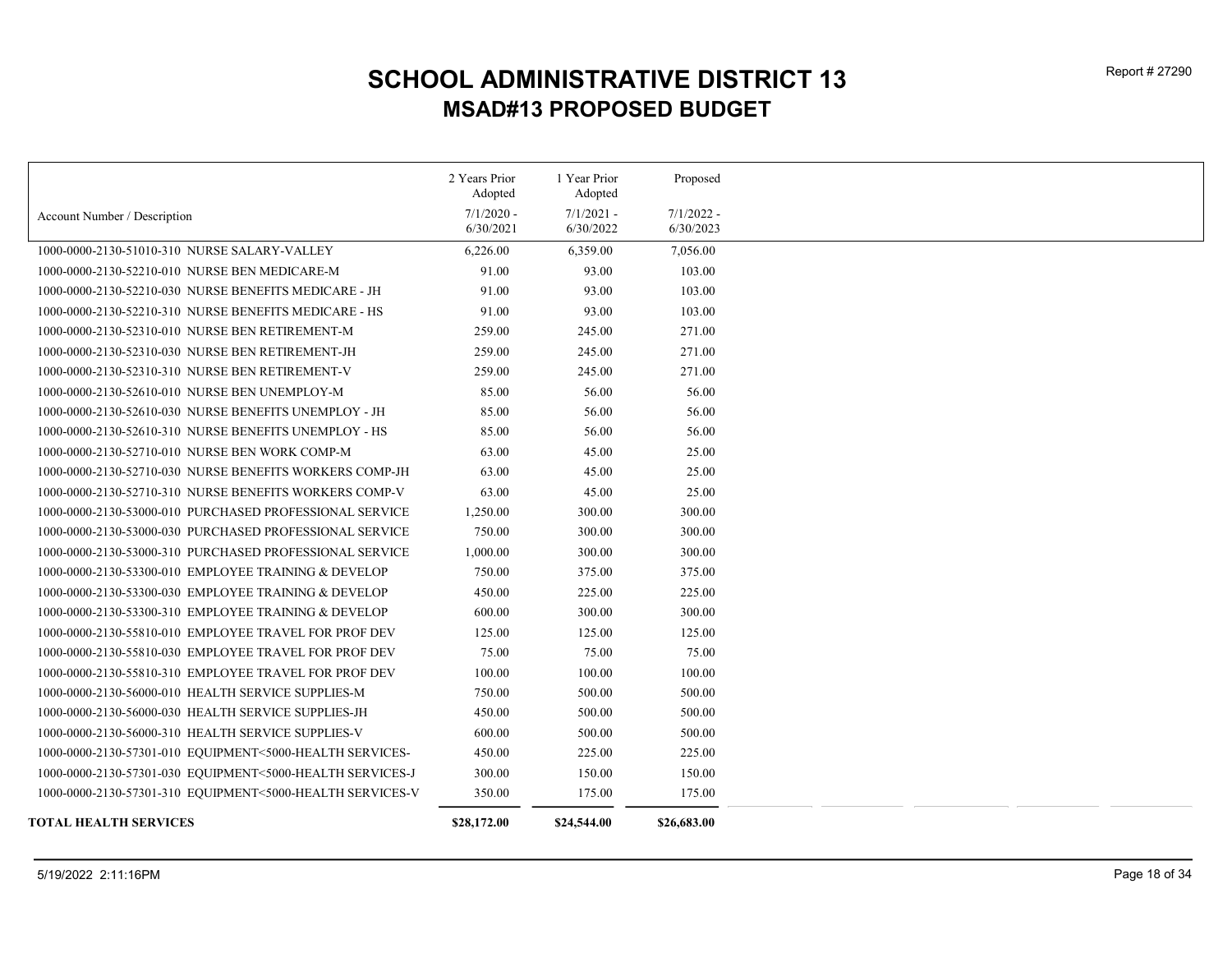# SCHOOL ADMINISTRATIVE DISTRICT 13

## MSAD#13 PROPOSED BUDGET

| Account Number / Description | 2 Years Prior Adopted 7/1/2020 - 6/30/2021 | 1 Year Prior Adopted 7/1/2021 - 6/30/2022 | Proposed 7/1/2022 - 6/30/2023 |
|---|---|---|---|
| 1000-0000-2130-51010-310 NURSE SALARY-VALLEY | 6,226.00 | 6,359.00 | 7,056.00 |
| 1000-0000-2130-52210-010 NURSE BEN MEDICARE-M | 91.00 | 93.00 | 103.00 |
| 1000-0000-2130-52210-030 NURSE BENEFITS MEDICARE - JH | 91.00 | 93.00 | 103.00 |
| 1000-0000-2130-52210-310 NURSE BENEFITS MEDICARE - HS | 91.00 | 93.00 | 103.00 |
| 1000-0000-2130-52310-010 NURSE BEN RETIREMENT-M | 259.00 | 245.00 | 271.00 |
| 1000-0000-2130-52310-030 NURSE BEN RETIREMENT-JH | 259.00 | 245.00 | 271.00 |
| 1000-0000-2130-52310-310 NURSE BEN RETIREMENT-V | 259.00 | 245.00 | 271.00 |
| 1000-0000-2130-52610-010 NURSE BEN UNEMPLOY-M | 85.00 | 56.00 | 56.00 |
| 1000-0000-2130-52610-030 NURSE BENEFITS UNEMPLOY - JH | 85.00 | 56.00 | 56.00 |
| 1000-0000-2130-52610-310 NURSE BENEFITS UNEMPLOY - HS | 85.00 | 56.00 | 56.00 |
| 1000-0000-2130-52710-010 NURSE BEN WORK COMP-M | 63.00 | 45.00 | 25.00 |
| 1000-0000-2130-52710-030 NURSE BENEFITS WORKERS COMP-JH | 63.00 | 45.00 | 25.00 |
| 1000-0000-2130-52710-310 NURSE BENEFITS WORKERS COMP-V | 63.00 | 45.00 | 25.00 |
| 1000-0000-2130-53000-010 PURCHASED PROFESSIONAL SERVICE | 1,250.00 | 300.00 | 300.00 |
| 1000-0000-2130-53000-030 PURCHASED PROFESSIONAL SERVICE | 750.00 | 300.00 | 300.00 |
| 1000-0000-2130-53000-310 PURCHASED PROFESSIONAL SERVICE | 1,000.00 | 300.00 | 300.00 |
| 1000-0000-2130-53300-010 EMPLOYEE TRAINING & DEVELOP | 750.00 | 375.00 | 375.00 |
| 1000-0000-2130-53300-030 EMPLOYEE TRAINING & DEVELOP | 450.00 | 225.00 | 225.00 |
| 1000-0000-2130-53300-310 EMPLOYEE TRAINING & DEVELOP | 600.00 | 300.00 | 300.00 |
| 1000-0000-2130-55810-010 EMPLOYEE TRAVEL FOR PROF DEV | 125.00 | 125.00 | 125.00 |
| 1000-0000-2130-55810-030 EMPLOYEE TRAVEL FOR PROF DEV | 75.00 | 75.00 | 75.00 |
| 1000-0000-2130-55810-310 EMPLOYEE TRAVEL FOR PROF DEV | 100.00 | 100.00 | 100.00 |
| 1000-0000-2130-56000-010 HEALTH SERVICE SUPPLIES-M | 750.00 | 500.00 | 500.00 |
| 1000-0000-2130-56000-030 HEALTH SERVICE SUPPLIES-JH | 450.00 | 500.00 | 500.00 |
| 1000-0000-2130-56000-310 HEALTH SERVICE SUPPLIES-V | 600.00 | 500.00 | 500.00 |
| 1000-0000-2130-57301-010 EQUIPMENT<5000-HEALTH SERVICES- | 450.00 | 225.00 | 225.00 |
| 1000-0000-2130-57301-030 EQUIPMENT<5000-HEALTH SERVICES-J | 300.00 | 150.00 | 150.00 |
| 1000-0000-2130-57301-310 EQUIPMENT<5000-HEALTH SERVICES-V | 350.00 | 175.00 | 175.00 |
| **TOTAL HEALTH SERVICES** | **$28,172.00** | **$24,544.00** | **$26,683.00** |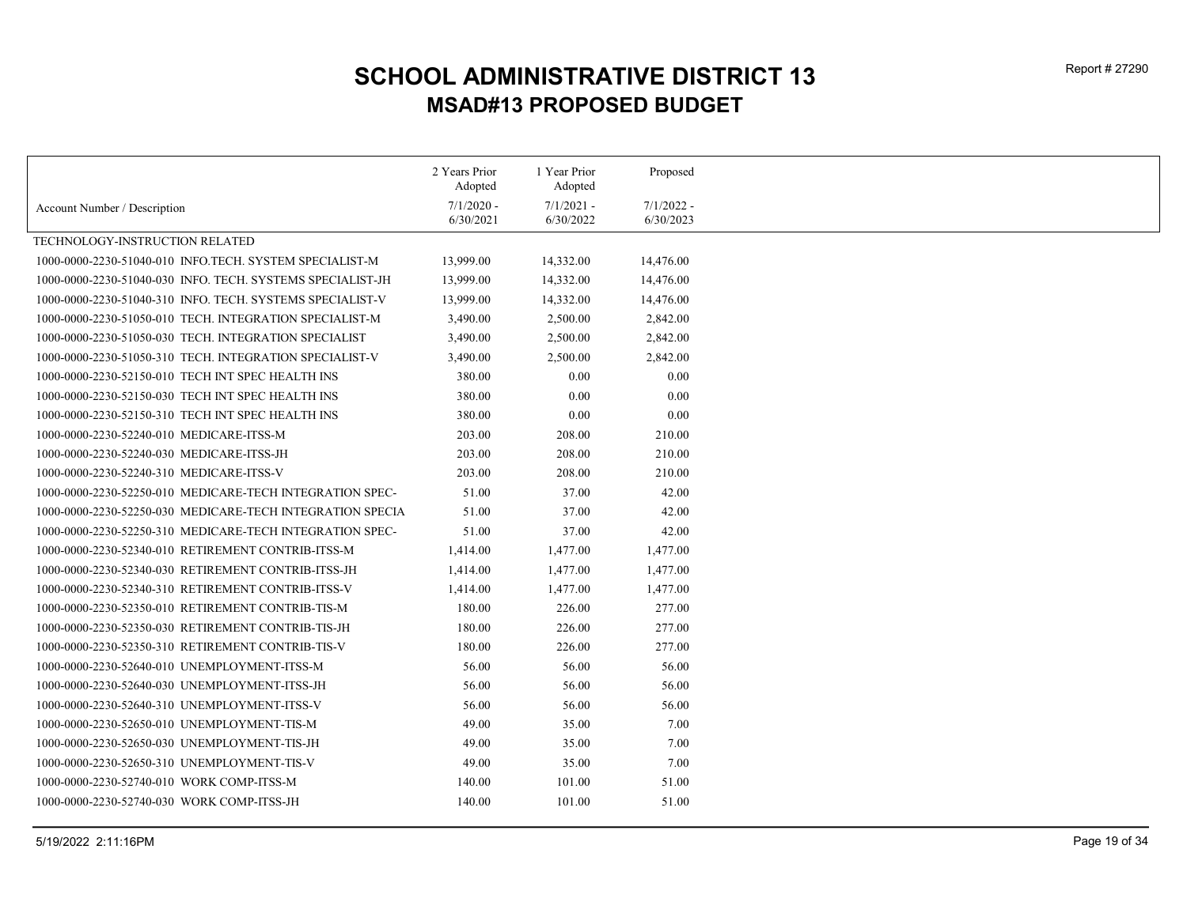# SCHOOL ADMINISTRATIVE DISTRICT 13

## MSAD#13 PROPOSED BUDGET

| Account Number / Description | 2 Years Prior Adopted 7/1/2020 - 6/30/2021 | 1 Year Prior Adopted 7/1/2021 - 6/30/2022 | Proposed 7/1/2022 - 6/30/2023 |
|---|---|---|---|
| TECHNOLOGY-INSTRUCTION RELATED | | | |
| 1000-0000-2230-51040-010 INFO.TECH. SYSTEM SPECIALIST-M | 13,999.00 | 14,332.00 | 14,476.00 |
| 1000-0000-2230-51040-030 INFO. TECH. SYSTEMS SPECIALIST-JH | 13,999.00 | 14,332.00 | 14,476.00 |
| 1000-0000-2230-51040-310 INFO. TECH. SYSTEMS SPECIALIST-V | 13,999.00 | 14,332.00 | 14,476.00 |
| 1000-0000-2230-51050-010 TECH. INTEGRATION SPECIALIST-M | 3,490.00 | 2,500.00 | 2,842.00 |
| 1000-0000-2230-51050-030 TECH. INTEGRATION SPECIALIST | 3,490.00 | 2,500.00 | 2,842.00 |
| 1000-0000-2230-51050-310 TECH. INTEGRATION SPECIALIST-V | 3,490.00 | 2,500.00 | 2,842.00 |
| 1000-0000-2230-52150-010 TECH INT SPEC HEALTH INS | 380.00 | 0.00 | 0.00 |
| 1000-0000-2230-52150-030 TECH INT SPEC HEALTH INS | 380.00 | 0.00 | 0.00 |
| 1000-0000-2230-52150-310 TECH INT SPEC HEALTH INS | 380.00 | 0.00 | 0.00 |
| 1000-0000-2230-52240-010 MEDICARE-ITSS-M | 203.00 | 208.00 | 210.00 |
| 1000-0000-2230-52240-030 MEDICARE-ITSS-JH | 203.00 | 208.00 | 210.00 |
| 1000-0000-2230-52240-310 MEDICARE-ITSS-V | 203.00 | 208.00 | 210.00 |
| 1000-0000-2230-52250-010 MEDICARE-TECH INTEGRATION SPEC- | 51.00 | 37.00 | 42.00 |
| 1000-0000-2230-52250-030 MEDICARE-TECH INTEGRATION SPECIA | 51.00 | 37.00 | 42.00 |
| 1000-0000-2230-52250-310 MEDICARE-TECH INTEGRATION SPEC- | 51.00 | 37.00 | 42.00 |
| 1000-0000-2230-52340-010 RETIREMENT CONTRIB-ITSS-M | 1,414.00 | 1,477.00 | 1,477.00 |
| 1000-0000-2230-52340-030 RETIREMENT CONTRIB-ITSS-JH | 1,414.00 | 1,477.00 | 1,477.00 |
| 1000-0000-2230-52340-310 RETIREMENT CONTRIB-ITSS-V | 1,414.00 | 1,477.00 | 1,477.00 |
| 1000-0000-2230-52350-010 RETIREMENT CONTRIB-TIS-M | 180.00 | 226.00 | 277.00 |
| 1000-0000-2230-52350-030 RETIREMENT CONTRIB-TIS-JH | 180.00 | 226.00 | 277.00 |
| 1000-0000-2230-52350-310 RETIREMENT CONTRIB-TIS-V | 180.00 | 226.00 | 277.00 |
| 1000-0000-2230-52640-010 UNEMPLOYMENT-ITSS-M | 56.00 | 56.00 | 56.00 |
| 1000-0000-2230-52640-030 UNEMPLOYMENT-ITSS-JH | 56.00 | 56.00 | 56.00 |
| 1000-0000-2230-52640-310 UNEMPLOYMENT-ITSS-V | 56.00 | 56.00 | 56.00 |
| 1000-0000-2230-52650-010 UNEMPLOYMENT-TIS-M | 49.00 | 35.00 | 7.00 |
| 1000-0000-2230-52650-030 UNEMPLOYMENT-TIS-JH | 49.00 | 35.00 | 7.00 |
| 1000-0000-2230-52650-310 UNEMPLOYMENT-TIS-V | 49.00 | 35.00 | 7.00 |
| 1000-0000-2230-52740-010 WORK COMP-ITSS-M | 140.00 | 101.00 | 51.00 |
| 1000-0000-2230-52740-030 WORK COMP-ITSS-JH | 140.00 | 101.00 | 51.00 |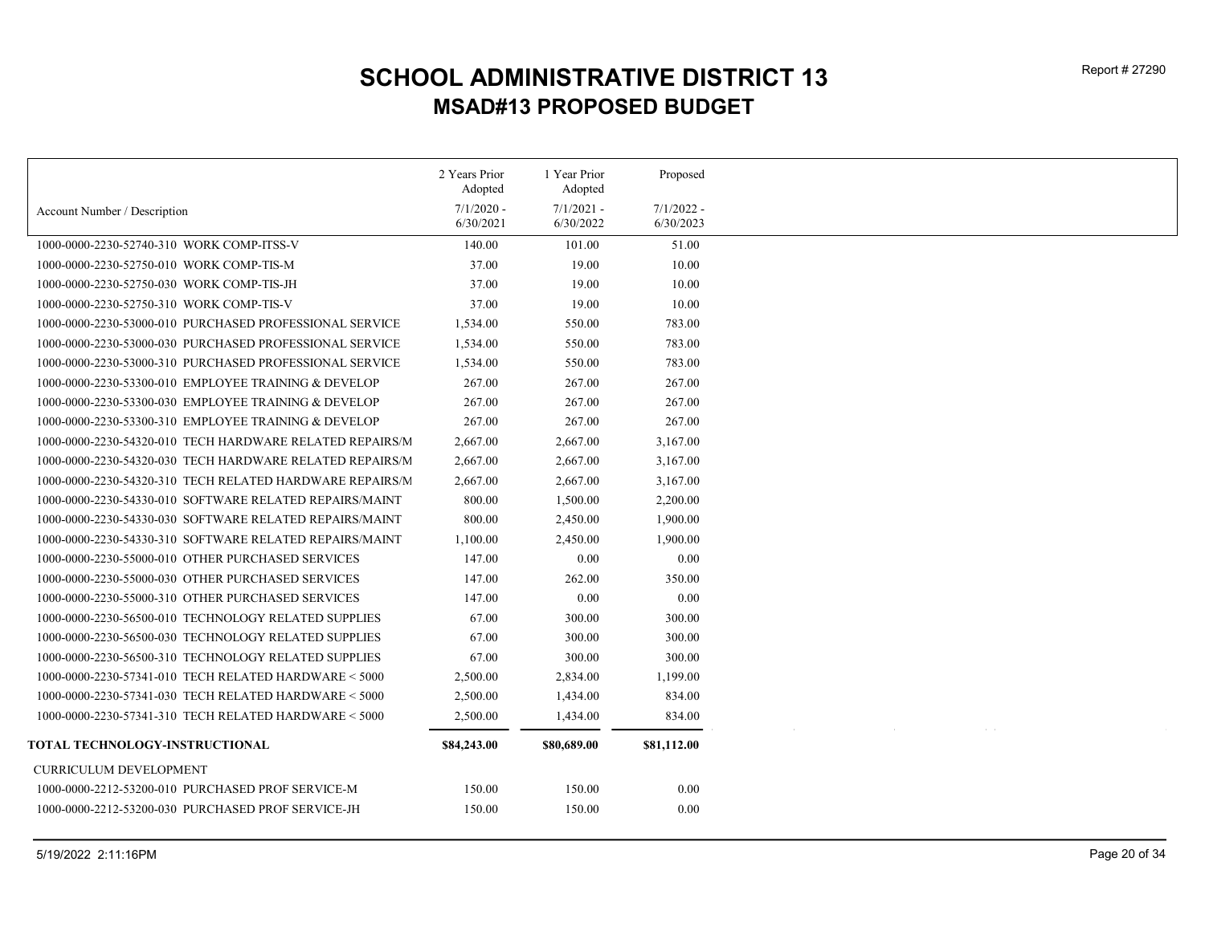# SCHOOL ADMINISTRATIVE DISTRICT 13
## MSAD#13 PROPOSED BUDGET

| Account Number / Description | 2 Years Prior Adopted 7/1/2020 - 6/30/2021 | 1 Year Prior Adopted 7/1/2021 - 6/30/2022 | Proposed 7/1/2022 - 6/30/2023 |
|---|---|---|---|
| 1000-0000-2230-52740-310 WORK COMP-ITSS-V | 140.00 | 101.00 | 51.00 |
| 1000-0000-2230-52750-010 WORK COMP-TIS-M | 37.00 | 19.00 | 10.00 |
| 1000-0000-2230-52750-030 WORK COMP-TIS-JH | 37.00 | 19.00 | 10.00 |
| 1000-0000-2230-52750-310 WORK COMP-TIS-V | 37.00 | 19.00 | 10.00 |
| 1000-0000-2230-53000-010 PURCHASED PROFESSIONAL SERVICE | 1,534.00 | 550.00 | 783.00 |
| 1000-0000-2230-53000-030 PURCHASED PROFESSIONAL SERVICE | 1,534.00 | 550.00 | 783.00 |
| 1000-0000-2230-53000-310 PURCHASED PROFESSIONAL SERVICE | 1,534.00 | 550.00 | 783.00 |
| 1000-0000-2230-53300-010 EMPLOYEE TRAINING & DEVELOP | 267.00 | 267.00 | 267.00 |
| 1000-0000-2230-53300-030 EMPLOYEE TRAINING & DEVELOP | 267.00 | 267.00 | 267.00 |
| 1000-0000-2230-53300-310 EMPLOYEE TRAINING & DEVELOP | 267.00 | 267.00 | 267.00 |
| 1000-0000-2230-54320-010 TECH HARDWARE RELATED REPAIRS/M | 2,667.00 | 2,667.00 | 3,167.00 |
| 1000-0000-2230-54320-030 TECH HARDWARE RELATED REPAIRS/M | 2,667.00 | 2,667.00 | 3,167.00 |
| 1000-0000-2230-54320-310 TECH RELATED HARDWARE REPAIRS/M | 2,667.00 | 2,667.00 | 3,167.00 |
| 1000-0000-2230-54330-010 SOFTWARE RELATED REPAIRS/MAINT | 800.00 | 1,500.00 | 2,200.00 |
| 1000-0000-2230-54330-030 SOFTWARE RELATED REPAIRS/MAINT | 800.00 | 2,450.00 | 1,900.00 |
| 1000-0000-2230-54330-310 SOFTWARE RELATED REPAIRS/MAINT | 1,100.00 | 2,450.00 | 1,900.00 |
| 1000-0000-2230-55000-010 OTHER PURCHASED SERVICES | 147.00 | 0.00 | 0.00 |
| 1000-0000-2230-55000-030 OTHER PURCHASED SERVICES | 147.00 | 262.00 | 350.00 |
| 1000-0000-2230-55000-310 OTHER PURCHASED SERVICES | 147.00 | 0.00 | 0.00 |
| 1000-0000-2230-56500-010 TECHNOLOGY RELATED SUPPLIES | 67.00 | 300.00 | 300.00 |
| 1000-0000-2230-56500-030 TECHNOLOGY RELATED SUPPLIES | 67.00 | 300.00 | 300.00 |
| 1000-0000-2230-56500-310 TECHNOLOGY RELATED SUPPLIES | 67.00 | 300.00 | 300.00 |
| 1000-0000-2230-57341-010 TECH RELATED HARDWARE < 5000 | 2,500.00 | 2,834.00 | 1,199.00 |
| 1000-0000-2230-57341-030 TECH RELATED HARDWARE < 5000 | 2,500.00 | 1,434.00 | 834.00 |
| 1000-0000-2230-57341-310 TECH RELATED HARDWARE < 5000 | 2,500.00 | 1,434.00 | 834.00 |
| **TOTAL TECHNOLOGY-INSTRUCTIONAL** | **$84,243.00** | **$80,689.00** | **$81,112.00** |
| CURRICULUM DEVELOPMENT | | | |
| 1000-0000-2212-53200-010 PURCHASED PROF SERVICE-M | 150.00 | 150.00 | 0.00 |
| 1000-0000-2212-53200-030 PURCHASED PROF SERVICE-JH | 150.00 | 150.00 | 0.00 |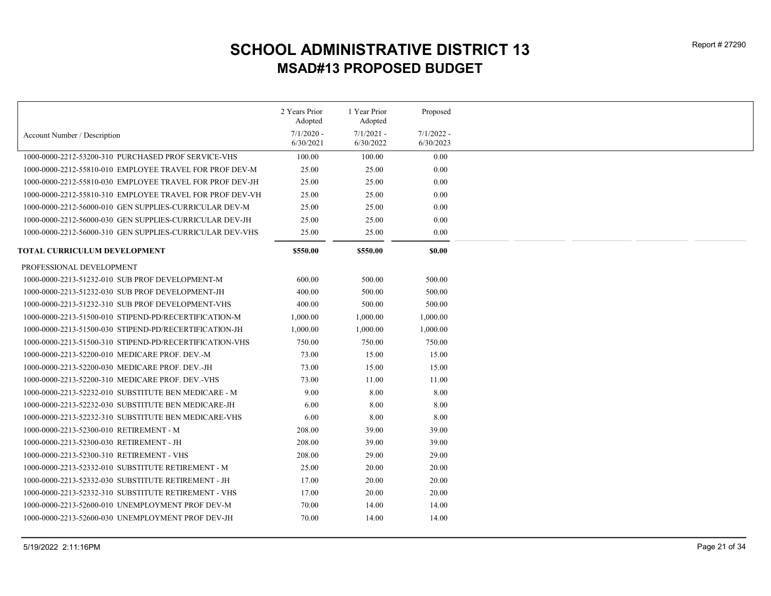# SCHOOL ADMINISTRATIVE DISTRICT 13

## MSAD#13 PROPOSED BUDGET

| Account Number / Description | 2 Years Prior Adopted 7/1/2020 - 6/30/2021 | 1 Year Prior Adopted 7/1/2021 - 6/30/2022 | Proposed 7/1/2022 - 6/30/2023 |
|---|---|---|---|
| 1000-0000-2212-53200-310 PURCHASED PROF SERVICE-VHS | 100.00 | 100.00 | 0.00 |
| 1000-0000-2212-55810-010 EMPLOYEE TRAVEL FOR PROF DEV-M | 25.00 | 25.00 | 0.00 |
| 1000-0000-2212-55810-030 EMPLOYEE TRAVEL FOR PROF DEV-JH | 25.00 | 25.00 | 0.00 |
| 1000-0000-2212-55810-310 EMPLOYEE TRAVEL FOR PROF DEV-VH | 25.00 | 25.00 | 0.00 |
| 1000-0000-2212-56000-010 GEN SUPPLIES-CURRICULAR DEV-M | 25.00 | 25.00 | 0.00 |
| 1000-0000-2212-56000-030 GEN SUPPLIES-CURRICULAR DEV-JH | 25.00 | 25.00 | 0.00 |
| 1000-0000-2212-56000-310 GEN SUPPLIES-CURRICULAR DEV-VHS | 25.00 | 25.00 | 0.00 |
| **TOTAL CURRICULUM DEVELOPMENT** | **$550.00** | **$550.00** | **$0.00** |
| PROFESSIONAL DEVELOPMENT | | | |
| 1000-0000-2213-51232-010 SUB PROF DEVELOPMENT-M | 600.00 | 500.00 | 500.00 |
| 1000-0000-2213-51232-030 SUB PROF DEVELOPMENT-JH | 400.00 | 500.00 | 500.00 |
| 1000-0000-2213-51232-310 SUB PROF DEVELOPMENT-VHS | 400.00 | 500.00 | 500.00 |
| 1000-0000-2213-51500-010 STIPEND-PD/RECERTIFICATION-M | 1,000.00 | 1,000.00 | 1,000.00 |
| 1000-0000-2213-51500-030 STIPEND-PD/RECERTIFICATION-JH | 1,000.00 | 1,000.00 | 1,000.00 |
| 1000-0000-2213-51500-310 STIPEND-PD/RECERTIFICATION-VHS | 750.00 | 750.00 | 750.00 |
| 1000-0000-2213-52200-010 MEDICARE PROF. DEV.-M | 73.00 | 15.00 | 15.00 |
| 1000-0000-2213-52200-030 MEDICARE PROF. DEV.-JH | 73.00 | 15.00 | 15.00 |
| 1000-0000-2213-52200-310 MEDICARE PROF. DEV.-VHS | 73.00 | 11.00 | 11.00 |
| 1000-0000-2213-52232-010 SUBSTITUTE BEN MEDICARE - M | 9.00 | 8.00 | 8.00 |
| 1000-0000-2213-52232-030 SUBSTITUTE BEN MEDICARE-JH | 6.00 | 8.00 | 8.00 |
| 1000-0000-2213-52232-310 SUBSTITUTE BEN MEDICARE-VHS | 6.00 | 8.00 | 8.00 |
| 1000-0000-2213-52300-010 RETIREMENT - M | 208.00 | 39.00 | 39.00 |
| 1000-0000-2213-52300-030 RETIREMENT - JH | 208.00 | 39.00 | 39.00 |
| 1000-0000-2213-52300-310 RETIREMENT - VHS | 208.00 | 29.00 | 29.00 |
| 1000-0000-2213-52332-010 SUBSTITUTE RETIREMENT - M | 25.00 | 20.00 | 20.00 |
| 1000-0000-2213-52332-030 SUBSTITUTE RETIREMENT - JH | 17.00 | 20.00 | 20.00 |
| 1000-0000-2213-52332-310 SUBSTITUTE RETIREMENT - VHS | 17.00 | 20.00 | 20.00 |
| 1000-0000-2213-52600-010 UNEMPLOYMENT PROF DEV-M | 70.00 | 14.00 | 14.00 |
| 1000-0000-2213-52600-030 UNEMPLOYMENT PROF DEV-JH | 70.00 | 14.00 | 14.00 |

5/19/2022 2:11:16PM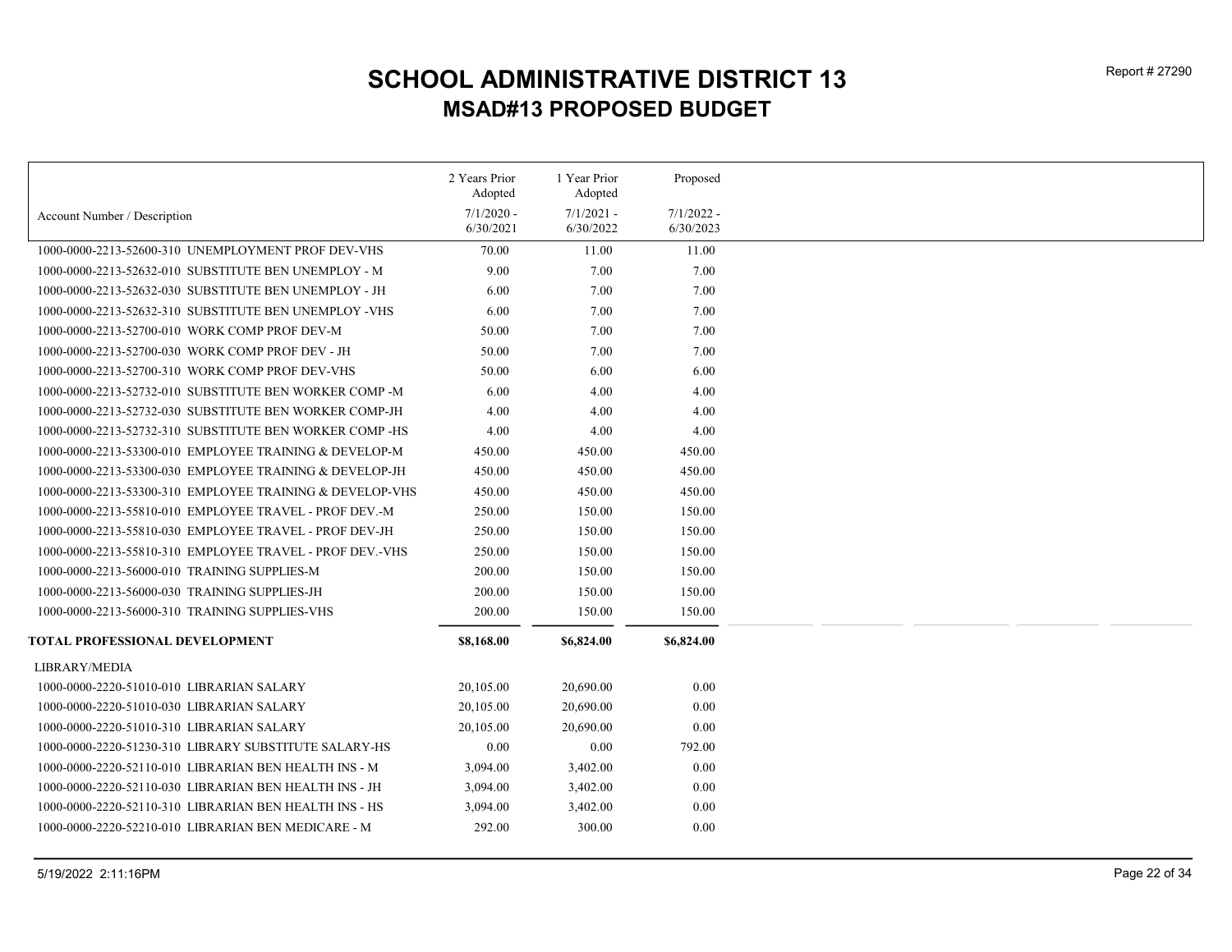# SCHOOL ADMINISTRATIVE DISTRICT 13

## MSAD#13 PROPOSED BUDGET

Report # 27290

| Account Number / Description | 2 Years Prior Adopted 7/1/2020 - 6/30/2021 | 1 Year Prior Adopted 7/1/2021 - 6/30/2022 | Proposed 7/1/2022 - 6/30/2023 |
|---|---|---|---|
| 1000-0000-2213-52600-310 UNEMPLOYMENT PROF DEV-VHS | 70.00 | 11.00 | 11.00 |
| 1000-0000-2213-52632-010 SUBSTITUTE BEN UNEMPLOY - M | 9.00 | 7.00 | 7.00 |
| 1000-0000-2213-52632-030 SUBSTITUTE BEN UNEMPLOY - JH | 6.00 | 7.00 | 7.00 |
| 1000-0000-2213-52632-310 SUBSTITUTE BEN UNEMPLOY -VHS | 6.00 | 7.00 | 7.00 |
| 1000-0000-2213-52700-010 WORK COMP PROF DEV-M | 50.00 | 7.00 | 7.00 |
| 1000-0000-2213-52700-030 WORK COMP PROF DEV - JH | 50.00 | 7.00 | 7.00 |
| 1000-0000-2213-52700-310 WORK COMP PROF DEV-VHS | 50.00 | 6.00 | 6.00 |
| 1000-0000-2213-52732-010 SUBSTITUTE BEN WORKER COMP -M | 6.00 | 4.00 | 4.00 |
| 1000-0000-2213-52732-030 SUBSTITUTE BEN WORKER COMP-JH | 4.00 | 4.00 | 4.00 |
| 1000-0000-2213-52732-310 SUBSTITUTE BEN WORKER COMP -HS | 4.00 | 4.00 | 4.00 |
| 1000-0000-2213-53300-010 EMPLOYEE TRAINING & DEVELOP-M | 450.00 | 450.00 | 450.00 |
| 1000-0000-2213-53300-030 EMPLOYEE TRAINING & DEVELOP-JH | 450.00 | 450.00 | 450.00 |
| 1000-0000-2213-53300-310 EMPLOYEE TRAINING & DEVELOP-VHS | 450.00 | 450.00 | 450.00 |
| 1000-0000-2213-55810-010 EMPLOYEE TRAVEL - PROF DEV.-M | 250.00 | 150.00 | 150.00 |
| 1000-0000-2213-55810-030 EMPLOYEE TRAVEL - PROF DEV-JH | 250.00 | 150.00 | 150.00 |
| 1000-0000-2213-55810-310 EMPLOYEE TRAVEL - PROF DEV.-VHS | 250.00 | 150.00 | 150.00 |
| 1000-0000-2213-56000-010 TRAINING SUPPLIES-M | 200.00 | 150.00 | 150.00 |
| 1000-0000-2213-56000-030 TRAINING SUPPLIES-JH | 200.00 | 150.00 | 150.00 |
| 1000-0000-2213-56000-310 TRAINING SUPPLIES-VHS | 200.00 | 150.00 | 150.00 |
| **TOTAL PROFESSIONAL DEVELOPMENT** | **$8,168.00** | **$6,824.00** | **$6,824.00** |
| LIBRARY/MEDIA | | | |
| 1000-0000-2220-51010-010 LIBRARIAN SALARY | 20,105.00 | 20,690.00 | 0.00 |
| 1000-0000-2220-51010-030 LIBRARIAN SALARY | 20,105.00 | 20,690.00 | 0.00 |
| 1000-0000-2220-51010-310 LIBRARIAN SALARY | 20,105.00 | 20,690.00 | 0.00 |
| 1000-0000-2220-51230-310 LIBRARY SUBSTITUTE SALARY-HS | 0.00 | 0.00 | 792.00 |
| 1000-0000-2220-52110-010 LIBRARIAN BEN HEALTH INS - M | 3,094.00 | 3,402.00 | 0.00 |
| 1000-0000-2220-52110-030 LIBRARIAN BEN HEALTH INS - JH | 3,094.00 | 3,402.00 | 0.00 |
| 1000-0000-2220-52110-310 LIBRARIAN BEN HEALTH INS - HS | 3,094.00 | 3,402.00 | 0.00 |
| 1000-0000-2220-52210-010 LIBRARIAN BEN MEDICARE - M | 292.00 | 300.00 | 0.00 |

5/19/2022 2:11:16PM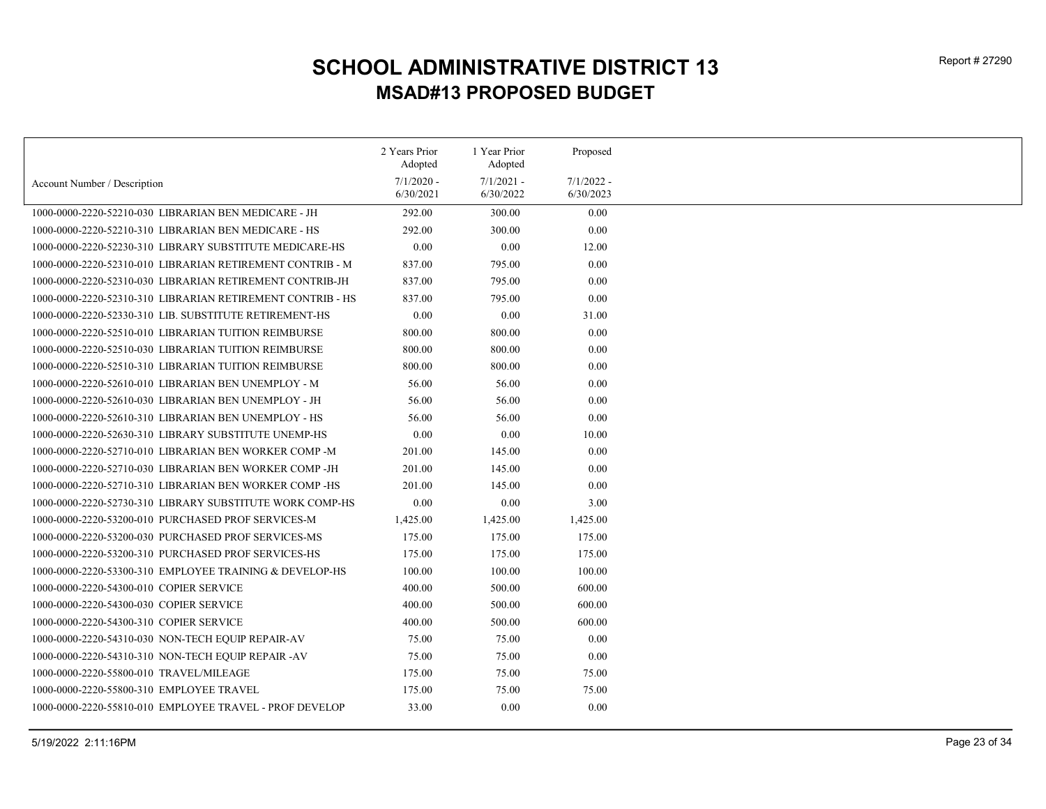# SCHOOL ADMINISTRATIVE DISTRICT 13

## MSAD#13 PROPOSED BUDGET

| Account Number / Description | 2 Years Prior Adopted 7/1/2020 - 6/30/2021 | 1 Year Prior Adopted 7/1/2021 - 6/30/2022 | Proposed 7/1/2022 - 6/30/2023 |
|---|---|---|---|
| 1000-0000-2220-52210-030 LIBRARIAN BEN MEDICARE - JH | 292.00 | 300.00 | 0.00 |
| 1000-0000-2220-52210-310 LIBRARIAN BEN MEDICARE - HS | 292.00 | 300.00 | 0.00 |
| 1000-0000-2220-52230-310 LIBRARY SUBSTITUTE MEDICARE-HS | 0.00 | 0.00 | 12.00 |
| 1000-0000-2220-52310-010 LIBRARIAN RETIREMENT CONTRIB - M | 837.00 | 795.00 | 0.00 |
| 1000-0000-2220-52310-030 LIBRARIAN RETIREMENT CONTRIB-JH | 837.00 | 795.00 | 0.00 |
| 1000-0000-2220-52310-310 LIBRARIAN RETIREMENT CONTRIB - HS | 837.00 | 795.00 | 0.00 |
| 1000-0000-2220-52330-310 LIB. SUBSTITUTE RETIREMENT-HS | 0.00 | 0.00 | 31.00 |
| 1000-0000-2220-52510-010 LIBRARIAN TUITION REIMBURSE | 800.00 | 800.00 | 0.00 |
| 1000-0000-2220-52510-030 LIBRARIAN TUITION REIMBURSE | 800.00 | 800.00 | 0.00 |
| 1000-0000-2220-52510-310 LIBRARIAN TUITION REIMBURSE | 800.00 | 800.00 | 0.00 |
| 1000-0000-2220-52610-010 LIBRARIAN BEN UNEMPLOY - M | 56.00 | 56.00 | 0.00 |
| 1000-0000-2220-52610-030 LIBRARIAN BEN UNEMPLOY - JH | 56.00 | 56.00 | 0.00 |
| 1000-0000-2220-52610-310 LIBRARIAN BEN UNEMPLOY - HS | 56.00 | 56.00 | 0.00 |
| 1000-0000-2220-52630-310 LIBRARY SUBSTITUTE UNEMP-HS | 0.00 | 0.00 | 10.00 |
| 1000-0000-2220-52710-010 LIBRARIAN BEN WORKER COMP -M | 201.00 | 145.00 | 0.00 |
| 1000-0000-2220-52710-030 LIBRARIAN BEN WORKER COMP -JH | 201.00 | 145.00 | 0.00 |
| 1000-0000-2220-52710-310 LIBRARIAN BEN WORKER COMP -HS | 201.00 | 145.00 | 0.00 |
| 1000-0000-2220-52730-310 LIBRARY SUBSTITUTE WORK COMP-HS | 0.00 | 0.00 | 3.00 |
| 1000-0000-2220-53200-010 PURCHASED PROF SERVICES-M | 1,425.00 | 1,425.00 | 1,425.00 |
| 1000-0000-2220-53200-030 PURCHASED PROF SERVICES-MS | 175.00 | 175.00 | 175.00 |
| 1000-0000-2220-53200-310 PURCHASED PROF SERVICES-HS | 175.00 | 175.00 | 175.00 |
| 1000-0000-2220-53300-310 EMPLOYEE TRAINING & DEVELOP-HS | 100.00 | 100.00 | 100.00 |
| 1000-0000-2220-54300-010 COPIER SERVICE | 400.00 | 500.00 | 600.00 |
| 1000-0000-2220-54300-030 COPIER SERVICE | 400.00 | 500.00 | 600.00 |
| 1000-0000-2220-54300-310 COPIER SERVICE | 400.00 | 500.00 | 600.00 |
| 1000-0000-2220-54310-030 NON-TECH EQUIP REPAIR-AV | 75.00 | 75.00 | 0.00 |
| 1000-0000-2220-54310-310 NON-TECH EQUIP REPAIR -AV | 75.00 | 75.00 | 0.00 |
| 1000-0000-2220-55800-010 TRAVEL/MILEAGE | 175.00 | 75.00 | 75.00 |
| 1000-0000-2220-55800-310 EMPLOYEE TRAVEL | 175.00 | 75.00 | 75.00 |
| 1000-0000-2220-55810-010 EMPLOYEE TRAVEL - PROF DEVELOP | 33.00 | 0.00 | 0.00 |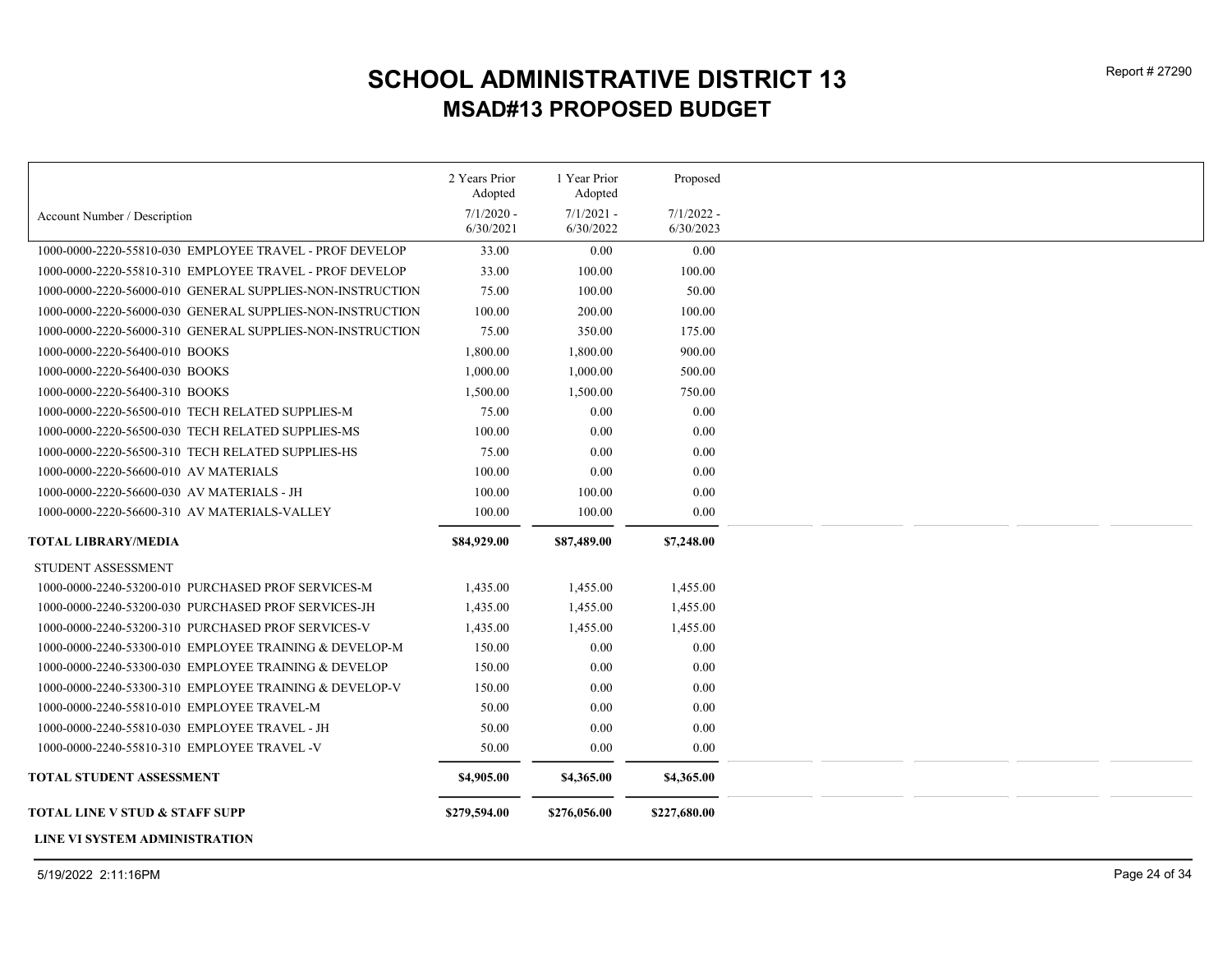# SCHOOL ADMINISTRATIVE DISTRICT 13

## MSAD#13 PROPOSED BUDGET

| Account Number / Description | 2 Years Prior Adopted 7/1/2020 - 6/30/2021 | 1 Year Prior Adopted 7/1/2021 - 6/30/2022 | Proposed 7/1/2022 - 6/30/2023 |
|---|---|---|---|
| 1000-0000-2220-55810-030 EMPLOYEE TRAVEL - PROF DEVELOP | 33.00 | 0.00 | 0.00 |
| 1000-0000-2220-55810-310 EMPLOYEE TRAVEL - PROF DEVELOP | 33.00 | 100.00 | 100.00 |
| 1000-0000-2220-56000-010 GENERAL SUPPLIES-NON-INSTRUCTION | 75.00 | 100.00 | 50.00 |
| 1000-0000-2220-56000-030 GENERAL SUPPLIES-NON-INSTRUCTION | 100.00 | 200.00 | 100.00 |
| 1000-0000-2220-56000-310 GENERAL SUPPLIES-NON-INSTRUCTION | 75.00 | 350.00 | 175.00 |
| 1000-0000-2220-56400-010 BOOKS | 1,800.00 | 1,800.00 | 900.00 |
| 1000-0000-2220-56400-030 BOOKS | 1,000.00 | 1,000.00 | 500.00 |
| 1000-0000-2220-56400-310 BOOKS | 1,500.00 | 1,500.00 | 750.00 |
| 1000-0000-2220-56500-010 TECH RELATED SUPPLIES-M | 75.00 | 0.00 | 0.00 |
| 1000-0000-2220-56500-030 TECH RELATED SUPPLIES-MS | 100.00 | 0.00 | 0.00 |
| 1000-0000-2220-56500-310 TECH RELATED SUPPLIES-HS | 75.00 | 0.00 | 0.00 |
| 1000-0000-2220-56600-010 AV MATERIALS | 100.00 | 0.00 | 0.00 |
| 1000-0000-2220-56600-030 AV MATERIALS - JH | 100.00 | 100.00 | 0.00 |
| 1000-0000-2220-56600-310 AV MATERIALS-VALLEY | 100.00 | 100.00 | 0.00 |
| **TOTAL LIBRARY/MEDIA** | **$84,929.00** | **$87,489.00** | **$7,248.00** |
| STUDENT ASSESSMENT | | | |
| 1000-0000-2240-53200-010 PURCHASED PROF SERVICES-M | 1,435.00 | 1,455.00 | 1,455.00 |
| 1000-0000-2240-53200-030 PURCHASED PROF SERVICES-JH | 1,435.00 | 1,455.00 | 1,455.00 |
| 1000-0000-2240-53200-310 PURCHASED PROF SERVICES-V | 1,435.00 | 1,455.00 | 1,455.00 |
| 1000-0000-2240-53300-010 EMPLOYEE TRAINING & DEVELOP-M | 150.00 | 0.00 | 0.00 |
| 1000-0000-2240-53300-030 EMPLOYEE TRAINING & DEVELOP | 150.00 | 0.00 | 0.00 |
| 1000-0000-2240-53300-310 EMPLOYEE TRAINING & DEVELOP-V | 150.00 | 0.00 | 0.00 |
| 1000-0000-2240-55810-010 EMPLOYEE TRAVEL-M | 50.00 | 0.00 | 0.00 |
| 1000-0000-2240-55810-030 EMPLOYEE TRAVEL - JH | 50.00 | 0.00 | 0.00 |
| 1000-0000-2240-55810-310 EMPLOYEE TRAVEL -V | 50.00 | 0.00 | 0.00 |
| **TOTAL STUDENT ASSESSMENT** | **$4,905.00** | **$4,365.00** | **$4,365.00** |
| **TOTAL LINE V STUD & STAFF SUPP** | **$279,594.00** | **$276,056.00** | **$227,680.00** |

**LINE VI SYSTEM ADMINISTRATION**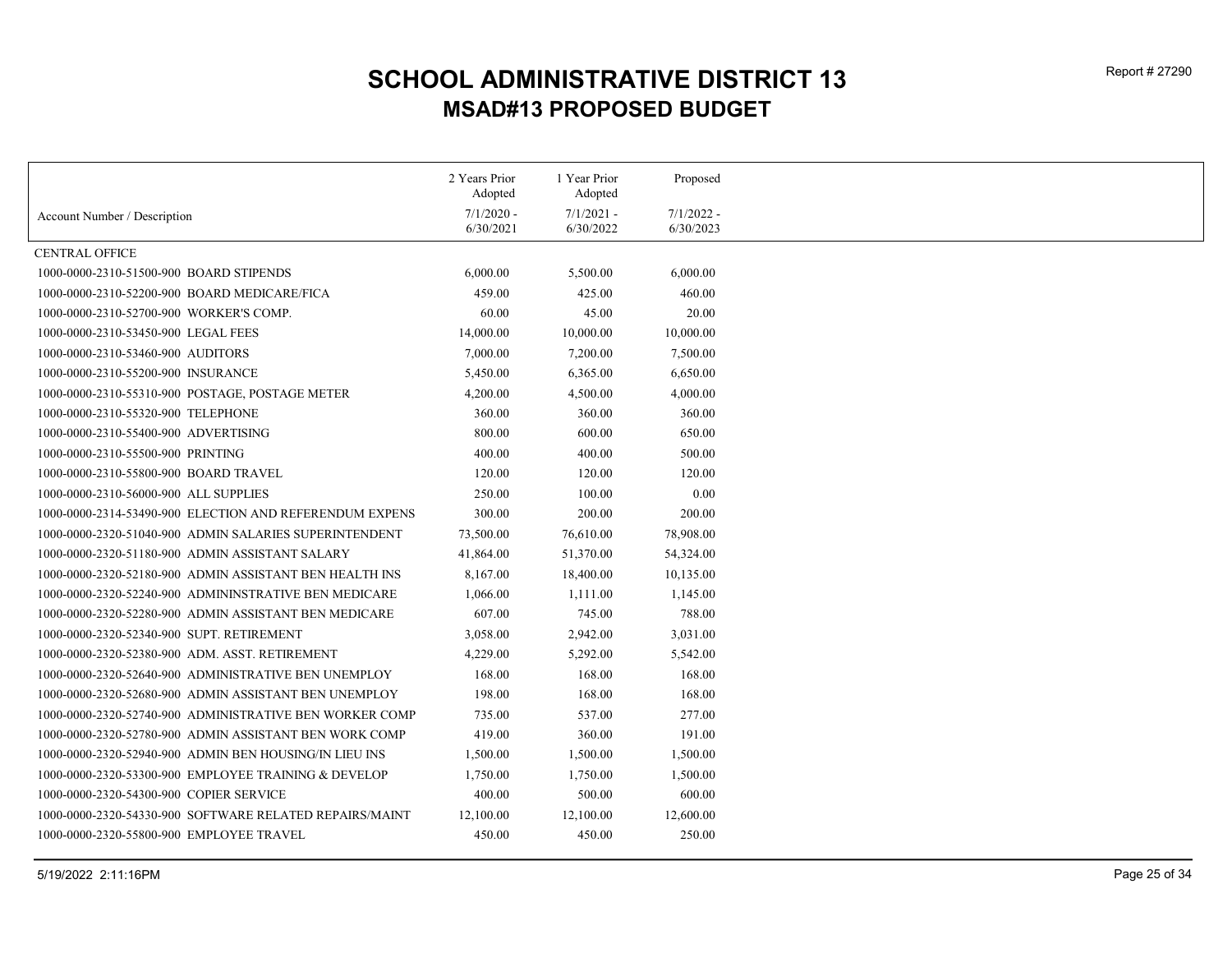# SCHOOL ADMINISTRATIVE DISTRICT 13

## MSAD#13 PROPOSED BUDGET

Report # 27290

| Account Number / Description | 2 Years Prior Adopted 7/1/2020 - 6/30/2021 | 1 Year Prior Adopted 7/1/2021 - 6/30/2022 | Proposed 7/1/2022 - 6/30/2023 |
|---|---|---|---|
| CENTRAL OFFICE | | | |
| 1000-0000-2310-51500-900 BOARD STIPENDS | 6,000.00 | 5,500.00 | 6,000.00 |
| 1000-0000-2310-52200-900 BOARD MEDICARE/FICA | 459.00 | 425.00 | 460.00 |
| 1000-0000-2310-52700-900 WORKER'S COMP. | 60.00 | 45.00 | 20.00 |
| 1000-0000-2310-53450-900 LEGAL FEES | 14,000.00 | 10,000.00 | 10,000.00 |
| 1000-0000-2310-53460-900 AUDITORS | 7,000.00 | 7,200.00 | 7,500.00 |
| 1000-0000-2310-55200-900 INSURANCE | 5,450.00 | 6,365.00 | 6,650.00 |
| 1000-0000-2310-55310-900 POSTAGE, POSTAGE METER | 4,200.00 | 4,500.00 | 4,000.00 |
| 1000-0000-2310-55320-900 TELEPHONE | 360.00 | 360.00 | 360.00 |
| 1000-0000-2310-55400-900 ADVERTISING | 800.00 | 600.00 | 650.00 |
| 1000-0000-2310-55500-900 PRINTING | 400.00 | 400.00 | 500.00 |
| 1000-0000-2310-55800-900 BOARD TRAVEL | 120.00 | 120.00 | 120.00 |
| 1000-0000-2310-56000-900 ALL SUPPLIES | 250.00 | 100.00 | 0.00 |
| 1000-0000-2314-53490-900 ELECTION AND REFERENDUM EXPENS | 300.00 | 200.00 | 200.00 |
| 1000-0000-2320-51040-900 ADMIN SALARIES SUPERINTENDENT | 73,500.00 | 76,610.00 | 78,908.00 |
| 1000-0000-2320-51180-900 ADMIN ASSISTANT SALARY | 41,864.00 | 51,370.00 | 54,324.00 |
| 1000-0000-2320-52180-900 ADMIN ASSISTANT BEN HEALTH INS | 8,167.00 | 18,400.00 | 10,135.00 |
| 1000-0000-2320-52240-900 ADMININSTRATIVE BEN MEDICARE | 1,066.00 | 1,111.00 | 1,145.00 |
| 1000-0000-2320-52280-900 ADMIN ASSISTANT BEN MEDICARE | 607.00 | 745.00 | 788.00 |
| 1000-0000-2320-52340-900 SUPT. RETIREMENT | 3,058.00 | 2,942.00 | 3,031.00 |
| 1000-0000-2320-52380-900 ADM. ASST. RETIREMENT | 4,229.00 | 5,292.00 | 5,542.00 |
| 1000-0000-2320-52640-900 ADMINISTRATIVE BEN UNEMPLOY | 168.00 | 168.00 | 168.00 |
| 1000-0000-2320-52680-900 ADMIN ASSISTANT BEN UNEMPLOY | 198.00 | 168.00 | 168.00 |
| 1000-0000-2320-52740-900 ADMINISTRATIVE BEN WORKER COMP | 735.00 | 537.00 | 277.00 |
| 1000-0000-2320-52780-900 ADMIN ASSISTANT BEN WORK COMP | 419.00 | 360.00 | 191.00 |
| 1000-0000-2320-52940-900 ADMIN BEN HOUSING/IN LIEU INS | 1,500.00 | 1,500.00 | 1,500.00 |
| 1000-0000-2320-53300-900 EMPLOYEE TRAINING & DEVELOP | 1,750.00 | 1,750.00 | 1,500.00 |
| 1000-0000-2320-54300-900 COPIER SERVICE | 400.00 | 500.00 | 600.00 |
| 1000-0000-2320-54330-900 SOFTWARE RELATED REPAIRS/MAINT | 12,100.00 | 12,100.00 | 12,600.00 |
| 1000-0000-2320-55800-900 EMPLOYEE TRAVEL | 450.00 | 450.00 | 250.00 |

5/19/2022 2:11:16PM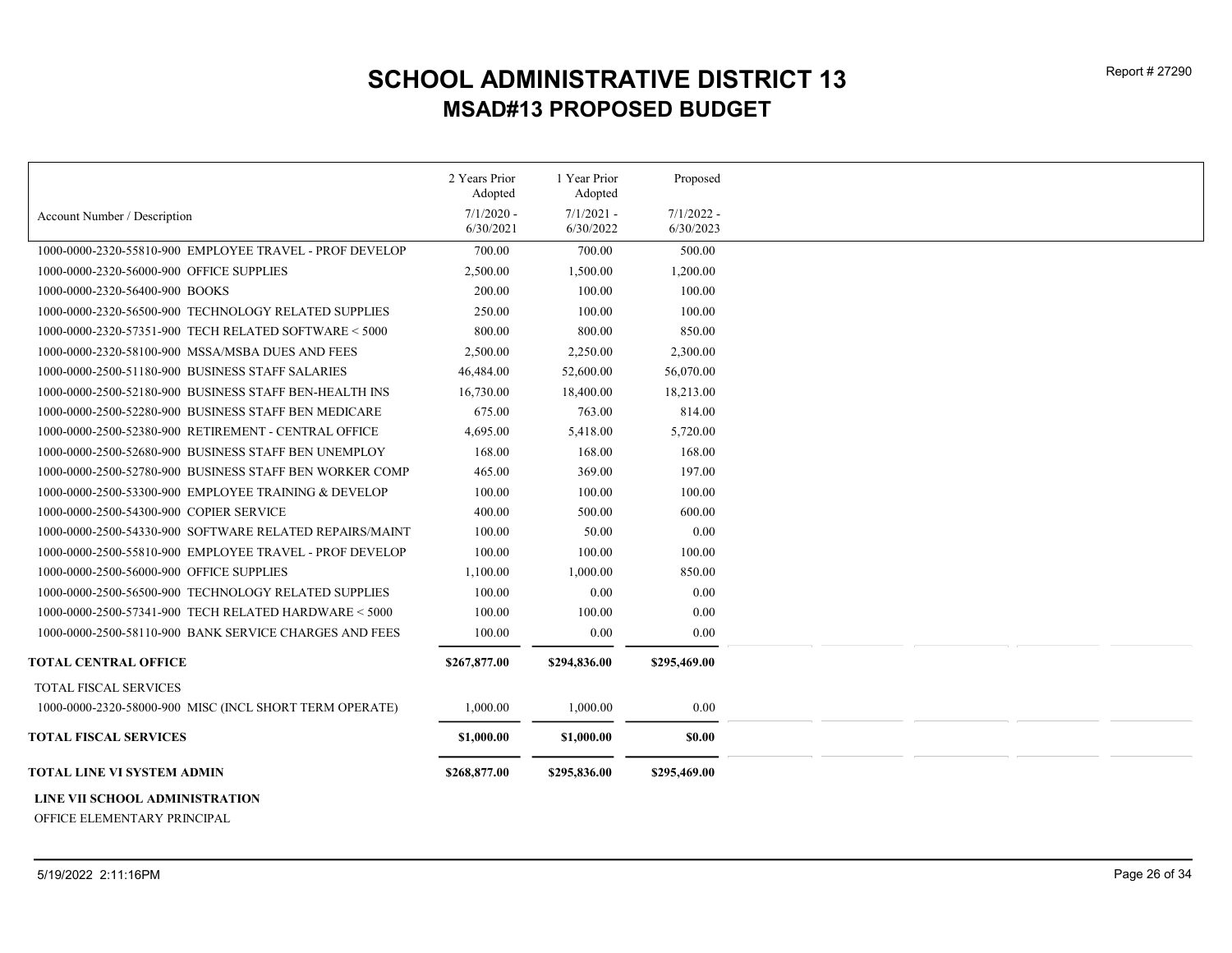# SCHOOL ADMINISTRATIVE DISTRICT 13

## MSAD#13 PROPOSED BUDGET

| Account Number / Description | 2 Years Prior Adopted 7/1/2020 - 6/30/2021 | 1 Year Prior Adopted 7/1/2021 - 6/30/2022 | Proposed 7/1/2022 - 6/30/2023 |
|---|---|---|---|
| 1000-0000-2320-55810-900 EMPLOYEE TRAVEL - PROF DEVELOP | 700.00 | 700.00 | 500.00 |
| 1000-0000-2320-56000-900 OFFICE SUPPLIES | 2,500.00 | 1,500.00 | 1,200.00 |
| 1000-0000-2320-56400-900 BOOKS | 200.00 | 100.00 | 100.00 |
| 1000-0000-2320-56500-900 TECHNOLOGY RELATED SUPPLIES | 250.00 | 100.00 | 100.00 |
| 1000-0000-2320-57351-900 TECH RELATED SOFTWARE < 5000 | 800.00 | 800.00 | 850.00 |
| 1000-0000-2320-58100-900 MSSA/MSBA DUES AND FEES | 2,500.00 | 2,250.00 | 2,300.00 |
| 1000-0000-2500-51180-900 BUSINESS STAFF SALARIES | 46,484.00 | 52,600.00 | 56,070.00 |
| 1000-0000-2500-52180-900 BUSINESS STAFF BEN-HEALTH INS | 16,730.00 | 18,400.00 | 18,213.00 |
| 1000-0000-2500-52280-900 BUSINESS STAFF BEN MEDICARE | 675.00 | 763.00 | 814.00 |
| 1000-0000-2500-52380-900 RETIREMENT - CENTRAL OFFICE | 4,695.00 | 5,418.00 | 5,720.00 |
| 1000-0000-2500-52680-900 BUSINESS STAFF BEN UNEMPLOY | 168.00 | 168.00 | 168.00 |
| 1000-0000-2500-52780-900 BUSINESS STAFF BEN WORKER COMP | 465.00 | 369.00 | 197.00 |
| 1000-0000-2500-53300-900 EMPLOYEE TRAINING & DEVELOP | 100.00 | 100.00 | 100.00 |
| 1000-0000-2500-54300-900 COPIER SERVICE | 400.00 | 500.00 | 600.00 |
| 1000-0000-2500-54330-900 SOFTWARE RELATED REPAIRS/MAINT | 100.00 | 50.00 | 0.00 |
| 1000-0000-2500-55810-900 EMPLOYEE TRAVEL - PROF DEVELOP | 100.00 | 100.00 | 100.00 |
| 1000-0000-2500-56000-900 OFFICE SUPPLIES | 1,100.00 | 1,000.00 | 850.00 |
| 1000-0000-2500-56500-900 TECHNOLOGY RELATED SUPPLIES | 100.00 | 0.00 | 0.00 |
| 1000-0000-2500-57341-900 TECH RELATED HARDWARE < 5000 | 100.00 | 100.00 | 0.00 |
| 1000-0000-2500-58110-900 BANK SERVICE CHARGES AND FEES | 100.00 | 0.00 | 0.00 |
| **TOTAL CENTRAL OFFICE** | **$267,877.00** | **$294,836.00** | **$295,469.00** |
| TOTAL FISCAL SERVICES | | | |
| 1000-0000-2320-58000-900 MISC (INCL SHORT TERM OPERATE) | 1,000.00 | 1,000.00 | 0.00 |
| **TOTAL FISCAL SERVICES** | **$1,000.00** | **$1,000.00** | **$0.00** |
| **TOTAL LINE VI SYSTEM ADMIN** | **$268,877.00** | **$295,836.00** | **$295,469.00** |

**LINE VII SCHOOL ADMINISTRATION**

OFFICE ELEMENTARY PRINCIPAL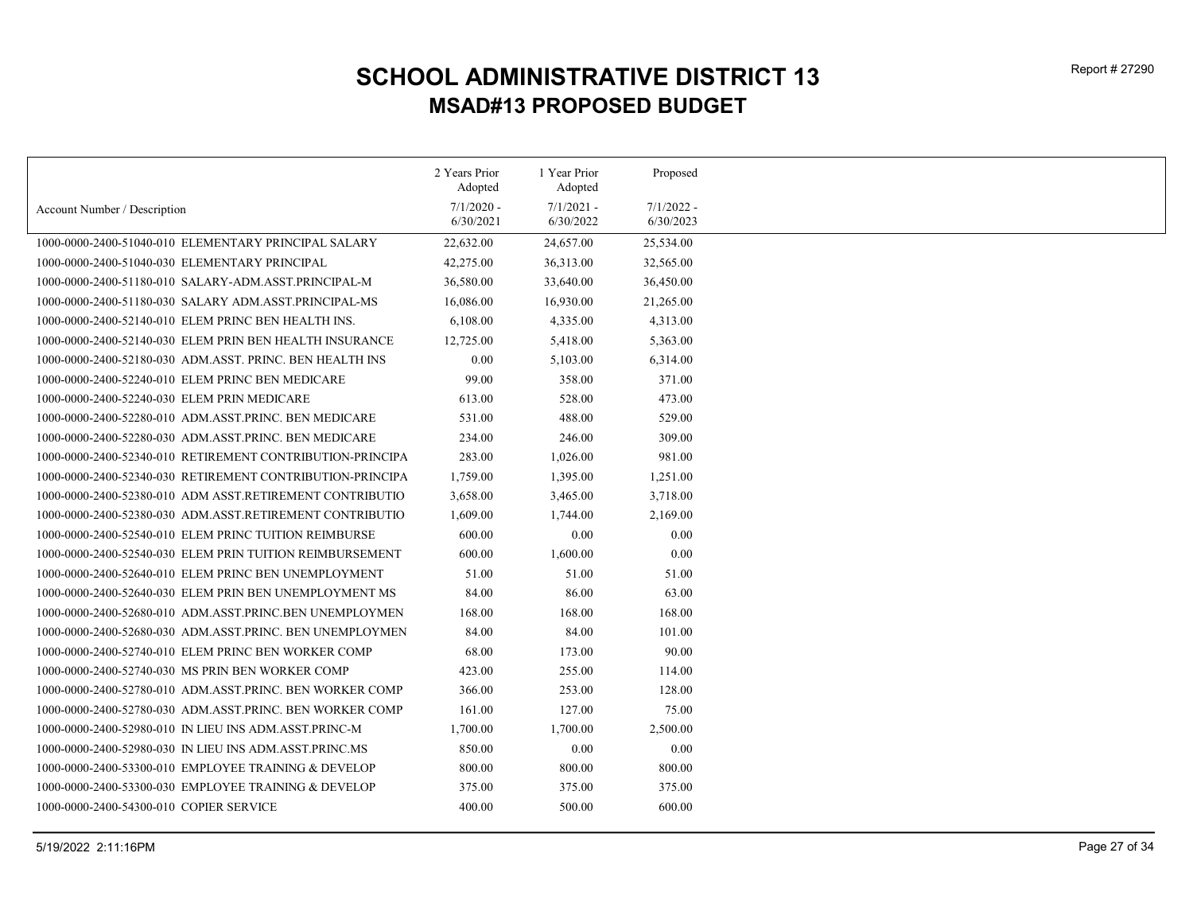# SCHOOL ADMINISTRATIVE DISTRICT 13

## MSAD#13 PROPOSED BUDGET

| Account Number / Description | 2 Years Prior Adopted 7/1/2020 - 6/30/2021 | 1 Year Prior Adopted 7/1/2021 - 6/30/2022 | Proposed 7/1/2022 - 6/30/2023 |
|---|---|---|---|
| 1000-0000-2400-51040-010 ELEMENTARY PRINCIPAL SALARY | 22,632.00 | 24,657.00 | 25,534.00 |
| 1000-0000-2400-51040-030 ELEMENTARY PRINCIPAL | 42,275.00 | 36,313.00 | 32,565.00 |
| 1000-0000-2400-51180-010 SALARY-ADM.ASST.PRINCIPAL-M | 36,580.00 | 33,640.00 | 36,450.00 |
| 1000-0000-2400-51180-030 SALARY ADM.ASST.PRINCIPAL-MS | 16,086.00 | 16,930.00 | 21,265.00 |
| 1000-0000-2400-52140-010 ELEM PRINC BEN HEALTH INS. | 6,108.00 | 4,335.00 | 4,313.00 |
| 1000-0000-2400-52140-030 ELEM PRIN BEN HEALTH INSURANCE | 12,725.00 | 5,418.00 | 5,363.00 |
| 1000-0000-2400-52180-030 ADM.ASST. PRINC. BEN HEALTH INS | 0.00 | 5,103.00 | 6,314.00 |
| 1000-0000-2400-52240-010 ELEM PRINC BEN MEDICARE | 99.00 | 358.00 | 371.00 |
| 1000-0000-2400-52240-030 ELEM PRIN MEDICARE | 613.00 | 528.00 | 473.00 |
| 1000-0000-2400-52280-010 ADM.ASST.PRINC. BEN MEDICARE | 531.00 | 488.00 | 529.00 |
| 1000-0000-2400-52280-030 ADM.ASST.PRINC. BEN MEDICARE | 234.00 | 246.00 | 309.00 |
| 1000-0000-2400-52340-010 RETIREMENT CONTRIBUTION-PRINCIPA | 283.00 | 1,026.00 | 981.00 |
| 1000-0000-2400-52340-030 RETIREMENT CONTRIBUTION-PRINCIPA | 1,759.00 | 1,395.00 | 1,251.00 |
| 1000-0000-2400-52380-010 ADM ASST.RETIREMENT CONTRIBUTIO | 3,658.00 | 3,465.00 | 3,718.00 |
| 1000-0000-2400-52380-030 ADM.ASST.RETIREMENT CONTRIBUTIO | 1,609.00 | 1,744.00 | 2,169.00 |
| 1000-0000-2400-52540-010 ELEM PRINC TUITION REIMBURSE | 600.00 | 0.00 | 0.00 |
| 1000-0000-2400-52540-030 ELEM PRIN TUITION REIMBURSEMENT | 600.00 | 1,600.00 | 0.00 |
| 1000-0000-2400-52640-010 ELEM PRINC BEN UNEMPLOYMENT | 51.00 | 51.00 | 51.00 |
| 1000-0000-2400-52640-030 ELEM PRIN BEN UNEMPLOYMENT MS | 84.00 | 86.00 | 63.00 |
| 1000-0000-2400-52680-010 ADM.ASST.PRINC.BEN UNEMPLOYMEN | 168.00 | 168.00 | 168.00 |
| 1000-0000-2400-52680-030 ADM.ASST.PRINC. BEN UNEMPLOYMEN | 84.00 | 84.00 | 101.00 |
| 1000-0000-2400-52740-010 ELEM PRINC BEN WORKER COMP | 68.00 | 173.00 | 90.00 |
| 1000-0000-2400-52740-030 MS PRIN BEN WORKER COMP | 423.00 | 255.00 | 114.00 |
| 1000-0000-2400-52780-010 ADM.ASST.PRINC. BEN WORKER COMP | 366.00 | 253.00 | 128.00 |
| 1000-0000-2400-52780-030 ADM.ASST.PRINC. BEN WORKER COMP | 161.00 | 127.00 | 75.00 |
| 1000-0000-2400-52980-010 IN LIEU INS ADM.ASST.PRINC-M | 1,700.00 | 1,700.00 | 2,500.00 |
| 1000-0000-2400-52980-030 IN LIEU INS ADM.ASST.PRINC.MS | 850.00 | 0.00 | 0.00 |
| 1000-0000-2400-53300-010 EMPLOYEE TRAINING & DEVELOP | 800.00 | 800.00 | 800.00 |
| 1000-0000-2400-53300-030 EMPLOYEE TRAINING & DEVELOP | 375.00 | 375.00 | 375.00 |
| 1000-0000-2400-54300-010 COPIER SERVICE | 400.00 | 500.00 | 600.00 |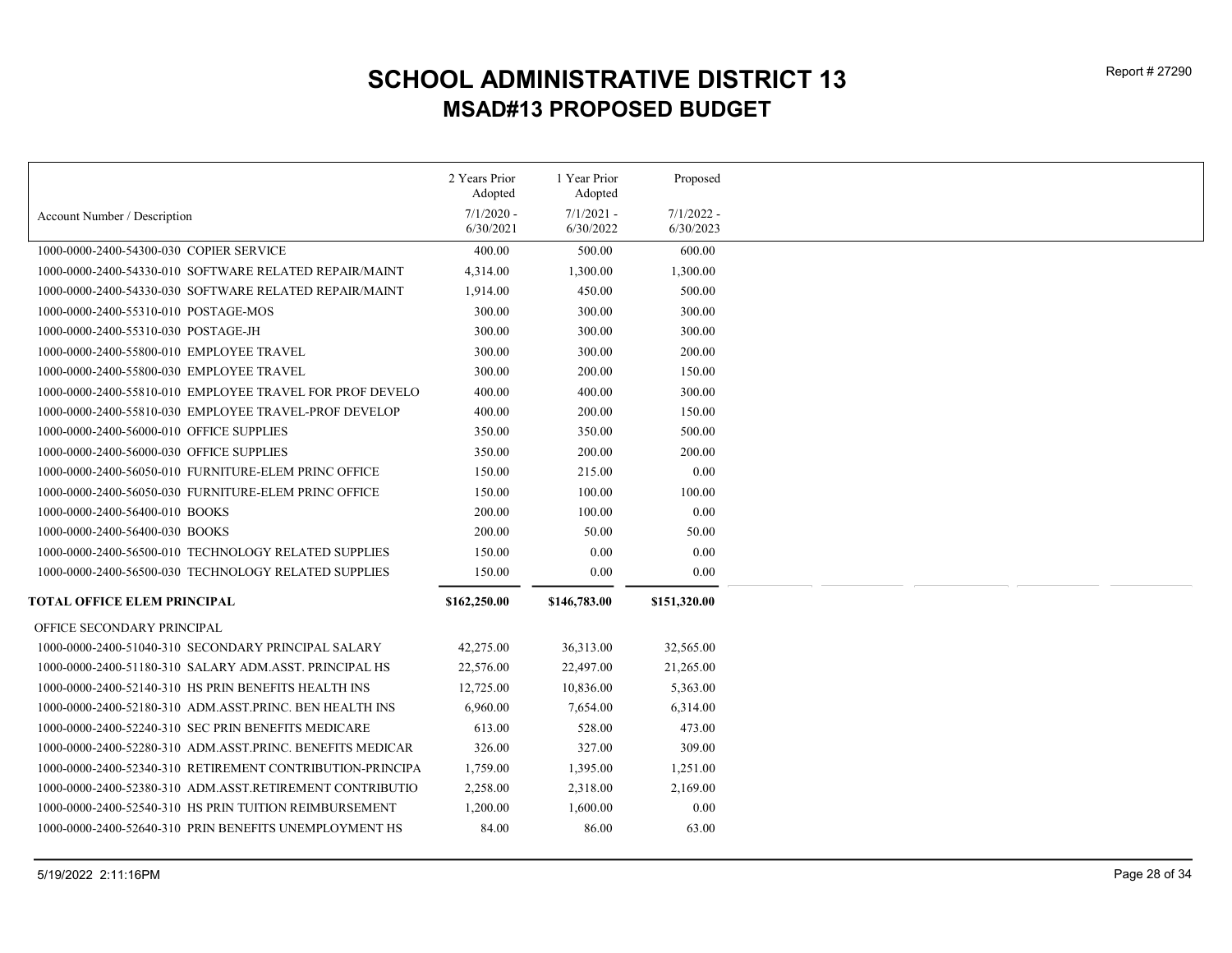# SCHOOL ADMINISTRATIVE DISTRICT 13

## MSAD#13 PROPOSED BUDGET

| Account Number / Description | 2 Years Prior Adopted 7/1/2020 - 6/30/2021 | 1 Year Prior Adopted 7/1/2021 - 6/30/2022 | Proposed 7/1/2022 - 6/30/2023 |
|---|---|---|---|
| 1000-0000-2400-54300-030 COPIER SERVICE | 400.00 | 500.00 | 600.00 |
| 1000-0000-2400-54330-010 SOFTWARE RELATED REPAIR/MAINT | 4,314.00 | 1,300.00 | 1,300.00 |
| 1000-0000-2400-54330-030 SOFTWARE RELATED REPAIR/MAINT | 1,914.00 | 450.00 | 500.00 |
| 1000-0000-2400-55310-010 POSTAGE-MOS | 300.00 | 300.00 | 300.00 |
| 1000-0000-2400-55310-030 POSTAGE-JH | 300.00 | 300.00 | 300.00 |
| 1000-0000-2400-55800-010 EMPLOYEE TRAVEL | 300.00 | 300.00 | 200.00 |
| 1000-0000-2400-55800-030 EMPLOYEE TRAVEL | 300.00 | 200.00 | 150.00 |
| 1000-0000-2400-55810-010 EMPLOYEE TRAVEL FOR PROF DEVELO | 400.00 | 400.00 | 300.00 |
| 1000-0000-2400-55810-030 EMPLOYEE TRAVEL-PROF DEVELOP | 400.00 | 200.00 | 150.00 |
| 1000-0000-2400-56000-010 OFFICE SUPPLIES | 350.00 | 350.00 | 500.00 |
| 1000-0000-2400-56000-030 OFFICE SUPPLIES | 350.00 | 200.00 | 200.00 |
| 1000-0000-2400-56050-010 FURNITURE-ELEM PRINC OFFICE | 150.00 | 215.00 | 0.00 |
| 1000-0000-2400-56050-030 FURNITURE-ELEM PRINC OFFICE | 150.00 | 100.00 | 100.00 |
| 1000-0000-2400-56400-010 BOOKS | 200.00 | 100.00 | 0.00 |
| 1000-0000-2400-56400-030 BOOKS | 200.00 | 50.00 | 50.00 |
| 1000-0000-2400-56500-010 TECHNOLOGY RELATED SUPPLIES | 150.00 | 0.00 | 0.00 |
| 1000-0000-2400-56500-030 TECHNOLOGY RELATED SUPPLIES | 150.00 | 0.00 | 0.00 |
| **TOTAL OFFICE ELEM PRINCIPAL** | **$162,250.00** | **$146,783.00** | **$151,320.00** |
| OFFICE SECONDARY PRINCIPAL | | | |
| 1000-0000-2400-51040-310 SECONDARY PRINCIPAL SALARY | 42,275.00 | 36,313.00 | 32,565.00 |
| 1000-0000-2400-51180-310 SALARY ADM.ASST. PRINCIPAL HS | 22,576.00 | 22,497.00 | 21,265.00 |
| 1000-0000-2400-52140-310 HS PRIN BENEFITS HEALTH INS | 12,725.00 | 10,836.00 | 5,363.00 |
| 1000-0000-2400-52180-310 ADM.ASST.PRINC. BEN HEALTH INS | 6,960.00 | 7,654.00 | 6,314.00 |
| 1000-0000-2400-52240-310 SEC PRIN BENEFITS MEDICARE | 613.00 | 528.00 | 473.00 |
| 1000-0000-2400-52280-310 ADM.ASST.PRINC. BENEFITS MEDICAR | 326.00 | 327.00 | 309.00 |
| 1000-0000-2400-52340-310 RETIREMENT CONTRIBUTION-PRINCIPA | 1,759.00 | 1,395.00 | 1,251.00 |
| 1000-0000-2400-52380-310 ADM.ASST.RETIREMENT CONTRIBUTIO | 2,258.00 | 2,318.00 | 2,169.00 |
| 1000-0000-2400-52540-310 HS PRIN TUITION REIMBURSEMENT | 1,200.00 | 1,600.00 | 0.00 |
| 1000-0000-2400-52640-310 PRIN BENEFITS UNEMPLOYMENT HS | 84.00 | 86.00 | 63.00 |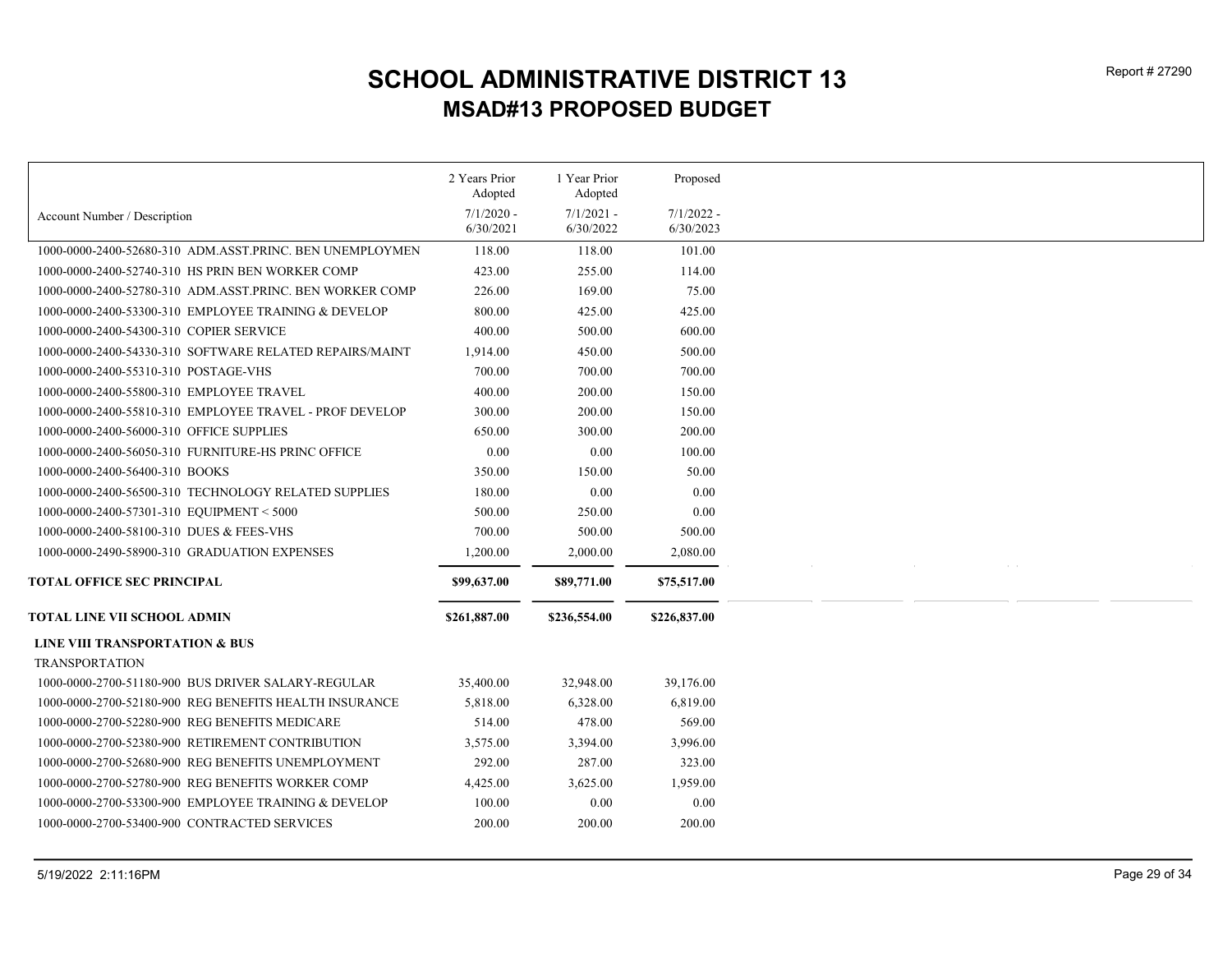# SCHOOL ADMINISTRATIVE DISTRICT 13

## MSAD#13 PROPOSED BUDGET

| Account Number / Description | 2 Years Prior Adopted 7/1/2020 - 6/30/2021 | 1 Year Prior Adopted 7/1/2021 - 6/30/2022 | Proposed 7/1/2022 - 6/30/2023 |
|---|---|---|---|
| 1000-0000-2400-52680-310 ADM.ASST.PRINC. BEN UNEMPLOYMEN | 118.00 | 118.00 | 101.00 |
| 1000-0000-2400-52740-310 HS PRIN BEN WORKER COMP | 423.00 | 255.00 | 114.00 |
| 1000-0000-2400-52780-310 ADM.ASST.PRINC. BEN WORKER COMP | 226.00 | 169.00 | 75.00 |
| 1000-0000-2400-53300-310 EMPLOYEE TRAINING & DEVELOP | 800.00 | 425.00 | 425.00 |
| 1000-0000-2400-54300-310 COPIER SERVICE | 400.00 | 500.00 | 600.00 |
| 1000-0000-2400-54330-310 SOFTWARE RELATED REPAIRS/MAINT | 1,914.00 | 450.00 | 500.00 |
| 1000-0000-2400-55310-310 POSTAGE-VHS | 700.00 | 700.00 | 700.00 |
| 1000-0000-2400-55800-310 EMPLOYEE TRAVEL | 400.00 | 200.00 | 150.00 |
| 1000-0000-2400-55810-310 EMPLOYEE TRAVEL - PROF DEVELOP | 300.00 | 200.00 | 150.00 |
| 1000-0000-2400-56000-310 OFFICE SUPPLIES | 650.00 | 300.00 | 200.00 |
| 1000-0000-2400-56050-310 FURNITURE-HS PRINC OFFICE | 0.00 | 0.00 | 100.00 |
| 1000-0000-2400-56400-310 BOOKS | 350.00 | 150.00 | 50.00 |
| 1000-0000-2400-56500-310 TECHNOLOGY RELATED SUPPLIES | 180.00 | 0.00 | 0.00 |
| 1000-0000-2400-57301-310 EQUIPMENT < 5000 | 500.00 | 250.00 | 0.00 |
| 1000-0000-2400-58100-310 DUES & FEES-VHS | 700.00 | 500.00 | 500.00 |
| 1000-0000-2490-58900-310 GRADUATION EXPENSES | 1,200.00 | 2,000.00 | 2,080.00 |
| **TOTAL OFFICE SEC PRINCIPAL** | **$99,637.00** | **$89,771.00** | **$75,517.00** |
| **TOTAL LINE VII SCHOOL ADMIN** | **$261,887.00** | **$236,554.00** | **$226,837.00** |
| **LINE VIII TRANSPORTATION & BUS** | | | |
| TRANSPORTATION | | | |
| 1000-0000-2700-51180-900 BUS DRIVER SALARY-REGULAR | 35,400.00 | 32,948.00 | 39,176.00 |
| 1000-0000-2700-52180-900 REG BENEFITS HEALTH INSURANCE | 5,818.00 | 6,328.00 | 6,819.00 |
| 1000-0000-2700-52280-900 REG BENEFITS MEDICARE | 514.00 | 478.00 | 569.00 |
| 1000-0000-2700-52380-900 RETIREMENT CONTRIBUTION | 3,575.00 | 3,394.00 | 3,996.00 |
| 1000-0000-2700-52680-900 REG BENEFITS UNEMPLOYMENT | 292.00 | 287.00 | 323.00 |
| 1000-0000-2700-52780-900 REG BENEFITS WORKER COMP | 4,425.00 | 3,625.00 | 1,959.00 |
| 1000-0000-2700-53300-900 EMPLOYEE TRAINING & DEVELOP | 100.00 | 0.00 | 0.00 |
| 1000-0000-2700-53400-900 CONTRACTED SERVICES | 200.00 | 200.00 | 200.00 |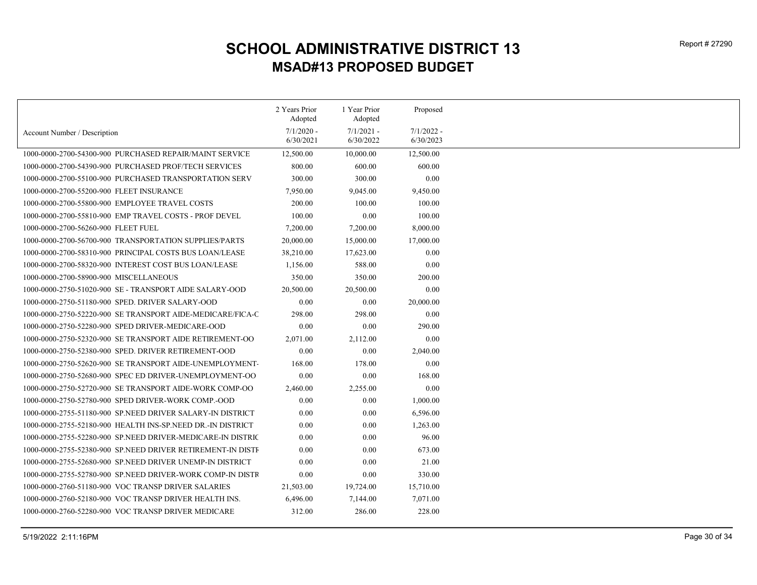# SCHOOL ADMINISTRATIVE DISTRICT 13

## MSAD#13 PROPOSED BUDGET

Report # 27290

| Account Number / Description | 2 Years Prior Adopted 7/1/2020 - 6/30/2021 | 1 Year Prior Adopted 7/1/2021 - 6/30/2022 | Proposed 7/1/2022 - 6/30/2023 |
|---|---|---|---|
| 1000-0000-2700-54300-900 PURCHASED REPAIR/MAINT SERVICE | 12,500.00 | 10,000.00 | 12,500.00 |
| 1000-0000-2700-54390-900 PURCHASED PROF/TECH SERVICES | 800.00 | 600.00 | 600.00 |
| 1000-0000-2700-55100-900 PURCHASED TRANSPORTATION SERV | 300.00 | 300.00 | 0.00 |
| 1000-0000-2700-55200-900 FLEET INSURANCE | 7,950.00 | 9,045.00 | 9,450.00 |
| 1000-0000-2700-55800-900 EMPLOYEE TRAVEL COSTS | 200.00 | 100.00 | 100.00 |
| 1000-0000-2700-55810-900 EMP TRAVEL COSTS - PROF DEVEL | 100.00 | 0.00 | 100.00 |
| 1000-0000-2700-56260-900 FLEET FUEL | 7,200.00 | 7,200.00 | 8,000.00 |
| 1000-0000-2700-56700-900 TRANSPORTATION SUPPLIES/PARTS | 20,000.00 | 15,000.00 | 17,000.00 |
| 1000-0000-2700-58310-900 PRINCIPAL COSTS BUS LOAN/LEASE | 38,210.00 | 17,623.00 | 0.00 |
| 1000-0000-2700-58320-900 INTEREST COST BUS LOAN/LEASE | 1,156.00 | 588.00 | 0.00 |
| 1000-0000-2700-58900-900 MISCELLANEOUS | 350.00 | 350.00 | 200.00 |
| 1000-0000-2750-51020-900 SE - TRANSPORT AIDE SALARY-OOD | 20,500.00 | 20,500.00 | 0.00 |
| 1000-0000-2750-51180-900 SPED. DRIVER SALARY-OOD | 0.00 | 0.00 | 20,000.00 |
| 1000-0000-2750-52220-900 SE TRANSPORT AIDE-MEDICARE/FICA-C | 298.00 | 298.00 | 0.00 |
| 1000-0000-2750-52280-900 SPED DRIVER-MEDICARE-OOD | 0.00 | 0.00 | 290.00 |
| 1000-0000-2750-52320-900 SE TRANSPORT AIDE RETIREMENT-OO | 2,071.00 | 2,112.00 | 0.00 |
| 1000-0000-2750-52380-900 SPED. DRIVER RETIREMENT-OOD | 0.00 | 0.00 | 2,040.00 |
| 1000-0000-2750-52620-900 SE TRANSPORT AIDE-UNEMPLOYMENT- | 168.00 | 178.00 | 0.00 |
| 1000-0000-2750-52680-900 SPEC ED DRIVER-UNEMPLOYMENT-OO | 0.00 | 0.00 | 168.00 |
| 1000-0000-2750-52720-900 SE TRANSPORT AIDE-WORK COMP-OO | 2,460.00 | 2,255.00 | 0.00 |
| 1000-0000-2750-52780-900 SPED DRIVER-WORK COMP.-OOD | 0.00 | 0.00 | 1,000.00 |
| 1000-0000-2755-51180-900 SP.NEED DRIVER SALARY-IN DISTRICT | 0.00 | 0.00 | 6,596.00 |
| 1000-0000-2755-52180-900 HEALTH INS-SP.NEED DR.-IN DISTRICT | 0.00 | 0.00 | 1,263.00 |
| 1000-0000-2755-52280-900 SP.NEED DRIVER-MEDICARE-IN DISTRIC | 0.00 | 0.00 | 96.00 |
| 1000-0000-2755-52380-900 SP.NEED DRIVER RETIREMENT-IN DISTR | 0.00 | 0.00 | 673.00 |
| 1000-0000-2755-52680-900 SP.NEED DRIVER UNEMP-IN DISTRICT | 0.00 | 0.00 | 21.00 |
| 1000-0000-2755-52780-900 SP.NEED DRIVER-WORK COMP-IN DISTR | 0.00 | 0.00 | 330.00 |
| 1000-0000-2760-51180-900 VOC TRANSP DRIVER SALARIES | 21,503.00 | 19,724.00 | 15,710.00 |
| 1000-0000-2760-52180-900 VOC TRANSP DRIVER HEALTH INS. | 6,496.00 | 7,144.00 | 7,071.00 |
| 1000-0000-2760-52280-900 VOC TRANSP DRIVER MEDICARE | 312.00 | 286.00 | 228.00 |

5/19/2022 2:11:16PM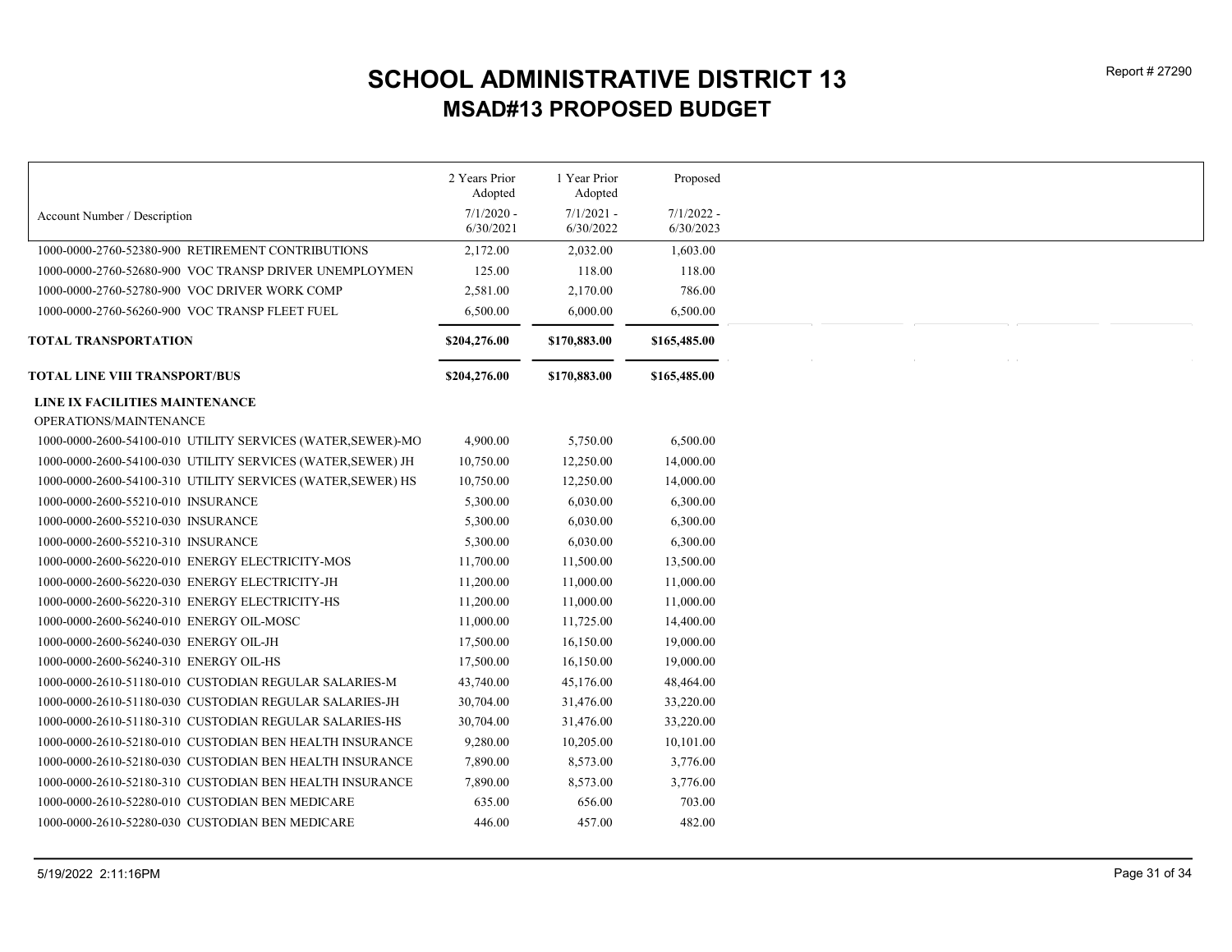# SCHOOL ADMINISTRATIVE DISTRICT 13

## MSAD#13 PROPOSED BUDGET

| Account Number / Description | 2 Years Prior Adopted 7/1/2020 - 6/30/2021 | 1 Year Prior Adopted 7/1/2021 - 6/30/2022 | Proposed 7/1/2022 - 6/30/2023 |
|---|---|---|---|
| 1000-0000-2760-52380-900 RETIREMENT CONTRIBUTIONS | 2,172.00 | 2,032.00 | 1,603.00 |
| 1000-0000-2760-52680-900 VOC TRANSP DRIVER UNEMPLOYMEN | 125.00 | 118.00 | 118.00 |
| 1000-0000-2760-52780-900 VOC DRIVER WORK COMP | 2,581.00 | 2,170.00 | 786.00 |
| 1000-0000-2760-56260-900 VOC TRANSP FLEET FUEL | 6,500.00 | 6,000.00 | 6,500.00 |
| **TOTAL TRANSPORTATION** | **$204,276.00** | **$170,883.00** | **$165,485.00** |
| **TOTAL LINE VIII TRANSPORT/BUS** | **$204,276.00** | **$170,883.00** | **$165,485.00** |
| **LINE IX FACILITIES MAINTENANCE** | | | |
| OPERATIONS/MAINTENANCE | | | |
| 1000-0000-2600-54100-010 UTILITY SERVICES (WATER,SEWER)-MO | 4,900.00 | 5,750.00 | 6,500.00 |
| 1000-0000-2600-54100-030 UTILITY SERVICES (WATER,SEWER) JH | 10,750.00 | 12,250.00 | 14,000.00 |
| 1000-0000-2600-54100-310 UTILITY SERVICES (WATER,SEWER) HS | 10,750.00 | 12,250.00 | 14,000.00 |
| 1000-0000-2600-55210-010 INSURANCE | 5,300.00 | 6,030.00 | 6,300.00 |
| 1000-0000-2600-55210-030 INSURANCE | 5,300.00 | 6,030.00 | 6,300.00 |
| 1000-0000-2600-55210-310 INSURANCE | 5,300.00 | 6,030.00 | 6,300.00 |
| 1000-0000-2600-56220-010 ENERGY ELECTRICITY-MOS | 11,700.00 | 11,500.00 | 13,500.00 |
| 1000-0000-2600-56220-030 ENERGY ELECTRICITY-JH | 11,200.00 | 11,000.00 | 11,000.00 |
| 1000-0000-2600-56220-310 ENERGY ELECTRICITY-HS | 11,200.00 | 11,000.00 | 11,000.00 |
| 1000-0000-2600-56240-010 ENERGY OIL-MOSC | 11,000.00 | 11,725.00 | 14,400.00 |
| 1000-0000-2600-56240-030 ENERGY OIL-JH | 17,500.00 | 16,150.00 | 19,000.00 |
| 1000-0000-2600-56240-310 ENERGY OIL-HS | 17,500.00 | 16,150.00 | 19,000.00 |
| 1000-0000-2610-51180-010 CUSTODIAN REGULAR SALARIES-M | 43,740.00 | 45,176.00 | 48,464.00 |
| 1000-0000-2610-51180-030 CUSTODIAN REGULAR SALARIES-JH | 30,704.00 | 31,476.00 | 33,220.00 |
| 1000-0000-2610-51180-310 CUSTODIAN REGULAR SALARIES-HS | 30,704.00 | 31,476.00 | 33,220.00 |
| 1000-0000-2610-52180-010 CUSTODIAN BEN HEALTH INSURANCE | 9,280.00 | 10,205.00 | 10,101.00 |
| 1000-0000-2610-52180-030 CUSTODIAN BEN HEALTH INSURANCE | 7,890.00 | 8,573.00 | 3,776.00 |
| 1000-0000-2610-52180-310 CUSTODIAN BEN HEALTH INSURANCE | 7,890.00 | 8,573.00 | 3,776.00 |
| 1000-0000-2610-52280-010 CUSTODIAN BEN MEDICARE | 635.00 | 656.00 | 703.00 |
| 1000-0000-2610-52280-030 CUSTODIAN BEN MEDICARE | 446.00 | 457.00 | 482.00 |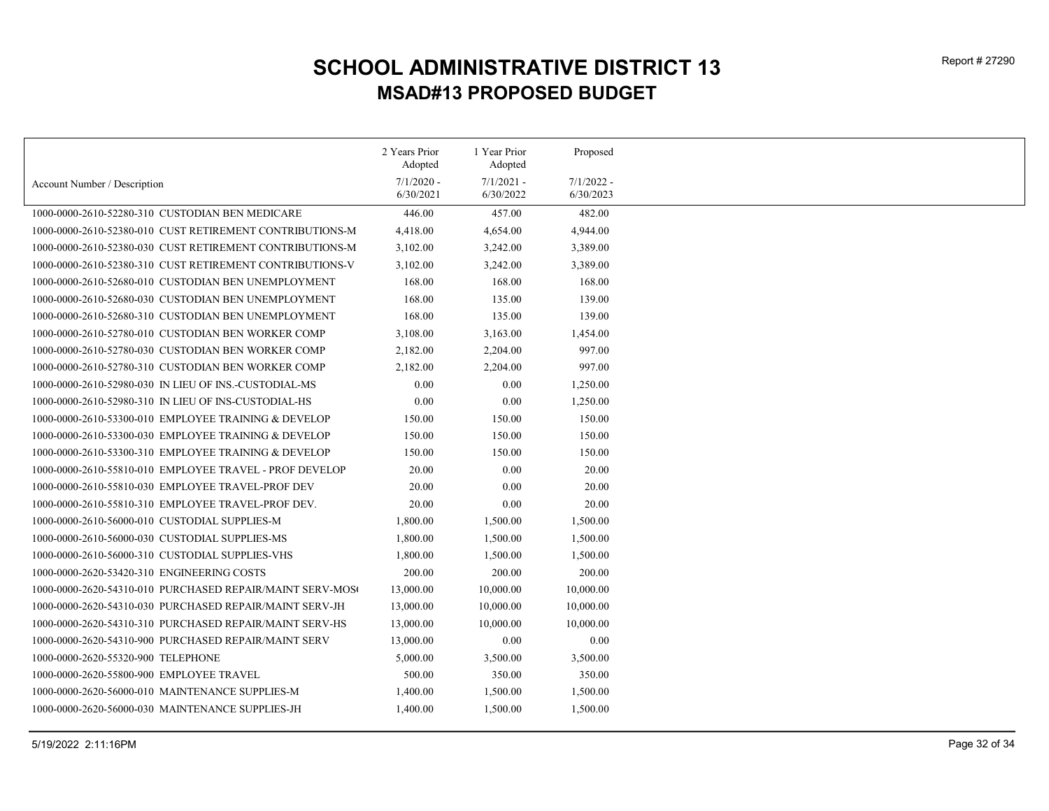# SCHOOL ADMINISTRATIVE DISTRICT 13

## MSAD#13 PROPOSED BUDGET

Report # 27290

| Account Number / Description | 2 Years Prior Adopted 7/1/2020 - 6/30/2021 | 1 Year Prior Adopted 7/1/2021 - 6/30/2022 | Proposed 7/1/2022 - 6/30/2023 |
|---|---|---|---|
| 1000-0000-2610-52280-310 CUSTODIAN BEN MEDICARE | 446.00 | 457.00 | 482.00 |
| 1000-0000-2610-52380-010 CUST RETIREMENT CONTRIBUTIONS-M | 4,418.00 | 4,654.00 | 4,944.00 |
| 1000-0000-2610-52380-030 CUST RETIREMENT CONTRIBUTIONS-M | 3,102.00 | 3,242.00 | 3,389.00 |
| 1000-0000-2610-52380-310 CUST RETIREMENT CONTRIBUTIONS-V | 3,102.00 | 3,242.00 | 3,389.00 |
| 1000-0000-2610-52680-010 CUSTODIAN BEN UNEMPLOYMENT | 168.00 | 168.00 | 168.00 |
| 1000-0000-2610-52680-030 CUSTODIAN BEN UNEMPLOYMENT | 168.00 | 135.00 | 139.00 |
| 1000-0000-2610-52680-310 CUSTODIAN BEN UNEMPLOYMENT | 168.00 | 135.00 | 139.00 |
| 1000-0000-2610-52780-010 CUSTODIAN BEN WORKER COMP | 3,108.00 | 3,163.00 | 1,454.00 |
| 1000-0000-2610-52780-030 CUSTODIAN BEN WORKER COMP | 2,182.00 | 2,204.00 | 997.00 |
| 1000-0000-2610-52780-310 CUSTODIAN BEN WORKER COMP | 2,182.00 | 2,204.00 | 997.00 |
| 1000-0000-2610-52980-030 IN LIEU OF INS.-CUSTODIAL-MS | 0.00 | 0.00 | 1,250.00 |
| 1000-0000-2610-52980-310 IN LIEU OF INS-CUSTODIAL-HS | 0.00 | 0.00 | 1,250.00 |
| 1000-0000-2610-53300-010 EMPLOYEE TRAINING & DEVELOP | 150.00 | 150.00 | 150.00 |
| 1000-0000-2610-53300-030 EMPLOYEE TRAINING & DEVELOP | 150.00 | 150.00 | 150.00 |
| 1000-0000-2610-53300-310 EMPLOYEE TRAINING & DEVELOP | 150.00 | 150.00 | 150.00 |
| 1000-0000-2610-55810-010 EMPLOYEE TRAVEL - PROF DEVELOP | 20.00 | 0.00 | 20.00 |
| 1000-0000-2610-55810-030 EMPLOYEE TRAVEL-PROF DEV | 20.00 | 0.00 | 20.00 |
| 1000-0000-2610-55810-310 EMPLOYEE TRAVEL-PROF DEV. | 20.00 | 0.00 | 20.00 |
| 1000-0000-2610-56000-010 CUSTODIAL SUPPLIES-M | 1,800.00 | 1,500.00 | 1,500.00 |
| 1000-0000-2610-56000-030 CUSTODIAL SUPPLIES-MS | 1,800.00 | 1,500.00 | 1,500.00 |
| 1000-0000-2610-56000-310 CUSTODIAL SUPPLIES-VHS | 1,800.00 | 1,500.00 | 1,500.00 |
| 1000-0000-2620-53420-310 ENGINEERING COSTS | 200.00 | 200.00 | 200.00 |
| 1000-0000-2620-54310-010 PURCHASED REPAIR/MAINT SERV-MOS( | 13,000.00 | 10,000.00 | 10,000.00 |
| 1000-0000-2620-54310-030 PURCHASED REPAIR/MAINT SERV-JH | 13,000.00 | 10,000.00 | 10,000.00 |
| 1000-0000-2620-54310-310 PURCHASED REPAIR/MAINT SERV-HS | 13,000.00 | 10,000.00 | 10,000.00 |
| 1000-0000-2620-54310-900 PURCHASED REPAIR/MAINT SERV | 13,000.00 | 0.00 | 0.00 |
| 1000-0000-2620-55320-900 TELEPHONE | 5,000.00 | 3,500.00 | 3,500.00 |
| 1000-0000-2620-55800-900 EMPLOYEE TRAVEL | 500.00 | 350.00 | 350.00 |
| 1000-0000-2620-56000-010 MAINTENANCE SUPPLIES-M | 1,400.00 | 1,500.00 | 1,500.00 |
| 1000-0000-2620-56000-030 MAINTENANCE SUPPLIES-JH | 1,400.00 | 1,500.00 | 1,500.00 |

5/19/2022 2:11:16PM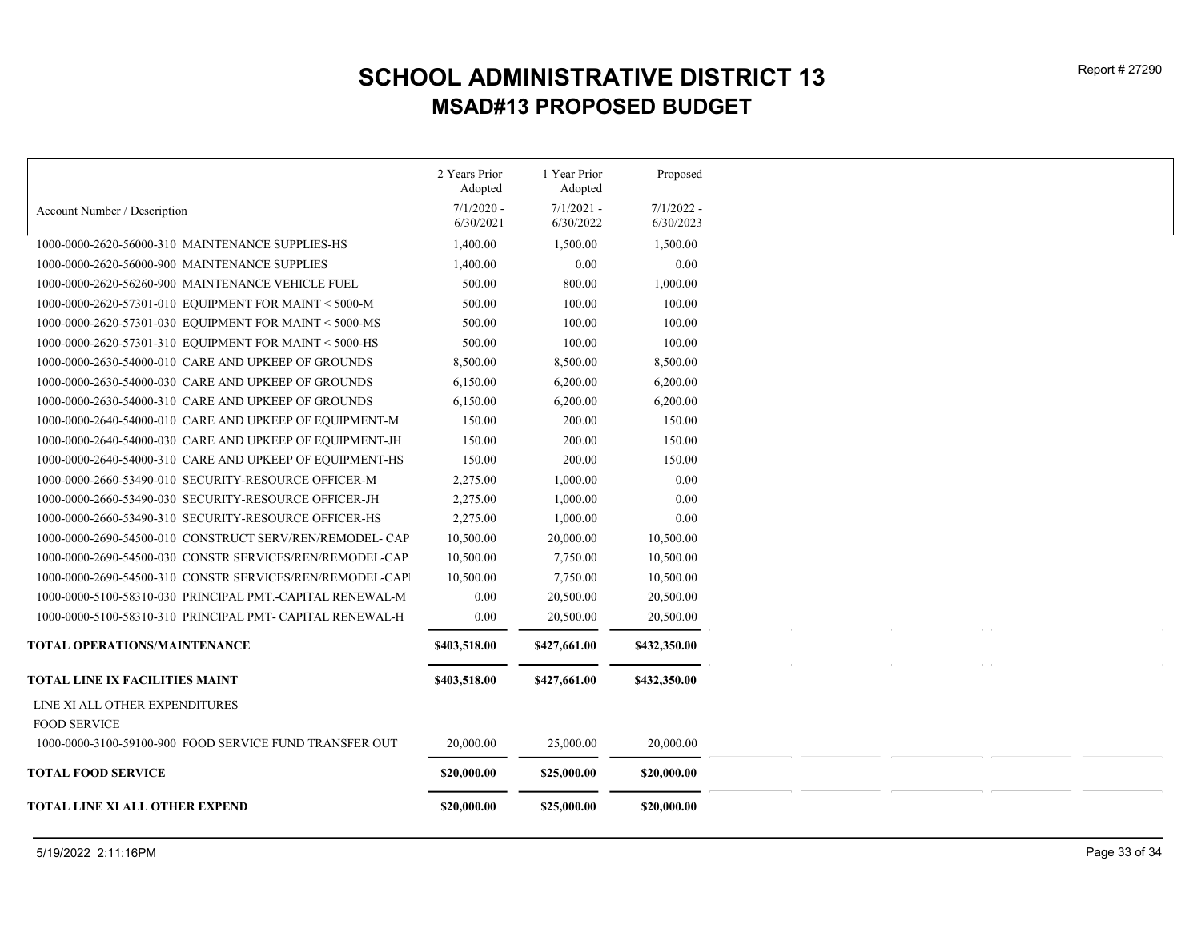# SCHOOL ADMINISTRATIVE DISTRICT 13

## MSAD#13 PROPOSED BUDGET

| Account Number / Description | 2 Years Prior Adopted 7/1/2020 - 6/30/2021 | 1 Year Prior Adopted 7/1/2021 - 6/30/2022 | Proposed 7/1/2022 - 6/30/2023 |
|---|---|---|---|
| 1000-0000-2620-56000-310 MAINTENANCE SUPPLIES-HS | 1,400.00 | 1,500.00 | 1,500.00 |
| 1000-0000-2620-56000-900 MAINTENANCE SUPPLIES | 1,400.00 | 0.00 | 0.00 |
| 1000-0000-2620-56260-900 MAINTENANCE VEHICLE FUEL | 500.00 | 800.00 | 1,000.00 |
| 1000-0000-2620-57301-010 EQUIPMENT FOR MAINT < 5000-M | 500.00 | 100.00 | 100.00 |
| 1000-0000-2620-57301-030 EQUIPMENT FOR MAINT < 5000-MS | 500.00 | 100.00 | 100.00 |
| 1000-0000-2620-57301-310 EQUIPMENT FOR MAINT < 5000-HS | 500.00 | 100.00 | 100.00 |
| 1000-0000-2630-54000-010 CARE AND UPKEEP OF GROUNDS | 8,500.00 | 8,500.00 | 8,500.00 |
| 1000-0000-2630-54000-030 CARE AND UPKEEP OF GROUNDS | 6,150.00 | 6,200.00 | 6,200.00 |
| 1000-0000-2630-54000-310 CARE AND UPKEEP OF GROUNDS | 6,150.00 | 6,200.00 | 6,200.00 |
| 1000-0000-2640-54000-010 CARE AND UPKEEP OF EQUIPMENT-M | 150.00 | 200.00 | 150.00 |
| 1000-0000-2640-54000-030 CARE AND UPKEEP OF EQUIPMENT-JH | 150.00 | 200.00 | 150.00 |
| 1000-0000-2640-54000-310 CARE AND UPKEEP OF EQUIPMENT-HS | 150.00 | 200.00 | 150.00 |
| 1000-0000-2660-53490-010 SECURITY-RESOURCE OFFICER-M | 2,275.00 | 1,000.00 | 0.00 |
| 1000-0000-2660-53490-030 SECURITY-RESOURCE OFFICER-JH | 2,275.00 | 1,000.00 | 0.00 |
| 1000-0000-2660-53490-310 SECURITY-RESOURCE OFFICER-HS | 2,275.00 | 1,000.00 | 0.00 |
| 1000-0000-2690-54500-010 CONSTRUCT SERV/REN/REMODEL- CAP | 10,500.00 | 20,000.00 | 10,500.00 |
| 1000-0000-2690-54500-030 CONSTR SERVICES/REN/REMODEL-CAP | 10,500.00 | 7,750.00 | 10,500.00 |
| 1000-0000-2690-54500-310 CONSTR SERVICES/REN/REMODEL-CAPI | 10,500.00 | 7,750.00 | 10,500.00 |
| 1000-0000-5100-58310-030 PRINCIPAL PMT.-CAPITAL RENEWAL-M | 0.00 | 20,500.00 | 20,500.00 |
| 1000-0000-5100-58310-310 PRINCIPAL PMT- CAPITAL RENEWAL-H | 0.00 | 20,500.00 | 20,500.00 |
| **TOTAL OPERATIONS/MAINTENANCE** | **$403,518.00** | **$427,661.00** | **$432,350.00** |
| **TOTAL LINE IX FACILITIES MAINT** | **$403,518.00** | **$427,661.00** | **$432,350.00** |
| LINE XI ALL OTHER EXPENDITURES | | | |
| FOOD SERVICE | | | |
| 1000-0000-3100-59100-900 FOOD SERVICE FUND TRANSFER OUT | 20,000.00 | 25,000.00 | 20,000.00 |
| **TOTAL FOOD SERVICE** | **$20,000.00** | **$25,000.00** | **$20,000.00** |
| **TOTAL LINE XI ALL OTHER EXPEND** | **$20,000.00** | **$25,000.00** | **$20,000.00** |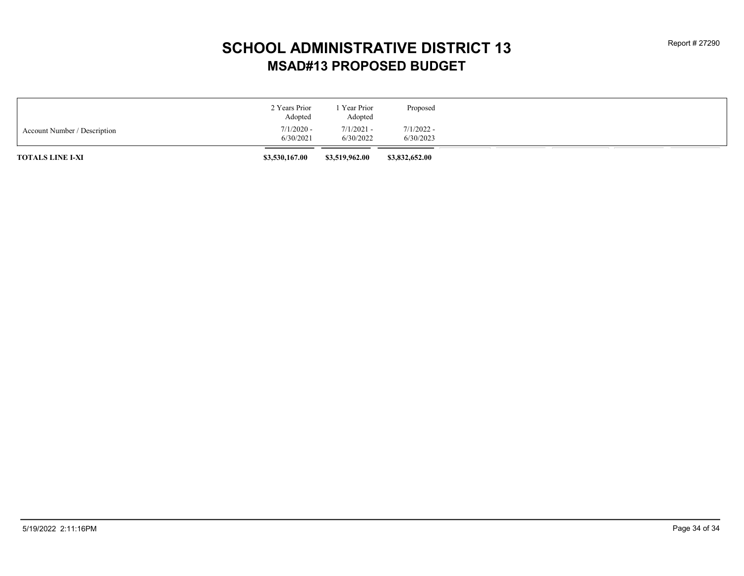# SCHOOL ADMINISTRATIVE DISTRICT 13

## MSAD#13 PROPOSED BUDGET

Report # 27290

| Account Number / Description | 2 Years Prior Adopted 7/1/2020 - 6/30/2021 | 1 Year Prior Adopted 7/1/2021 - 6/30/2022 | Proposed 7/1/2022 - 6/30/2023 |
|---|---|---|---|
| **TOTALS LINE I-XI** | **$3,530,167.00** | **$3,519,962.00** | **$3,832,652.00** |

5/19/2022 2:11:16PM